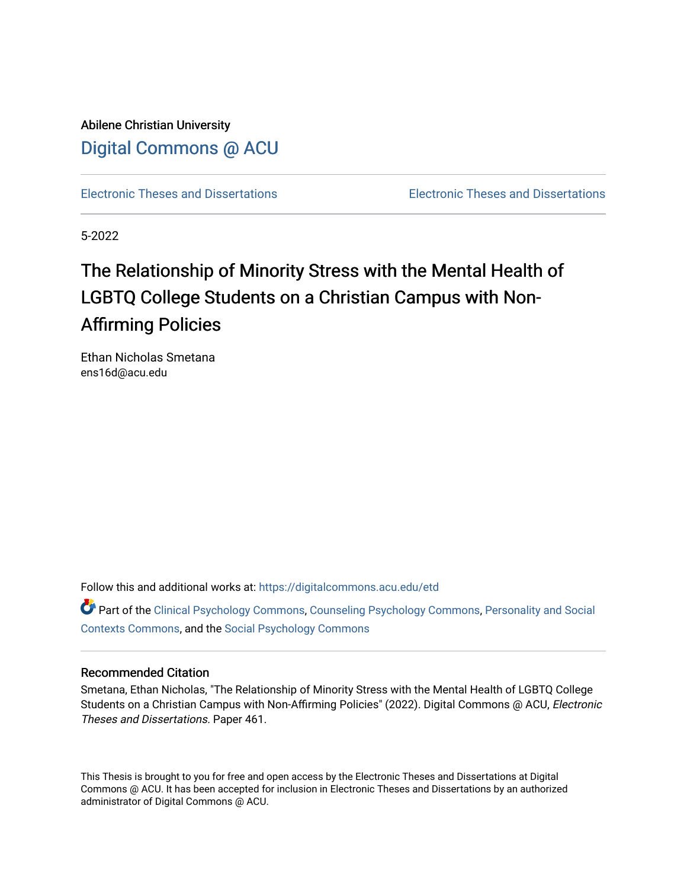Abilene Christian University

# Digital Commons @ ACU

Electronic Theses and Dissertations | Electronic Theses and Dissertations

5-2022

# The Relationship of Minority Stress with the Mental Health of LGBTQ College Students on a Christian Campus with Non-Affirming Policies

Ethan Nicholas Smetana
ens16d@acu.edu

Follow this and additional works at: https://digitalcommons.acu.edu/etd

Part of the Clinical Psychology Commons, Counseling Psychology Commons, Personality and Social Contexts Commons, and the Social Psychology Commons

## Recommended Citation

Smetana, Ethan Nicholas, "The Relationship of Minority Stress with the Mental Health of LGBTQ College Students on a Christian Campus with Non-Affirming Policies" (2022). Digital Commons @ ACU, *Electronic Theses and Dissertations.* Paper 461.

This Thesis is brought to you for free and open access by the Electronic Theses and Dissertations at Digital Commons @ ACU. It has been accepted for inclusion in Electronic Theses and Dissertations by an authorized administrator of Digital Commons @ ACU.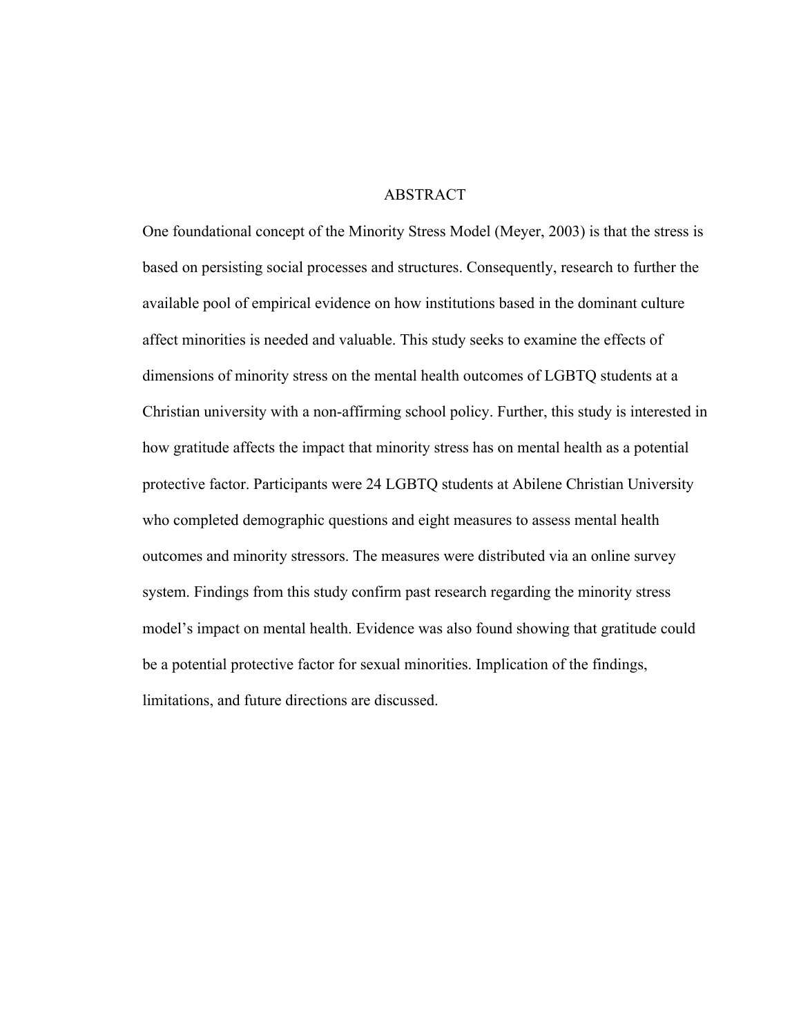# ABSTRACT

One foundational concept of the Minority Stress Model (Meyer, 2003) is that the stress is based on persisting social processes and structures. Consequently, research to further the available pool of empirical evidence on how institutions based in the dominant culture affect minorities is needed and valuable. This study seeks to examine the effects of dimensions of minority stress on the mental health outcomes of LGBTQ students at a Christian university with a non-affirming school policy. Further, this study is interested in how gratitude affects the impact that minority stress has on mental health as a potential protective factor. Participants were 24 LGBTQ students at Abilene Christian University who completed demographic questions and eight measures to assess mental health outcomes and minority stressors. The measures were distributed via an online survey system. Findings from this study confirm past research regarding the minority stress model's impact on mental health. Evidence was also found showing that gratitude could be a potential protective factor for sexual minorities. Implication of the findings, limitations, and future directions are discussed.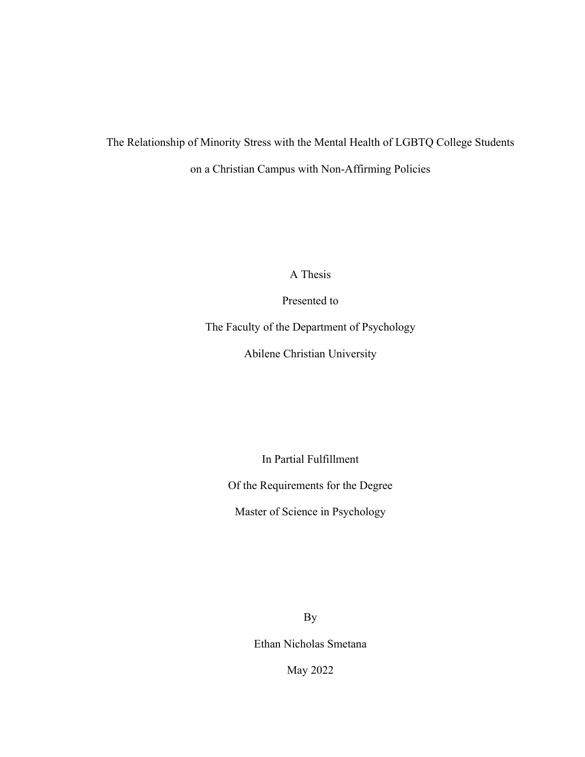# The Relationship of Minority Stress with the Mental Health of LGBTQ College Students on a Christian Campus with Non-Affirming Policies

A Thesis

Presented to

The Faculty of the Department of Psychology

Abilene Christian University

In Partial Fulfillment

Of the Requirements for the Degree

Master of Science in Psychology

By

Ethan Nicholas Smetana

May 2022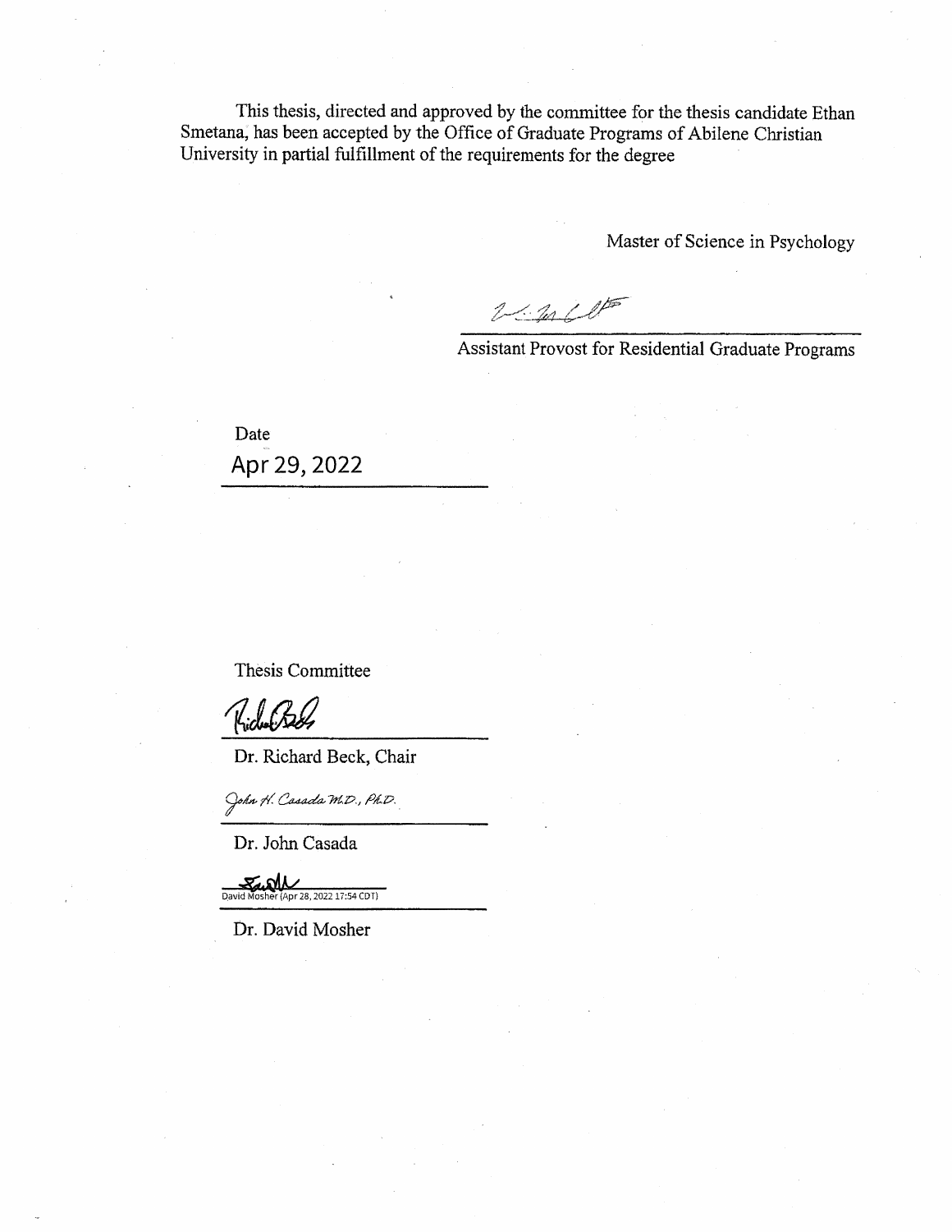This thesis, directed and approved by the committee for the thesis candidate Ethan Smetana, has been accepted by the Office of Graduate Programs of Abilene Christian University in partial fulfillment of the requirements for the degree

Master of Science in Psychology

Assistant Provost for Residential Graduate Programs

Date

Apr 29, 2022

Thesis Committee

Dr. Richard Beck, Chair

John H. Casada M.D., Ph.D.

Dr. John Casada

David Mosher (Apr 28, 2022 17:54 CDT)

Dr. David Mosher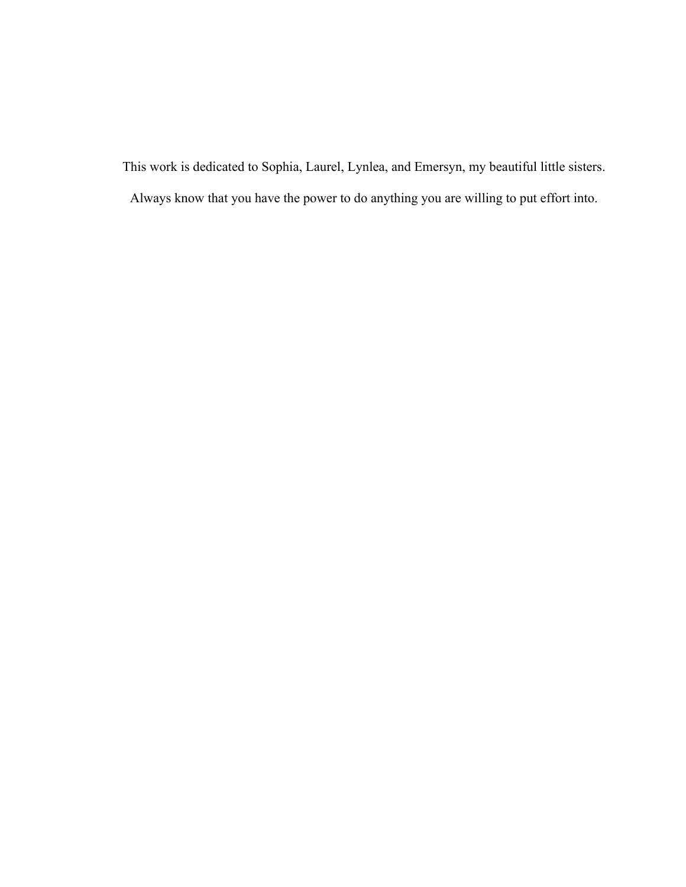This work is dedicated to Sophia, Laurel, Lynlea, and Emersyn, my beautiful little sisters.

Always know that you have the power to do anything you are willing to put effort into.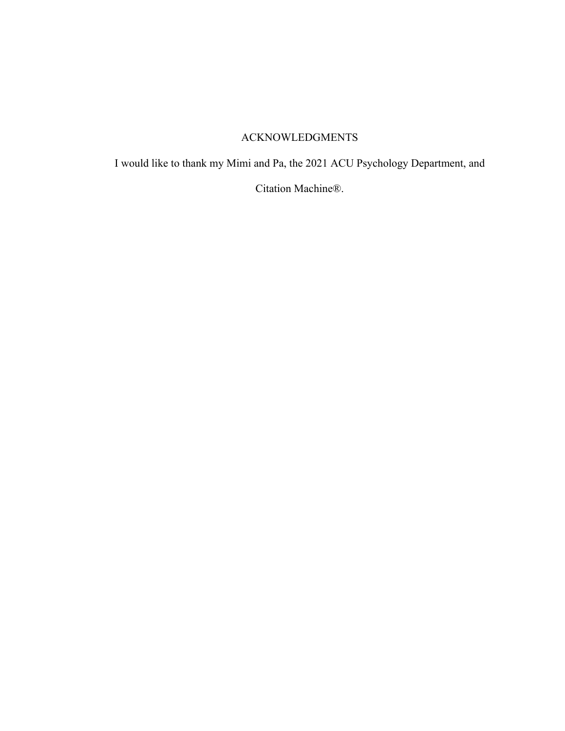# ACKNOWLEDGMENTS

I would like to thank my Mimi and Pa, the 2021 ACU Psychology Department, and Citation Machine®.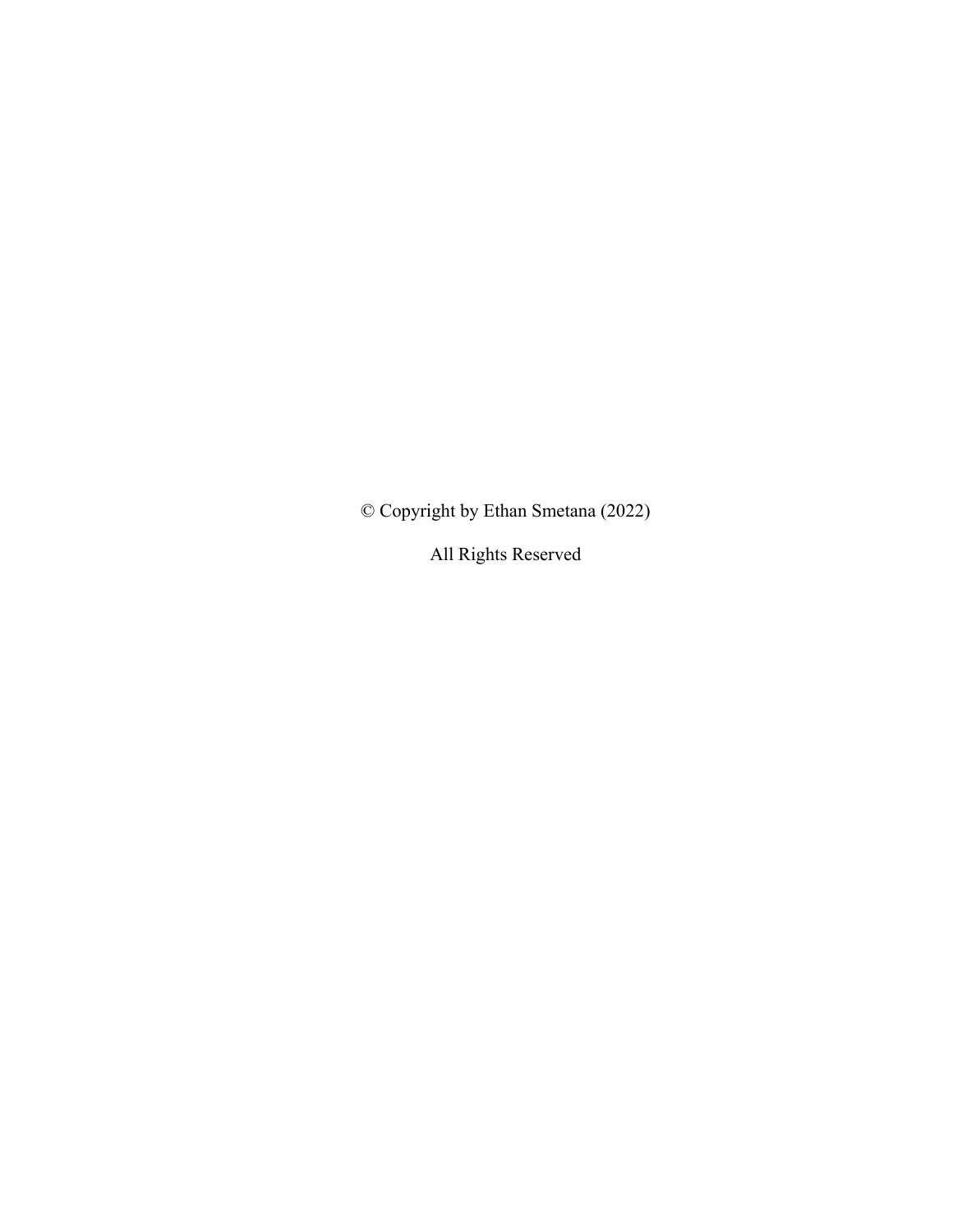© Copyright by Ethan Smetana (2022)

All Rights Reserved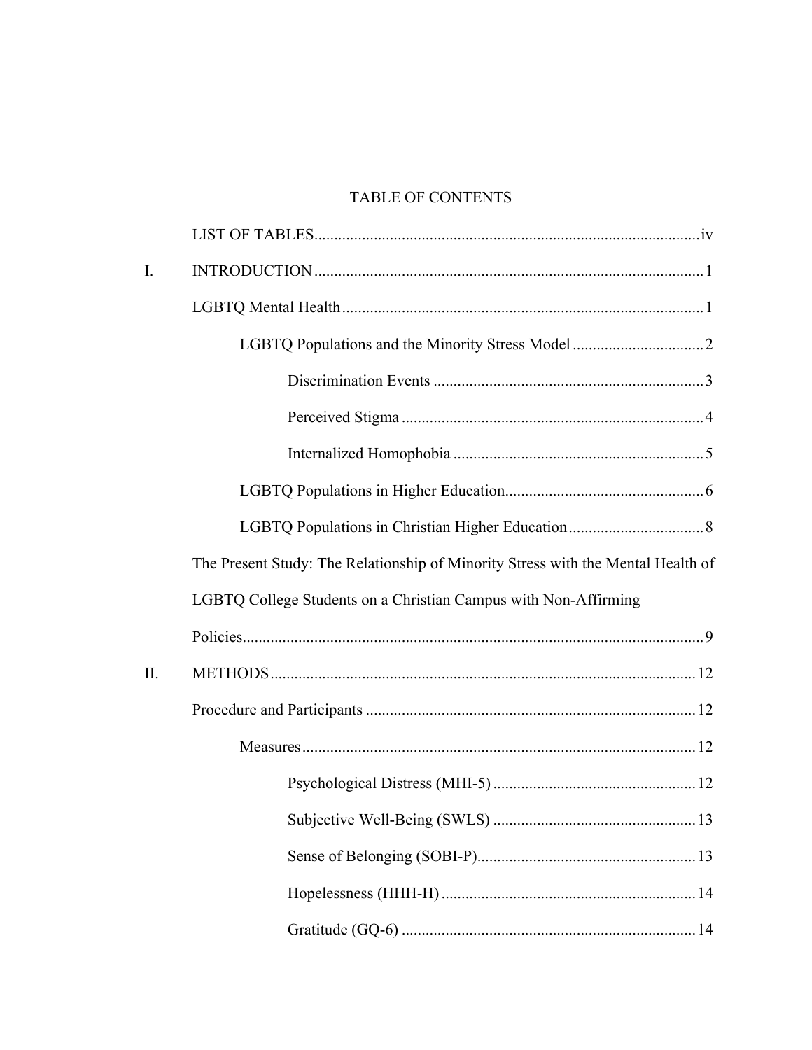# TABLE OF CONTENTS

LIST OF TABLES ... iv

I. INTRODUCTION ... 1

- LGBTQ Mental Health ... 1
  - LGBTQ Populations and the Minority Stress Model ... 2
    - Discrimination Events ... 3
    - Perceived Stigma ... 4
    - Internalized Homophobia ... 5
  - LGBTQ Populations in Higher Education ... 6
  - LGBTQ Populations in Christian Higher Education ... 8
- The Present Study: The Relationship of Minority Stress with the Mental Health of LGBTQ College Students on a Christian Campus with Non-Affirming Policies ... 9

II. METHODS ... 12

- Procedure and Participants ... 12
  - Measures ... 12
    - Psychological Distress (MHI-5) ... 12
    - Subjective Well-Being (SWLS) ... 13
    - Sense of Belonging (SOBI-P) ... 13
    - Hopelessness (HHH-H) ... 14
    - Gratitude (GQ-6) ... 14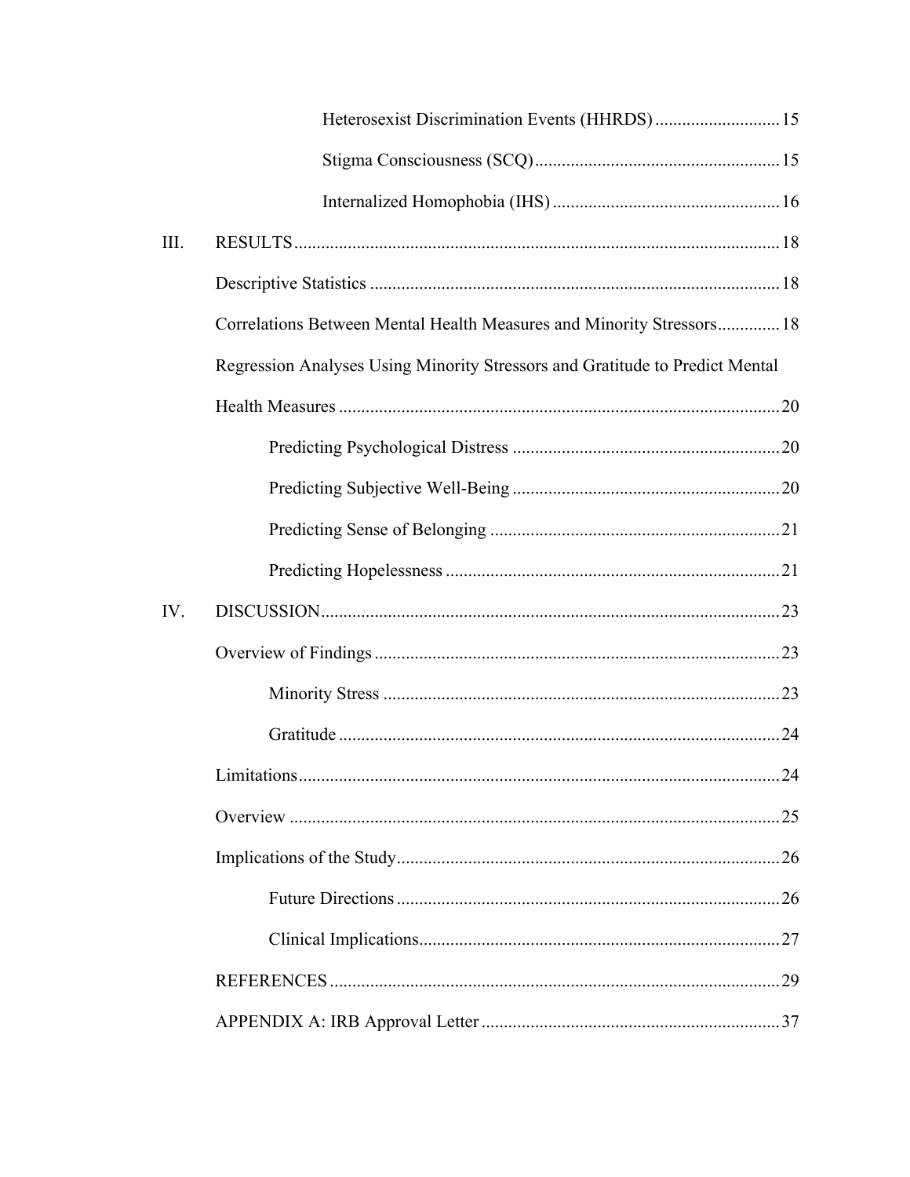Heterosexist Discrimination Events (HHRDS) ............................ 15

Stigma Consciousness (SCQ) ....................................................... 15

Internalized Homophobia (IHS) ................................................... 16

III. RESULTS ............................................................................................ 18

Descriptive Statistics ........................................................................... 18

Correlations Between Mental Health Measures and Minority Stressors ............. 18

Regression Analyses Using Minority Stressors and Gratitude to Predict Mental Health Measures ................................................................................. 20

Predicting Psychological Distress ........................................................ 20

Predicting Subjective Well-Being ........................................................ 20

Predicting Sense of Belonging ............................................................. 21

Predicting Hopelessness ....................................................................... 21

IV. DISCUSSION ...................................................................................... 23

Overview of Findings ........................................................................... 23

Minority Stress ..................................................................................... 23

Gratitude .............................................................................................. 24

Limitations ........................................................................................... 24

Overview .............................................................................................. 25

Implications of the Study ..................................................................... 26

Future Directions ................................................................................. 26

Clinical Implications ............................................................................ 27

REFERENCES ..................................................................................... 29

APPENDIX A: IRB Approval Letter .................................................. 37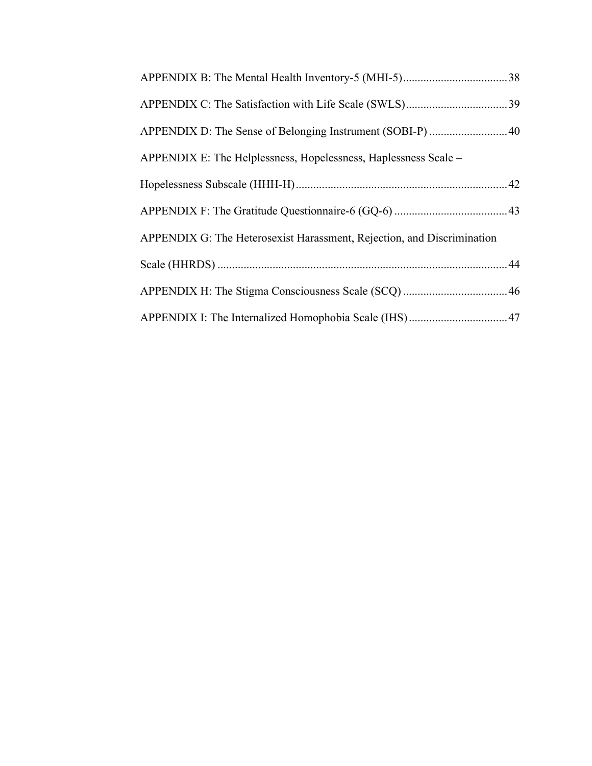APPENDIX B: The Mental Health Inventory-5 (MHI-5) .................................... 38

APPENDIX C: The Satisfaction with Life Scale (SWLS) .................................. 39

APPENDIX D: The Sense of Belonging Instrument (SOBI-P) ........................... 40

APPENDIX E: The Helplessness, Hopelessness, Haplessness Scale – Hopelessness Subscale (HHH-H) ......................................................................... 42

APPENDIX F: The Gratitude Questionnaire-6 (GQ-6) ...................................... 43

APPENDIX G: The Heterosexist Harassment, Rejection, and Discrimination Scale (HHRDS) .................................................................................................. 44

APPENDIX H: The Stigma Consciousness Scale (SCQ) ................................... 46

APPENDIX I: The Internalized Homophobia Scale (IHS) ................................. 47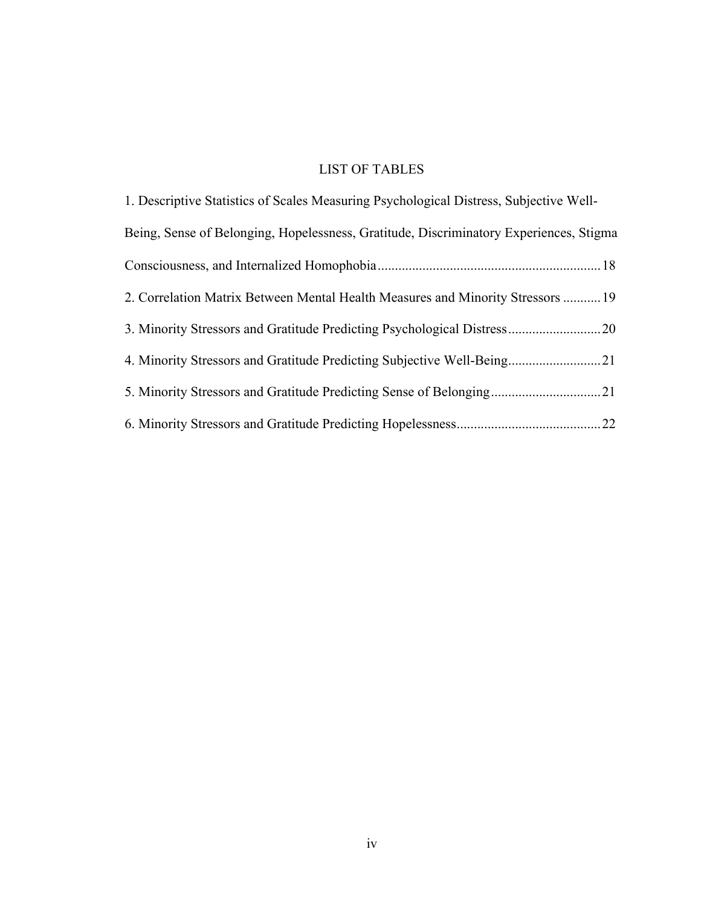## LIST OF TABLES

1. Descriptive Statistics of Scales Measuring Psychological Distress, Subjective Well-Being, Sense of Belonging, Hopelessness, Gratitude, Discriminatory Experiences, Stigma Consciousness, and Internalized Homophobia ................................................................ 18
2. Correlation Matrix Between Mental Health Measures and Minority Stressors ........... 19
3. Minority Stressors and Gratitude Predicting Psychological Distress ........................... 20
4. Minority Stressors and Gratitude Predicting Subjective Well-Being ........................... 21
5. Minority Stressors and Gratitude Predicting Sense of Belonging ................................ 21
6. Minority Stressors and Gratitude Predicting Hopelessness .......................................... 22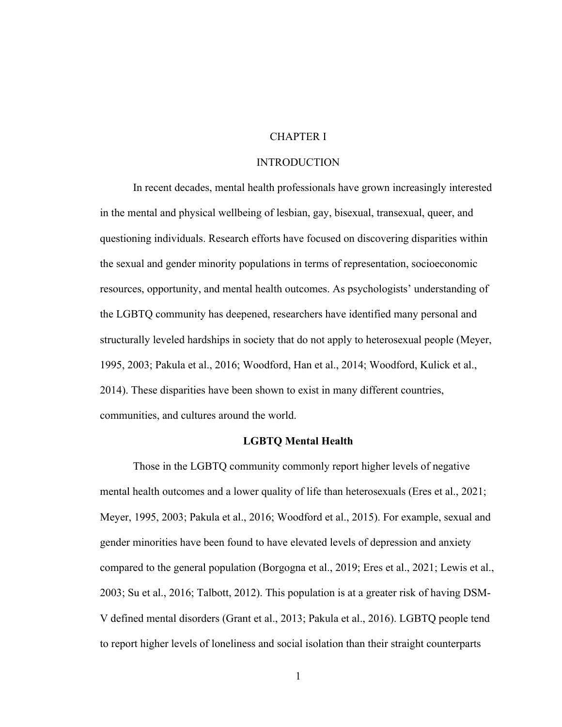# CHAPTER I

# INTRODUCTION

In recent decades, mental health professionals have grown increasingly interested in the mental and physical wellbeing of lesbian, gay, bisexual, transexual, queer, and questioning individuals. Research efforts have focused on discovering disparities within the sexual and gender minority populations in terms of representation, socioeconomic resources, opportunity, and mental health outcomes. As psychologists' understanding of the LGBTQ community has deepened, researchers have identified many personal and structurally leveled hardships in society that do not apply to heterosexual people (Meyer, 1995, 2003; Pakula et al., 2016; Woodford, Han et al., 2014; Woodford, Kulick et al., 2014). These disparities have been shown to exist in many different countries, communities, and cultures around the world.

## LGBTQ Mental Health

Those in the LGBTQ community commonly report higher levels of negative mental health outcomes and a lower quality of life than heterosexuals (Eres et al., 2021; Meyer, 1995, 2003; Pakula et al., 2016; Woodford et al., 2015). For example, sexual and gender minorities have been found to have elevated levels of depression and anxiety compared to the general population (Borgogna et al., 2019; Eres et al., 2021; Lewis et al., 2003; Su et al., 2016; Talbott, 2012). This population is at a greater risk of having DSM-V defined mental disorders (Grant et al., 2013; Pakula et al., 2016). LGBTQ people tend to report higher levels of loneliness and social isolation than their straight counterparts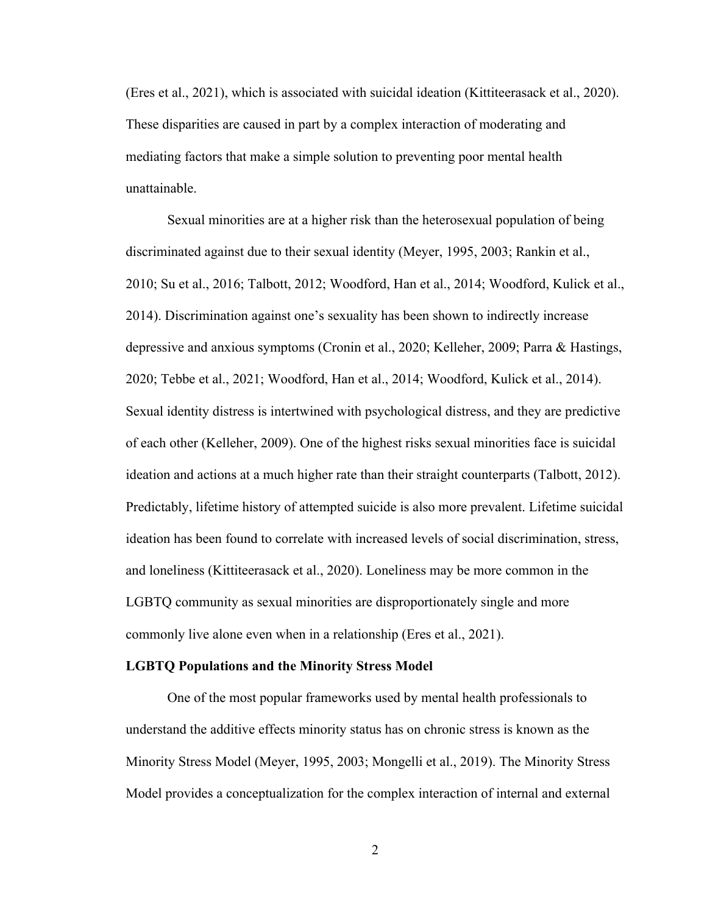(Eres et al., 2021), which is associated with suicidal ideation (Kittiteerasack et al., 2020). These disparities are caused in part by a complex interaction of moderating and mediating factors that make a simple solution to preventing poor mental health unattainable.

Sexual minorities are at a higher risk than the heterosexual population of being discriminated against due to their sexual identity (Meyer, 1995, 2003; Rankin et al., 2010; Su et al., 2016; Talbott, 2012; Woodford, Han et al., 2014; Woodford, Kulick et al., 2014). Discrimination against one's sexuality has been shown to indirectly increase depressive and anxious symptoms (Cronin et al., 2020; Kelleher, 2009; Parra & Hastings, 2020; Tebbe et al., 2021; Woodford, Han et al., 2014; Woodford, Kulick et al., 2014). Sexual identity distress is intertwined with psychological distress, and they are predictive of each other (Kelleher, 2009). One of the highest risks sexual minorities face is suicidal ideation and actions at a much higher rate than their straight counterparts (Talbott, 2012). Predictably, lifetime history of attempted suicide is also more prevalent. Lifetime suicidal ideation has been found to correlate with increased levels of social discrimination, stress, and loneliness (Kittiteerasack et al., 2020). Loneliness may be more common in the LGBTQ community as sexual minorities are disproportionately single and more commonly live alone even when in a relationship (Eres et al., 2021).

**LGBTQ Populations and the Minority Stress Model**

One of the most popular frameworks used by mental health professionals to understand the additive effects minority status has on chronic stress is known as the Minority Stress Model (Meyer, 1995, 2003; Mongelli et al., 2019). The Minority Stress Model provides a conceptualization for the complex interaction of internal and external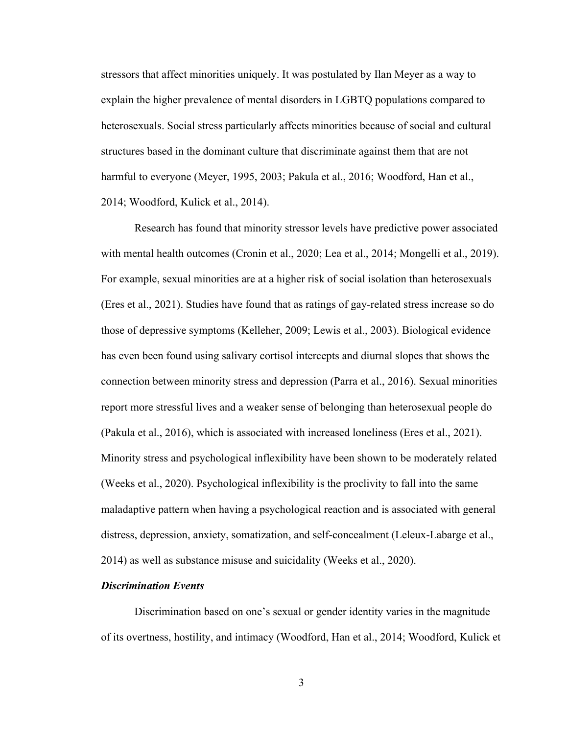stressors that affect minorities uniquely. It was postulated by Ilan Meyer as a way to explain the higher prevalence of mental disorders in LGBTQ populations compared to heterosexuals. Social stress particularly affects minorities because of social and cultural structures based in the dominant culture that discriminate against them that are not harmful to everyone (Meyer, 1995, 2003; Pakula et al., 2016; Woodford, Han et al., 2014; Woodford, Kulick et al., 2014).

Research has found that minority stressor levels have predictive power associated with mental health outcomes (Cronin et al., 2020; Lea et al., 2014; Mongelli et al., 2019). For example, sexual minorities are at a higher risk of social isolation than heterosexuals (Eres et al., 2021). Studies have found that as ratings of gay-related stress increase so do those of depressive symptoms (Kelleher, 2009; Lewis et al., 2003). Biological evidence has even been found using salivary cortisol intercepts and diurnal slopes that shows the connection between minority stress and depression (Parra et al., 2016). Sexual minorities report more stressful lives and a weaker sense of belonging than heterosexual people do (Pakula et al., 2016), which is associated with increased loneliness (Eres et al., 2021). Minority stress and psychological inflexibility have been shown to be moderately related (Weeks et al., 2020). Psychological inflexibility is the proclivity to fall into the same maladaptive pattern when having a psychological reaction and is associated with general distress, depression, anxiety, somatization, and self-concealment (Leleux-Labarge et al., 2014) as well as substance misuse and suicidality (Weeks et al., 2020).

### *Discrimination Events*

Discrimination based on one's sexual or gender identity varies in the magnitude of its overtness, hostility, and intimacy (Woodford, Han et al., 2014; Woodford, Kulick et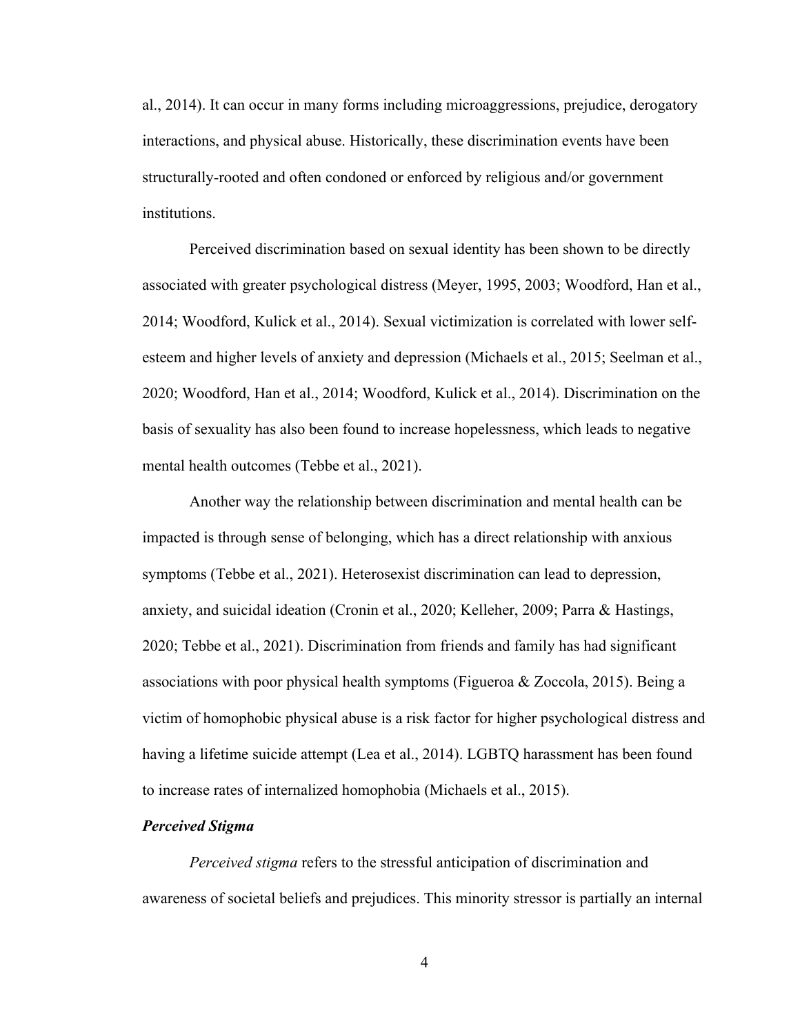al., 2014). It can occur in many forms including microaggressions, prejudice, derogatory interactions, and physical abuse. Historically, these discrimination events have been structurally-rooted and often condoned or enforced by religious and/or government institutions.

Perceived discrimination based on sexual identity has been shown to be directly associated with greater psychological distress (Meyer, 1995, 2003; Woodford, Han et al., 2014; Woodford, Kulick et al., 2014). Sexual victimization is correlated with lower self-esteem and higher levels of anxiety and depression (Michaels et al., 2015; Seelman et al., 2020; Woodford, Han et al., 2014; Woodford, Kulick et al., 2014). Discrimination on the basis of sexuality has also been found to increase hopelessness, which leads to negative mental health outcomes (Tebbe et al., 2021).

Another way the relationship between discrimination and mental health can be impacted is through sense of belonging, which has a direct relationship with anxious symptoms (Tebbe et al., 2021). Heterosexist discrimination can lead to depression, anxiety, and suicidal ideation (Cronin et al., 2020; Kelleher, 2009; Parra & Hastings, 2020; Tebbe et al., 2021). Discrimination from friends and family has had significant associations with poor physical health symptoms (Figueroa & Zoccola, 2015). Being a victim of homophobic physical abuse is a risk factor for higher psychological distress and having a lifetime suicide attempt (Lea et al., 2014). LGBTQ harassment has been found to increase rates of internalized homophobia (Michaels et al., 2015).

### *Perceived Stigma*

*Perceived stigma* refers to the stressful anticipation of discrimination and awareness of societal beliefs and prejudices. This minority stressor is partially an internal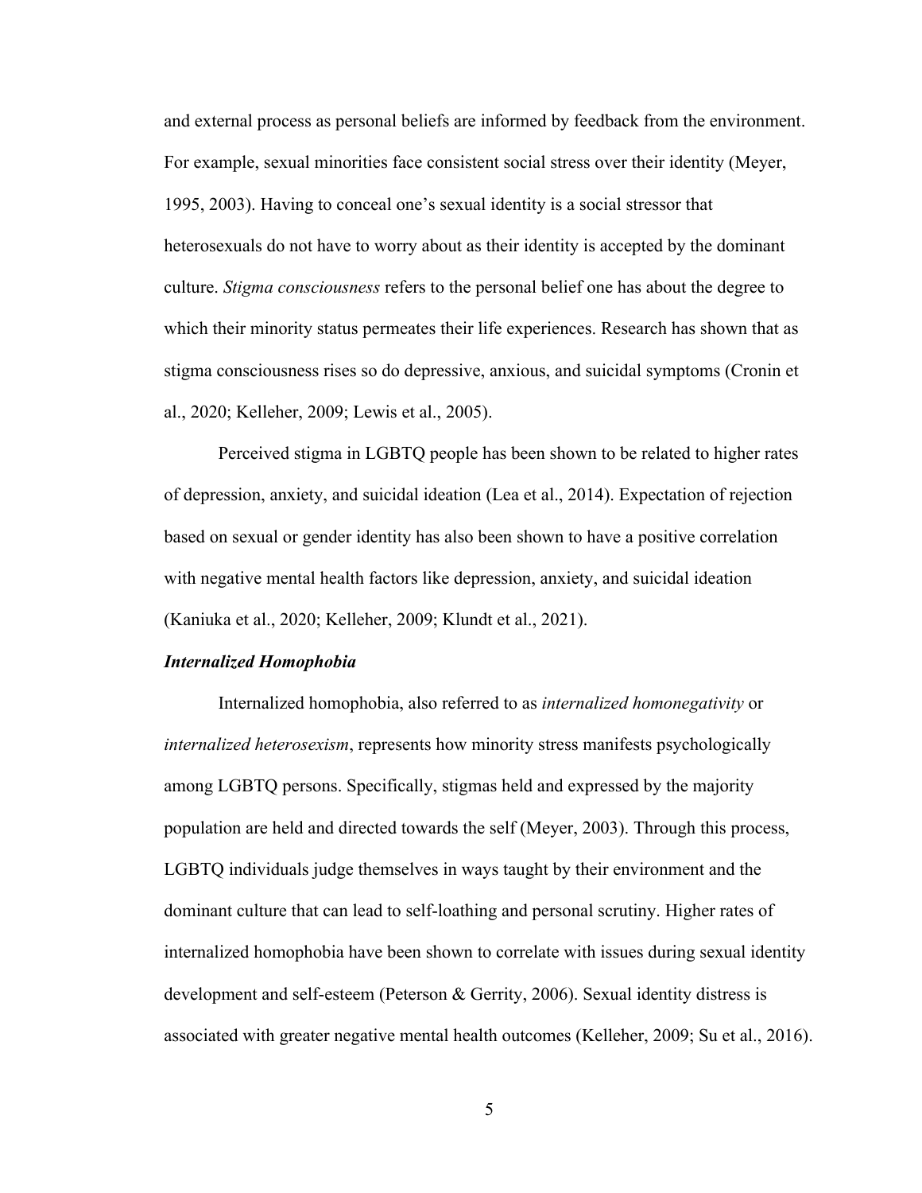and external process as personal beliefs are informed by feedback from the environment. For example, sexual minorities face consistent social stress over their identity (Meyer, 1995, 2003). Having to conceal one's sexual identity is a social stressor that heterosexuals do not have to worry about as their identity is accepted by the dominant culture. *Stigma consciousness* refers to the personal belief one has about the degree to which their minority status permeates their life experiences. Research has shown that as stigma consciousness rises so do depressive, anxious, and suicidal symptoms (Cronin et al., 2020; Kelleher, 2009; Lewis et al., 2005).

Perceived stigma in LGBTQ people has been shown to be related to higher rates of depression, anxiety, and suicidal ideation (Lea et al., 2014). Expectation of rejection based on sexual or gender identity has also been shown to have a positive correlation with negative mental health factors like depression, anxiety, and suicidal ideation (Kaniuka et al., 2020; Kelleher, 2009; Klundt et al., 2021).

### ***Internalized Homophobia***

Internalized homophobia, also referred to as *internalized homonegativity* or *internalized heterosexism*, represents how minority stress manifests psychologically among LGBTQ persons. Specifically, stigmas held and expressed by the majority population are held and directed towards the self (Meyer, 2003). Through this process, LGBTQ individuals judge themselves in ways taught by their environment and the dominant culture that can lead to self-loathing and personal scrutiny. Higher rates of internalized homophobia have been shown to correlate with issues during sexual identity development and self-esteem (Peterson & Gerrity, 2006). Sexual identity distress is associated with greater negative mental health outcomes (Kelleher, 2009; Su et al., 2016).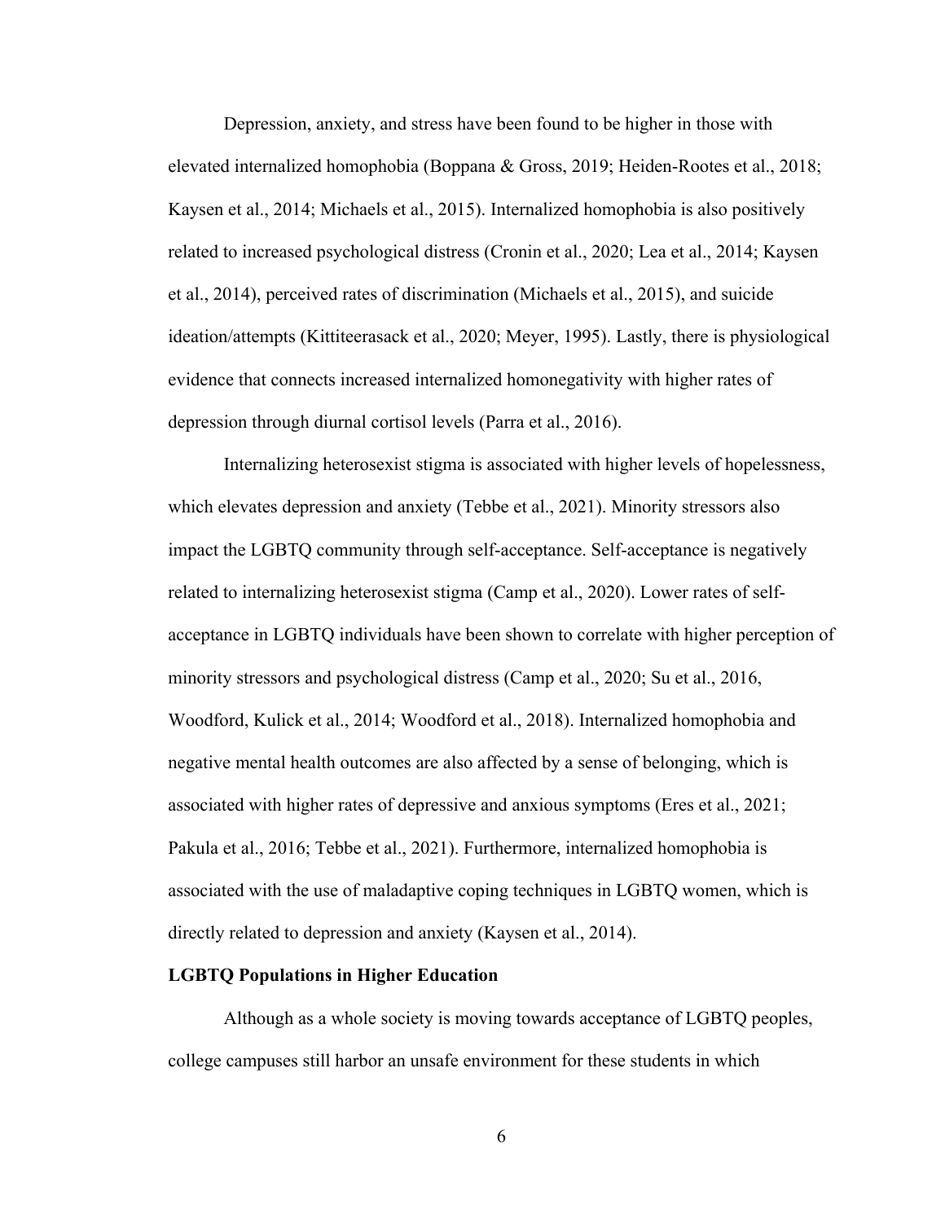Depression, anxiety, and stress have been found to be higher in those with elevated internalized homophobia (Boppana & Gross, 2019; Heiden-Rootes et al., 2018; Kaysen et al., 2014; Michaels et al., 2015). Internalized homophobia is also positively related to increased psychological distress (Cronin et al., 2020; Lea et al., 2014; Kaysen et al., 2014), perceived rates of discrimination (Michaels et al., 2015), and suicide ideation/attempts (Kittiteerasack et al., 2020; Meyer, 1995). Lastly, there is physiological evidence that connects increased internalized homonegativity with higher rates of depression through diurnal cortisol levels (Parra et al., 2016).

Internalizing heterosexist stigma is associated with higher levels of hopelessness, which elevates depression and anxiety (Tebbe et al., 2021). Minority stressors also impact the LGBTQ community through self-acceptance. Self-acceptance is negatively related to internalizing heterosexist stigma (Camp et al., 2020). Lower rates of self-acceptance in LGBTQ individuals have been shown to correlate with higher perception of minority stressors and psychological distress (Camp et al., 2020; Su et al., 2016, Woodford, Kulick et al., 2014; Woodford et al., 2018). Internalized homophobia and negative mental health outcomes are also affected by a sense of belonging, which is associated with higher rates of depressive and anxious symptoms (Eres et al., 2021; Pakula et al., 2016; Tebbe et al., 2021). Furthermore, internalized homophobia is associated with the use of maladaptive coping techniques in LGBTQ women, which is directly related to depression and anxiety (Kaysen et al., 2014).

**LGBTQ Populations in Higher Education**

Although as a whole society is moving towards acceptance of LGBTQ peoples, college campuses still harbor an unsafe environment for these students in which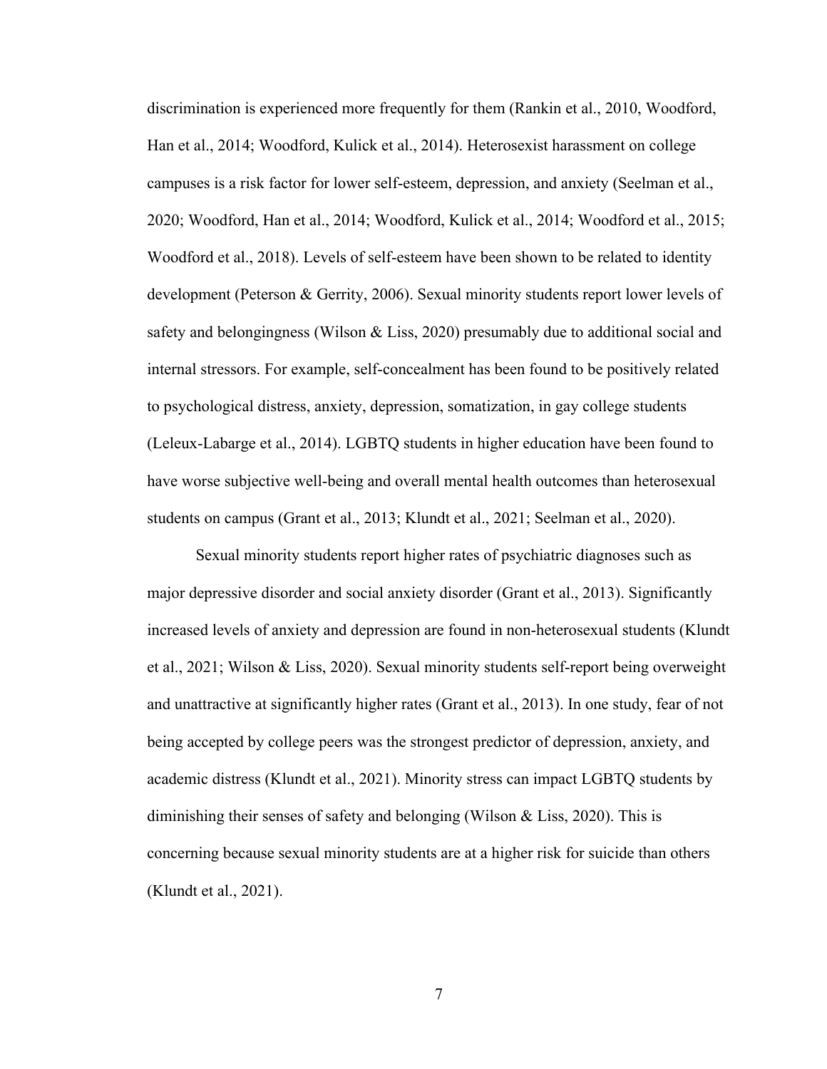discrimination is experienced more frequently for them (Rankin et al., 2010, Woodford, Han et al., 2014; Woodford, Kulick et al., 2014). Heterosexist harassment on college campuses is a risk factor for lower self-esteem, depression, and anxiety (Seelman et al., 2020; Woodford, Han et al., 2014; Woodford, Kulick et al., 2014; Woodford et al., 2015; Woodford et al., 2018). Levels of self-esteem have been shown to be related to identity development (Peterson & Gerrity, 2006). Sexual minority students report lower levels of safety and belongingness (Wilson & Liss, 2020) presumably due to additional social and internal stressors. For example, self-concealment has been found to be positively related to psychological distress, anxiety, depression, somatization, in gay college students (Leleux-Labarge et al., 2014). LGBTQ students in higher education have been found to have worse subjective well-being and overall mental health outcomes than heterosexual students on campus (Grant et al., 2013; Klundt et al., 2021; Seelman et al., 2020).

Sexual minority students report higher rates of psychiatric diagnoses such as major depressive disorder and social anxiety disorder (Grant et al., 2013). Significantly increased levels of anxiety and depression are found in non-heterosexual students (Klundt et al., 2021; Wilson & Liss, 2020). Sexual minority students self-report being overweight and unattractive at significantly higher rates (Grant et al., 2013). In one study, fear of not being accepted by college peers was the strongest predictor of depression, anxiety, and academic distress (Klundt et al., 2021). Minority stress can impact LGBTQ students by diminishing their senses of safety and belonging (Wilson & Liss, 2020). This is concerning because sexual minority students are at a higher risk for suicide than others (Klundt et al., 2021).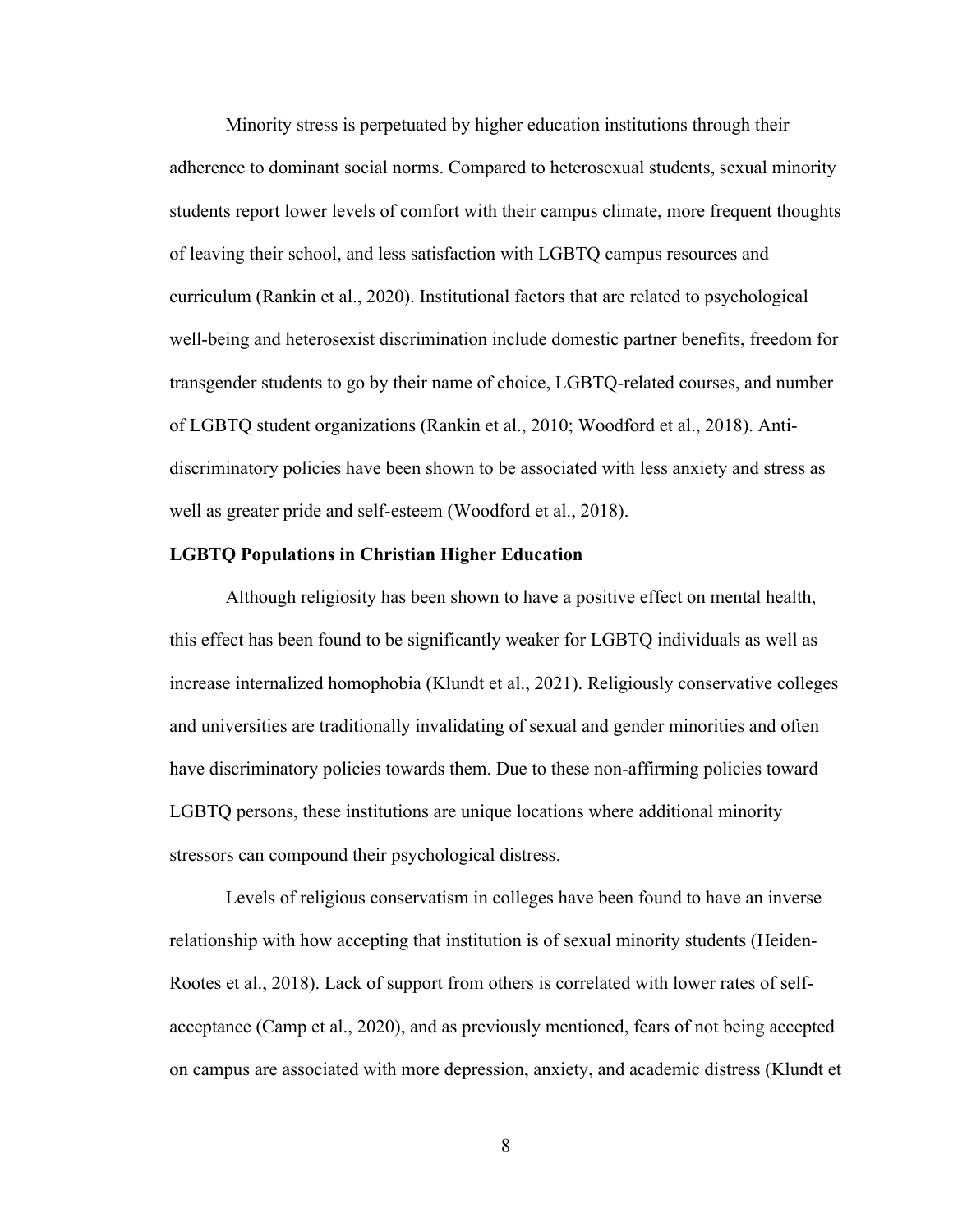Minority stress is perpetuated by higher education institutions through their adherence to dominant social norms. Compared to heterosexual students, sexual minority students report lower levels of comfort with their campus climate, more frequent thoughts of leaving their school, and less satisfaction with LGBTQ campus resources and curriculum (Rankin et al., 2020). Institutional factors that are related to psychological well-being and heterosexist discrimination include domestic partner benefits, freedom for transgender students to go by their name of choice, LGBTQ-related courses, and number of LGBTQ student organizations (Rankin et al., 2010; Woodford et al., 2018). Anti-discriminatory policies have been shown to be associated with less anxiety and stress as well as greater pride and self-esteem (Woodford et al., 2018).

### LGBTQ Populations in Christian Higher Education

Although religiosity has been shown to have a positive effect on mental health, this effect has been found to be significantly weaker for LGBTQ individuals as well as increase internalized homophobia (Klundt et al., 2021). Religiously conservative colleges and universities are traditionally invalidating of sexual and gender minorities and often have discriminatory policies towards them. Due to these non-affirming policies toward LGBTQ persons, these institutions are unique locations where additional minority stressors can compound their psychological distress.

Levels of religious conservatism in colleges have been found to have an inverse relationship with how accepting that institution is of sexual minority students (Heiden-Rootes et al., 2018). Lack of support from others is correlated with lower rates of self-acceptance (Camp et al., 2020), and as previously mentioned, fears of not being accepted on campus are associated with more depression, anxiety, and academic distress (Klundt et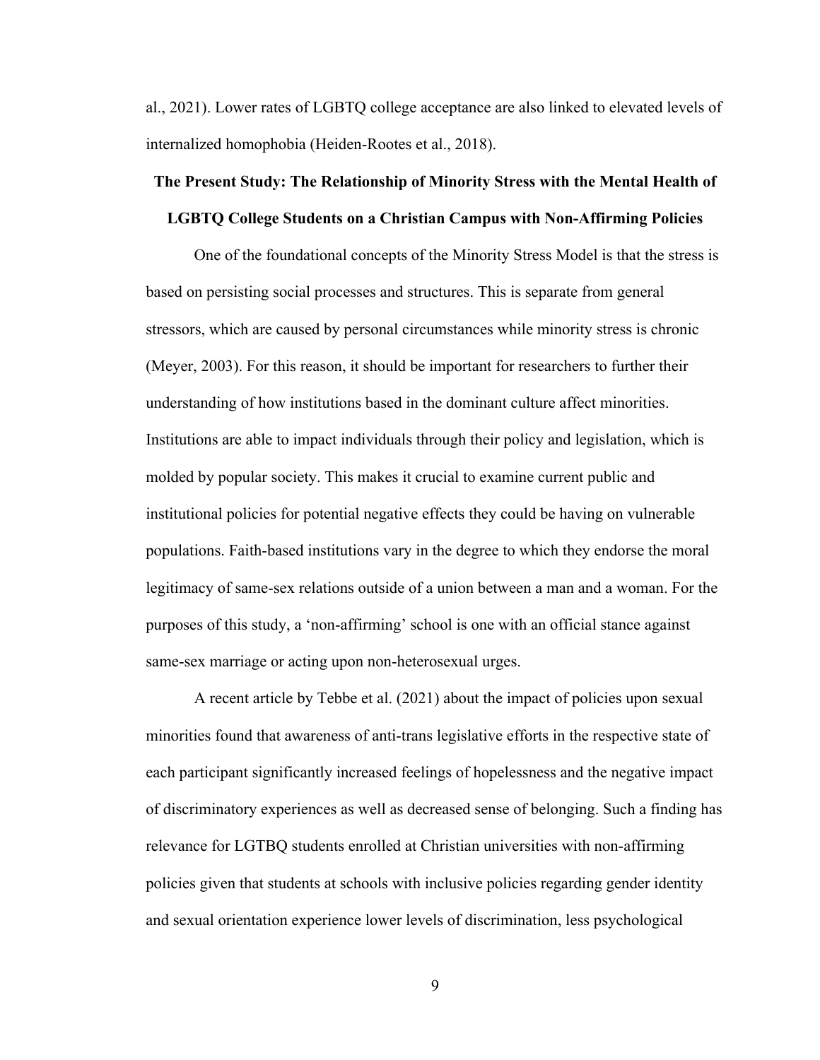al., 2021). Lower rates of LGBTQ college acceptance are also linked to elevated levels of internalized homophobia (Heiden-Rootes et al., 2018).

## The Present Study: The Relationship of Minority Stress with the Mental Health of LGBTQ College Students on a Christian Campus with Non-Affirming Policies

One of the foundational concepts of the Minority Stress Model is that the stress is based on persisting social processes and structures. This is separate from general stressors, which are caused by personal circumstances while minority stress is chronic (Meyer, 2003). For this reason, it should be important for researchers to further their understanding of how institutions based in the dominant culture affect minorities. Institutions are able to impact individuals through their policy and legislation, which is molded by popular society. This makes it crucial to examine current public and institutional policies for potential negative effects they could be having on vulnerable populations. Faith-based institutions vary in the degree to which they endorse the moral legitimacy of same-sex relations outside of a union between a man and a woman. For the purposes of this study, a 'non-affirming' school is one with an official stance against same-sex marriage or acting upon non-heterosexual urges.

A recent article by Tebbe et al. (2021) about the impact of policies upon sexual minorities found that awareness of anti-trans legislative efforts in the respective state of each participant significantly increased feelings of hopelessness and the negative impact of discriminatory experiences as well as decreased sense of belonging. Such a finding has relevance for LGTBQ students enrolled at Christian universities with non-affirming policies given that students at schools with inclusive policies regarding gender identity and sexual orientation experience lower levels of discrimination, less psychological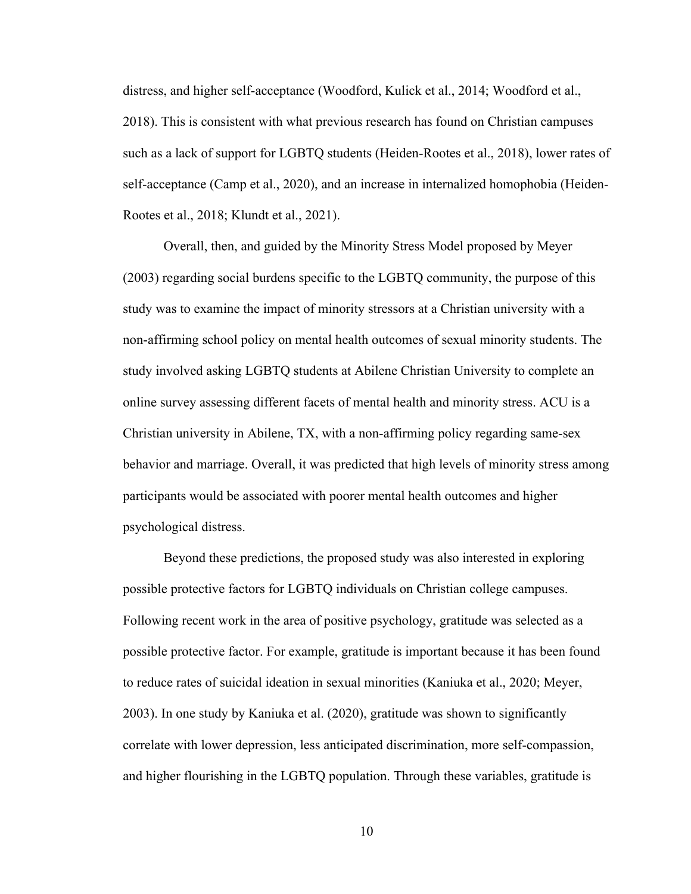distress, and higher self-acceptance (Woodford, Kulick et al., 2014; Woodford et al., 2018). This is consistent with what previous research has found on Christian campuses such as a lack of support for LGBTQ students (Heiden-Rootes et al., 2018), lower rates of self-acceptance (Camp et al., 2020), and an increase in internalized homophobia (Heiden-Rootes et al., 2018; Klundt et al., 2021).

Overall, then, and guided by the Minority Stress Model proposed by Meyer (2003) regarding social burdens specific to the LGBTQ community, the purpose of this study was to examine the impact of minority stressors at a Christian university with a non-affirming school policy on mental health outcomes of sexual minority students. The study involved asking LGBTQ students at Abilene Christian University to complete an online survey assessing different facets of mental health and minority stress. ACU is a Christian university in Abilene, TX, with a non-affirming policy regarding same-sex behavior and marriage. Overall, it was predicted that high levels of minority stress among participants would be associated with poorer mental health outcomes and higher psychological distress.

Beyond these predictions, the proposed study was also interested in exploring possible protective factors for LGBTQ individuals on Christian college campuses. Following recent work in the area of positive psychology, gratitude was selected as a possible protective factor. For example, gratitude is important because it has been found to reduce rates of suicidal ideation in sexual minorities (Kaniuka et al., 2020; Meyer, 2003). In one study by Kaniuka et al. (2020), gratitude was shown to significantly correlate with lower depression, less anticipated discrimination, more self-compassion, and higher flourishing in the LGBTQ population. Through these variables, gratitude is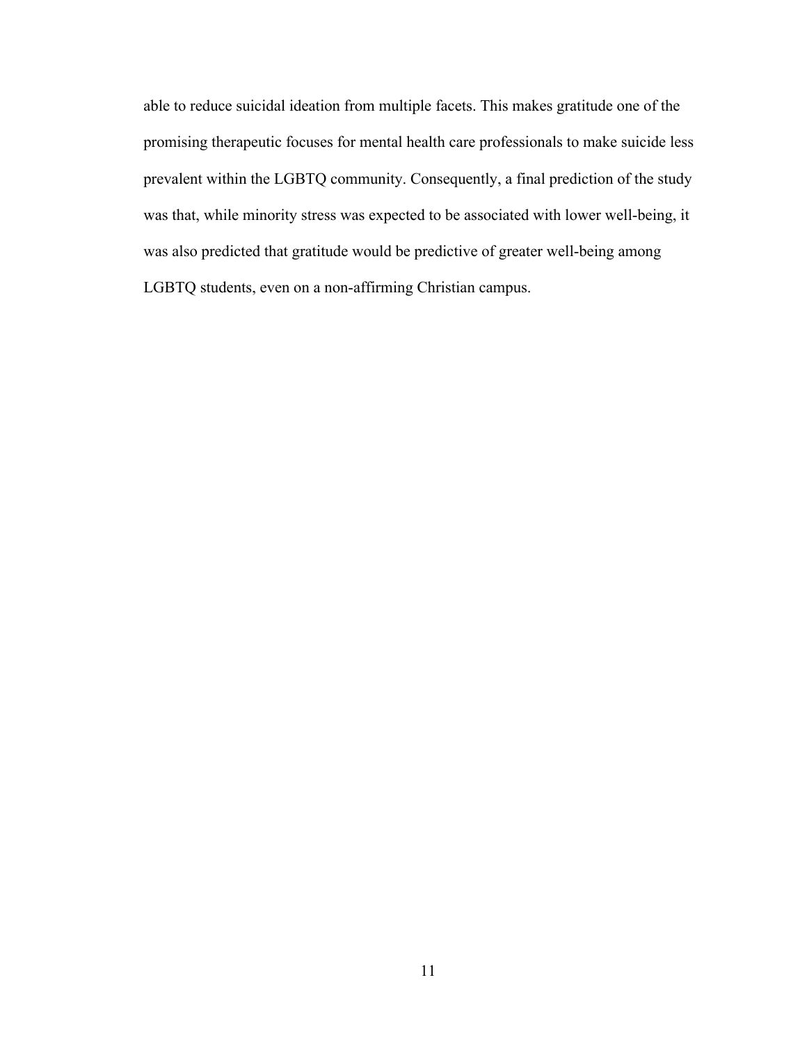able to reduce suicidal ideation from multiple facets. This makes gratitude one of the promising therapeutic focuses for mental health care professionals to make suicide less prevalent within the LGBTQ community. Consequently, a final prediction of the study was that, while minority stress was expected to be associated with lower well-being, it was also predicted that gratitude would be predictive of greater well-being among LGBTQ students, even on a non-affirming Christian campus.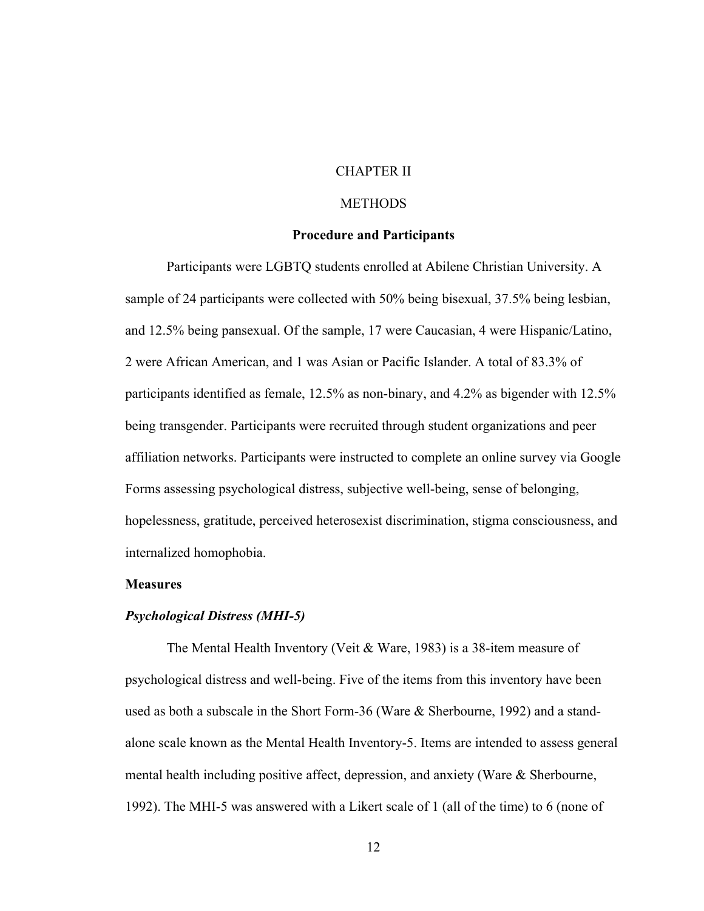# CHAPTER II

# METHODS

## Procedure and Participants

Participants were LGBTQ students enrolled at Abilene Christian University. A sample of 24 participants were collected with 50% being bisexual, 37.5% being lesbian, and 12.5% being pansexual. Of the sample, 17 were Caucasian, 4 were Hispanic/Latino, 2 were African American, and 1 was Asian or Pacific Islander. A total of 83.3% of participants identified as female, 12.5% as non-binary, and 4.2% as bigender with 12.5% being transgender. Participants were recruited through student organizations and peer affiliation networks. Participants were instructed to complete an online survey via Google Forms assessing psychological distress, subjective well-being, sense of belonging, hopelessness, gratitude, perceived heterosexist discrimination, stigma consciousness, and internalized homophobia.

### Measures

#### *Psychological Distress (MHI-5)*

The Mental Health Inventory (Veit & Ware, 1983) is a 38-item measure of psychological distress and well-being. Five of the items from this inventory have been used as both a subscale in the Short Form-36 (Ware & Sherbourne, 1992) and a stand-alone scale known as the Mental Health Inventory-5. Items are intended to assess general mental health including positive affect, depression, and anxiety (Ware & Sherbourne, 1992). The MHI-5 was answered with a Likert scale of 1 (all of the time) to 6 (none of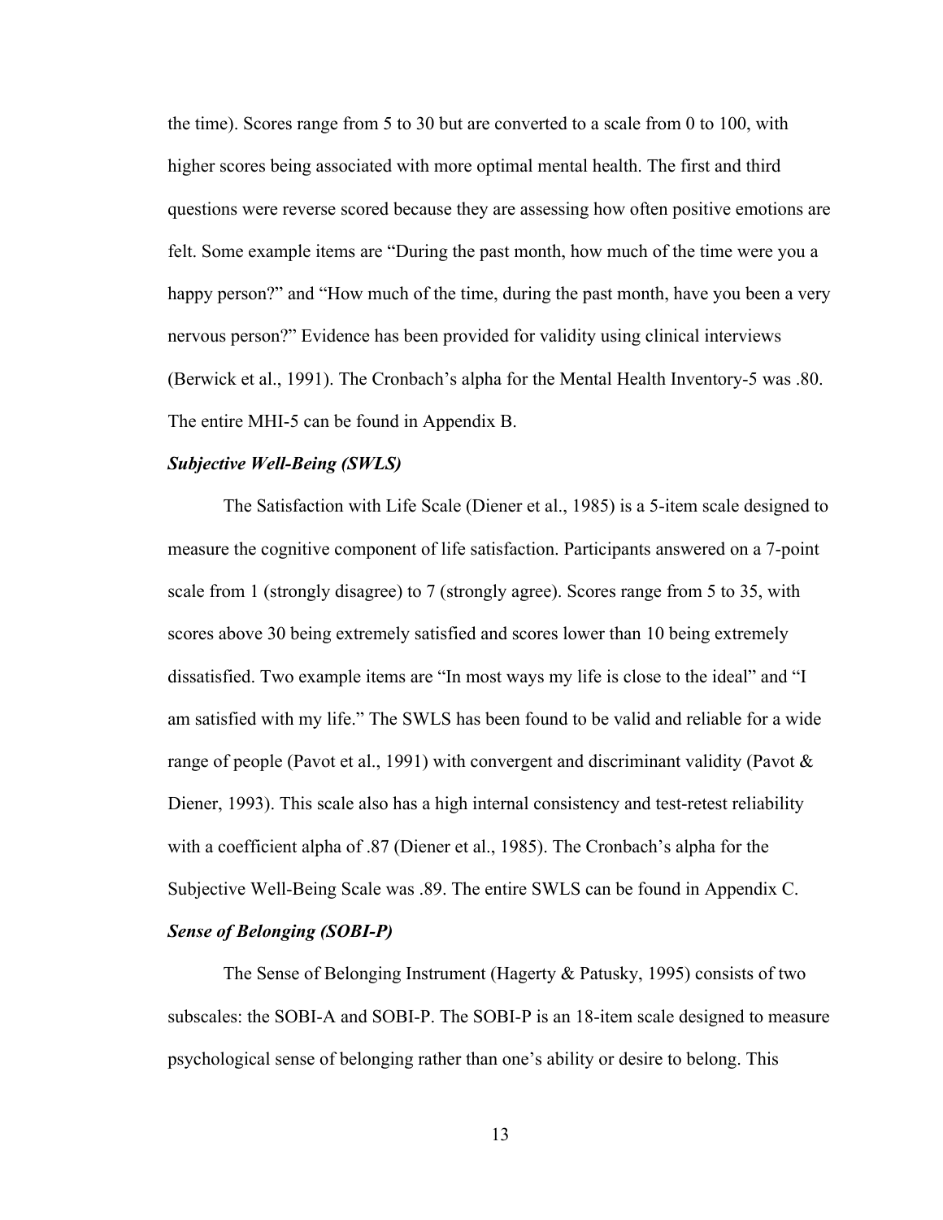the time). Scores range from 5 to 30 but are converted to a scale from 0 to 100, with higher scores being associated with more optimal mental health. The first and third questions were reverse scored because they are assessing how often positive emotions are felt. Some example items are "During the past month, how much of the time were you a happy person?" and "How much of the time, during the past month, have you been a very nervous person?" Evidence has been provided for validity using clinical interviews (Berwick et al., 1991). The Cronbach's alpha for the Mental Health Inventory-5 was .80. The entire MHI-5 can be found in Appendix B.

### ***Subjective Well-Being (SWLS)***

The Satisfaction with Life Scale (Diener et al., 1985) is a 5-item scale designed to measure the cognitive component of life satisfaction. Participants answered on a 7-point scale from 1 (strongly disagree) to 7 (strongly agree). Scores range from 5 to 35, with scores above 30 being extremely satisfied and scores lower than 10 being extremely dissatisfied. Two example items are "In most ways my life is close to the ideal" and "I am satisfied with my life." The SWLS has been found to be valid and reliable for a wide range of people (Pavot et al., 1991) with convergent and discriminant validity (Pavot & Diener, 1993). This scale also has a high internal consistency and test-retest reliability with a coefficient alpha of .87 (Diener et al., 1985). The Cronbach's alpha for the Subjective Well-Being Scale was .89. The entire SWLS can be found in Appendix C.

### ***Sense of Belonging (SOBI-P)***

The Sense of Belonging Instrument (Hagerty & Patusky, 1995) consists of two subscales: the SOBI-A and SOBI-P. The SOBI-P is an 18-item scale designed to measure psychological sense of belonging rather than one's ability or desire to belong. This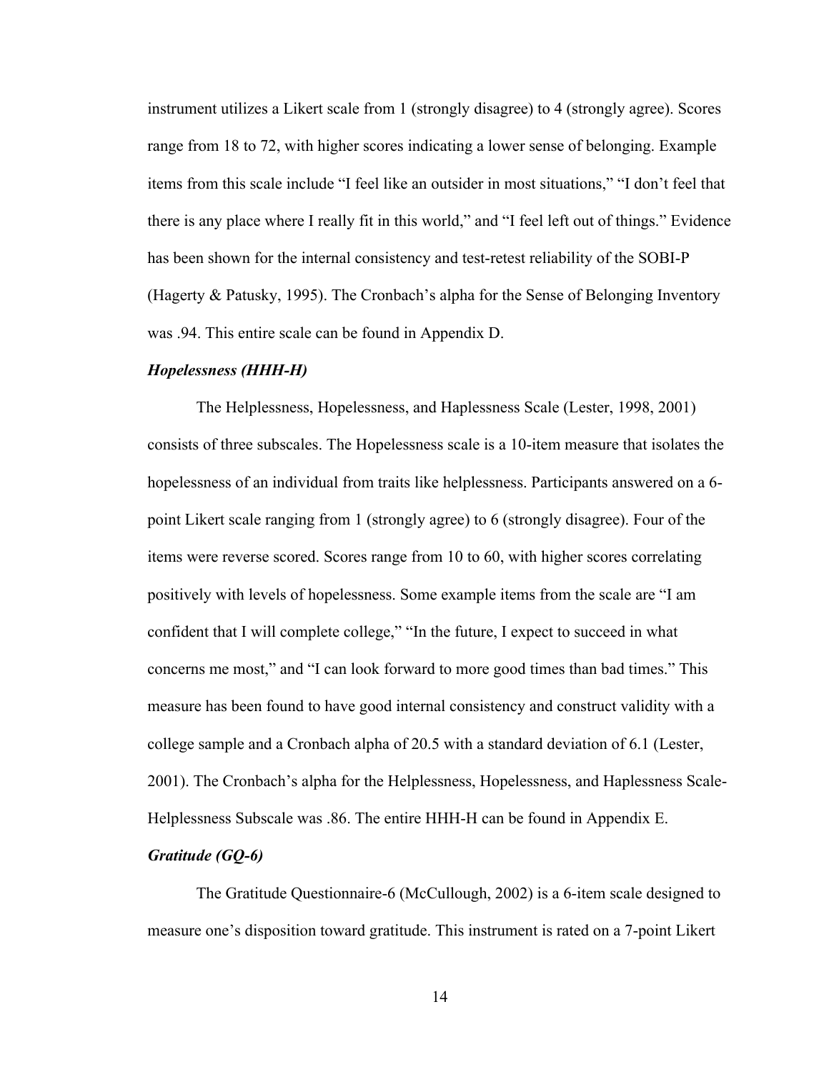instrument utilizes a Likert scale from 1 (strongly disagree) to 4 (strongly agree). Scores range from 18 to 72, with higher scores indicating a lower sense of belonging. Example items from this scale include “I feel like an outsider in most situations,” “I don’t feel that there is any place where I really fit in this world,” and “I feel left out of things.” Evidence has been shown for the internal consistency and test-retest reliability of the SOBI-P (Hagerty & Patusky, 1995). The Cronbach’s alpha for the Sense of Belonging Inventory was .94. This entire scale can be found in Appendix D.

### *Hopelessness (HHH-H)*

The Helplessness, Hopelessness, and Haplessness Scale (Lester, 1998, 2001) consists of three subscales. The Hopelessness scale is a 10-item measure that isolates the hopelessness of an individual from traits like helplessness. Participants answered on a 6-point Likert scale ranging from 1 (strongly agree) to 6 (strongly disagree). Four of the items were reverse scored. Scores range from 10 to 60, with higher scores correlating positively with levels of hopelessness. Some example items from the scale are “I am confident that I will complete college,” “In the future, I expect to succeed in what concerns me most,” and “I can look forward to more good times than bad times.” This measure has been found to have good internal consistency and construct validity with a college sample and a Cronbach alpha of 20.5 with a standard deviation of 6.1 (Lester, 2001). The Cronbach’s alpha for the Helplessness, Hopelessness, and Haplessness Scale-Helplessness Subscale was .86. The entire HHH-H can be found in Appendix E.

### *Gratitude (GQ-6)*

The Gratitude Questionnaire-6 (McCullough, 2002) is a 6-item scale designed to measure one’s disposition toward gratitude. This instrument is rated on a 7-point Likert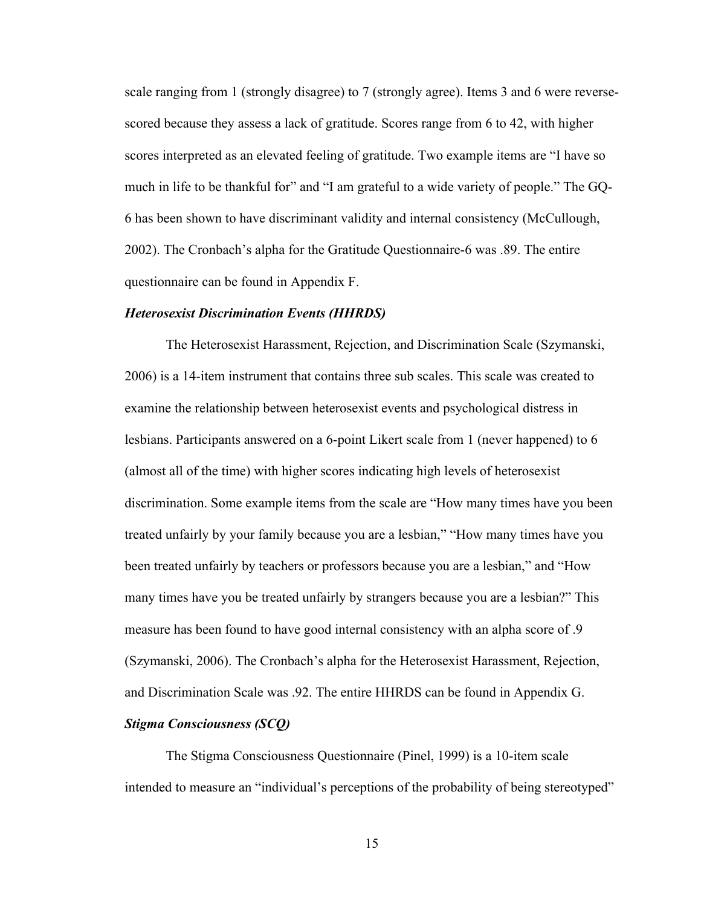scale ranging from 1 (strongly disagree) to 7 (strongly agree). Items 3 and 6 were reverse-scored because they assess a lack of gratitude. Scores range from 6 to 42, with higher scores interpreted as an elevated feeling of gratitude. Two example items are "I have so much in life to be thankful for" and "I am grateful to a wide variety of people." The GQ-6 has been shown to have discriminant validity and internal consistency (McCullough, 2002). The Cronbach's alpha for the Gratitude Questionnaire-6 was .89. The entire questionnaire can be found in Appendix F.

***Heterosexist Discrimination Events (HHRDS)***

The Heterosexist Harassment, Rejection, and Discrimination Scale (Szymanski, 2006) is a 14-item instrument that contains three sub scales. This scale was created to examine the relationship between heterosexist events and psychological distress in lesbians. Participants answered on a 6-point Likert scale from 1 (never happened) to 6 (almost all of the time) with higher scores indicating high levels of heterosexist discrimination. Some example items from the scale are "How many times have you been treated unfairly by your family because you are a lesbian," "How many times have you been treated unfairly by teachers or professors because you are a lesbian," and "How many times have you be treated unfairly by strangers because you are a lesbian?" This measure has been found to have good internal consistency with an alpha score of .9 (Szymanski, 2006). The Cronbach's alpha for the Heterosexist Harassment, Rejection, and Discrimination Scale was .92. The entire HHRDS can be found in Appendix G.

***Stigma Consciousness (SCQ)***

The Stigma Consciousness Questionnaire (Pinel, 1999) is a 10-item scale intended to measure an "individual's perceptions of the probability of being stereotyped"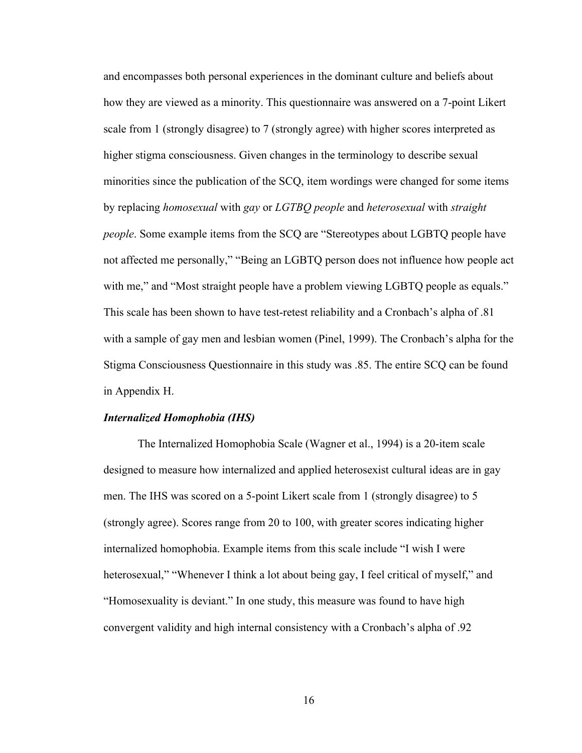and encompasses both personal experiences in the dominant culture and beliefs about how they are viewed as a minority. This questionnaire was answered on a 7-point Likert scale from 1 (strongly disagree) to 7 (strongly agree) with higher scores interpreted as higher stigma consciousness. Given changes in the terminology to describe sexual minorities since the publication of the SCQ, item wordings were changed for some items by replacing *homosexual* with *gay* or *LGTBQ people* and *heterosexual* with *straight people*. Some example items from the SCQ are "Stereotypes about LGBTQ people have not affected me personally," "Being an LGBTQ person does not influence how people act with me," and "Most straight people have a problem viewing LGBTQ people as equals." This scale has been shown to have test-retest reliability and a Cronbach's alpha of .81 with a sample of gay men and lesbian women (Pinel, 1999). The Cronbach's alpha for the Stigma Consciousness Questionnaire in this study was .85. The entire SCQ can be found in Appendix H.

***Internalized Homophobia (IHS)***

The Internalized Homophobia Scale (Wagner et al., 1994) is a 20-item scale designed to measure how internalized and applied heterosexist cultural ideas are in gay men. The IHS was scored on a 5-point Likert scale from 1 (strongly disagree) to 5 (strongly agree). Scores range from 20 to 100, with greater scores indicating higher internalized homophobia. Example items from this scale include "I wish I were heterosexual," "Whenever I think a lot about being gay, I feel critical of myself," and "Homosexuality is deviant." In one study, this measure was found to have high convergent validity and high internal consistency with a Cronbach's alpha of .92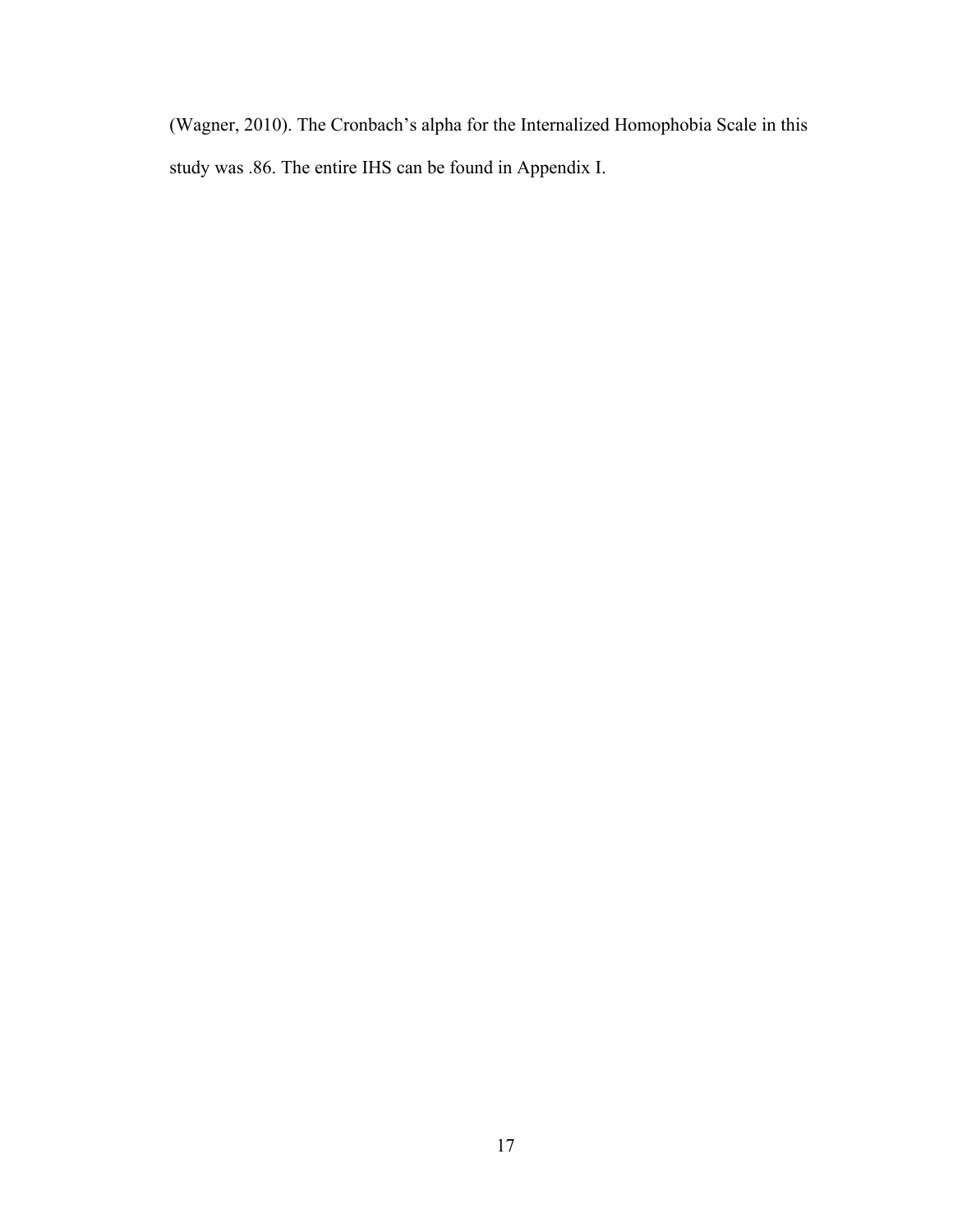(Wagner, 2010). The Cronbach's alpha for the Internalized Homophobia Scale in this study was .86. The entire IHS can be found in Appendix I.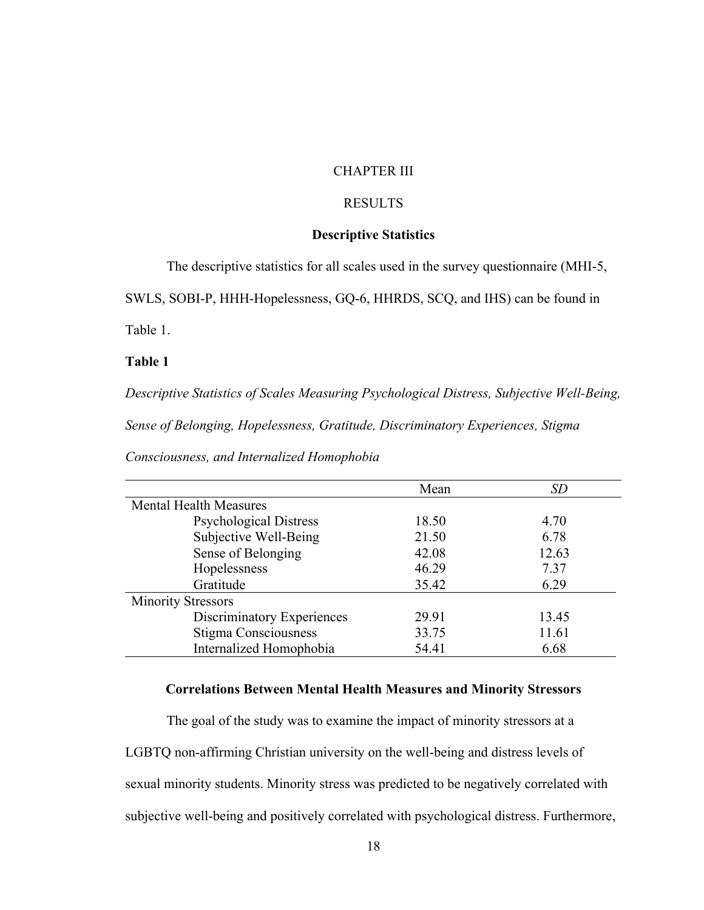# CHAPTER III

# RESULTS

## Descriptive Statistics

The descriptive statistics for all scales used in the survey questionnaire (MHI-5, SWLS, SOBI-P, HHH-Hopelessness, GQ-6, HHRDS, SCQ, and IHS) can be found in Table 1.

**Table 1**

*Descriptive Statistics of Scales Measuring Psychological Distress, Subjective Well-Being, Sense of Belonging, Hopelessness, Gratitude, Discriminatory Experiences, Stigma Consciousness, and Internalized Homophobia*

| | Mean | *SD* |
|---|---|---|
| Mental Health Measures | | |
| Psychological Distress | 18.50 | 4.70 |
| Subjective Well-Being | 21.50 | 6.78 |
| Sense of Belonging | 42.08 | 12.63 |
| Hopelessness | 46.29 | 7.37 |
| Gratitude | 35.42 | 6.29 |
| Minority Stressors | | |
| Discriminatory Experiences | 29.91 | 13.45 |
| Stigma Consciousness | 33.75 | 11.61 |
| Internalized Homophobia | 54.41 | 6.68 |

## Correlations Between Mental Health Measures and Minority Stressors

The goal of the study was to examine the impact of minority stressors at a LGBTQ non-affirming Christian university on the well-being and distress levels of sexual minority students. Minority stress was predicted to be negatively correlated with subjective well-being and positively correlated with psychological distress. Furthermore,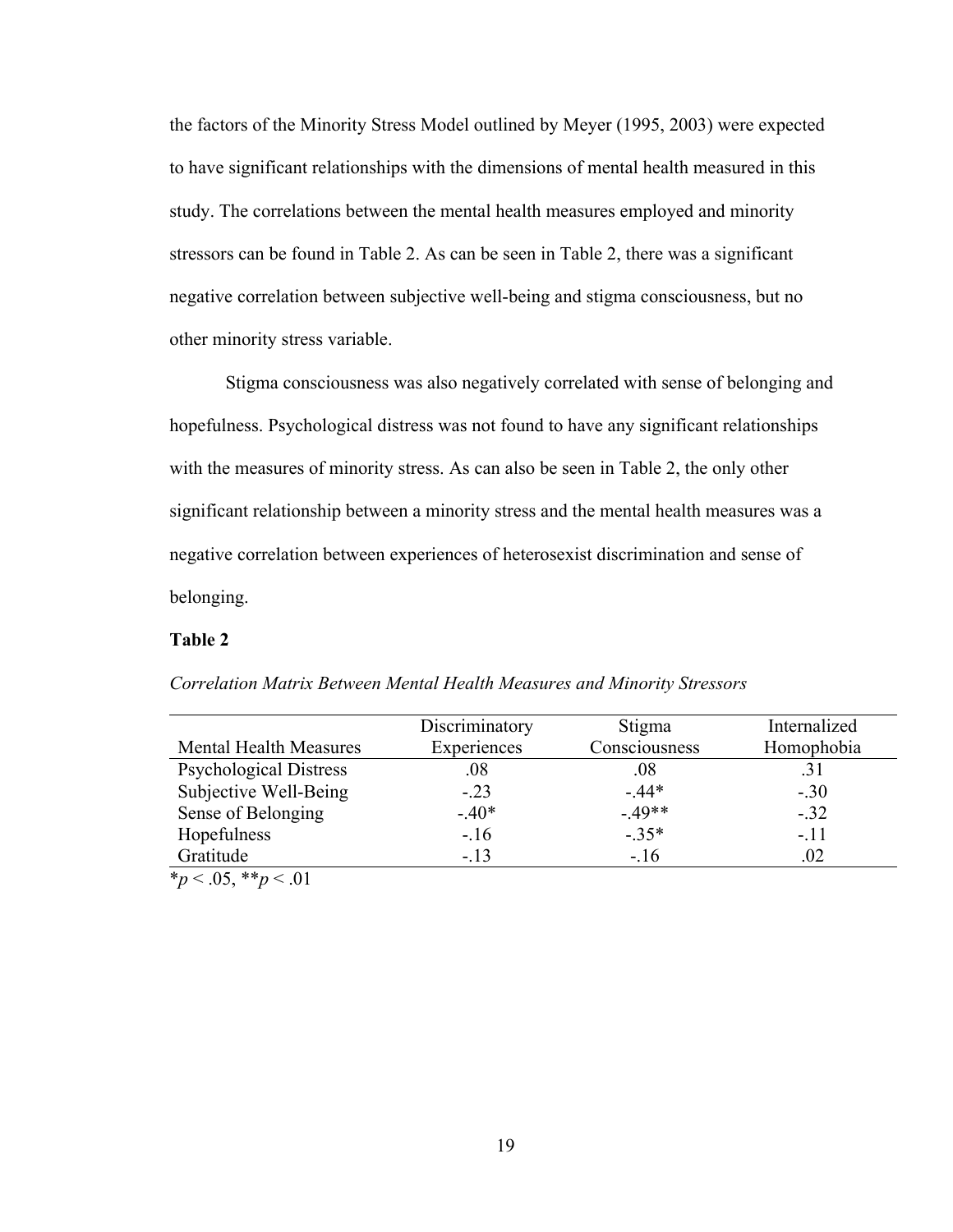the factors of the Minority Stress Model outlined by Meyer (1995, 2003) were expected to have significant relationships with the dimensions of mental health measured in this study. The correlations between the mental health measures employed and minority stressors can be found in Table 2. As can be seen in Table 2, there was a significant negative correlation between subjective well-being and stigma consciousness, but no other minority stress variable.

Stigma consciousness was also negatively correlated with sense of belonging and hopefulness. Psychological distress was not found to have any significant relationships with the measures of minority stress. As can also be seen in Table 2, the only other significant relationship between a minority stress and the mental health measures was a negative correlation between experiences of heterosexist discrimination and sense of belonging.

**Table 2**

*Correlation Matrix Between Mental Health Measures and Minority Stressors*

| Mental Health Measures | Discriminatory Experiences | Stigma Consciousness | Internalized Homophobia |
|---|---|---|---|
| Psychological Distress | .08 | .08 | .31 |
| Subjective Well-Being | -.23 | -.44* | -.30 |
| Sense of Belonging | -.40* | -.49** | -.32 |
| Hopefulness | -.16 | -.35* | -.11 |
| Gratitude | -.13 | -.16 | .02 |

*$p < .05$, **$p < .01$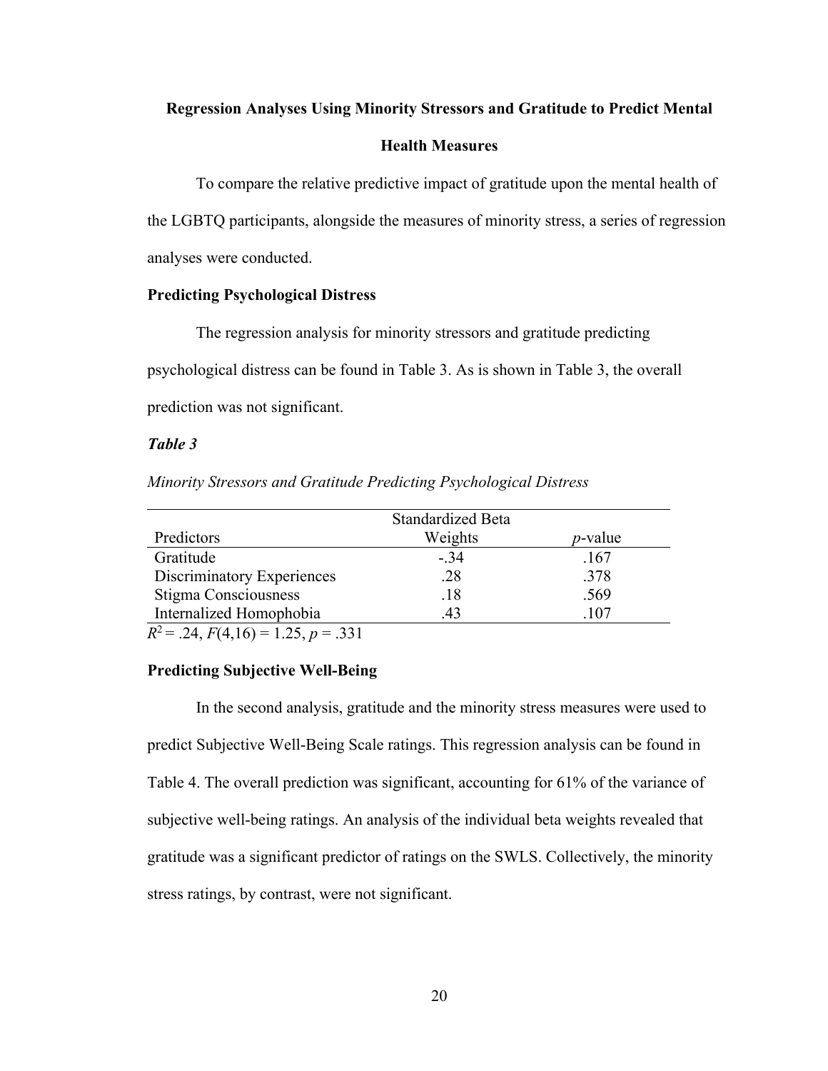## Regression Analyses Using Minority Stressors and Gratitude to Predict Mental Health Measures

To compare the relative predictive impact of gratitude upon the mental health of the LGBTQ participants, alongside the measures of minority stress, a series of regression analyses were conducted.

### Predicting Psychological Distress

The regression analysis for minority stressors and gratitude predicting psychological distress can be found in Table 3. As is shown in Table 3, the overall prediction was not significant.

***Table 3***

*Minority Stressors and Gratitude Predicting Psychological Distress*

| Predictors | Standardized Beta Weights | *p*-value |
|---|---|---|
| Gratitude | -.34 | .167 |
| Discriminatory Experiences | .28 | .378 |
| Stigma Consciousness | .18 | .569 |
| Internalized Homophobia | .43 | .107 |

$R^2 = .24$, $F(4,16) = 1.25$, $p = .331$

### Predicting Subjective Well-Being

In the second analysis, gratitude and the minority stress measures were used to predict Subjective Well-Being Scale ratings. This regression analysis can be found in Table 4. The overall prediction was significant, accounting for 61% of the variance of subjective well-being ratings. An analysis of the individual beta weights revealed that gratitude was a significant predictor of ratings on the SWLS. Collectively, the minority stress ratings, by contrast, were not significant.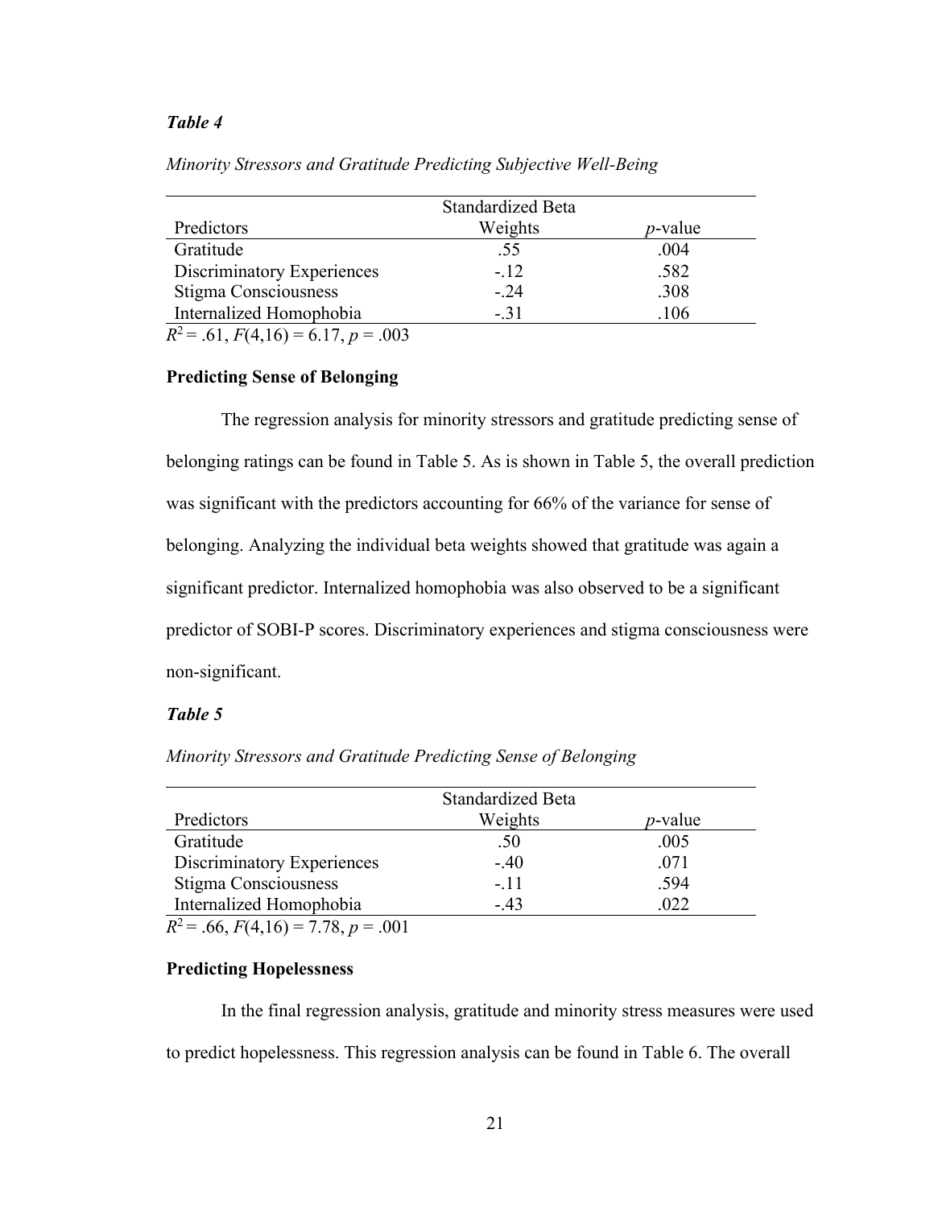***Table 4***

*Minority Stressors and Gratitude Predicting Subjective Well-Being*

| Predictors | Standardized Beta Weights | *p*-value |
|---|---|---|
| Gratitude | .55 | .004 |
| Discriminatory Experiences | -.12 | .582 |
| Stigma Consciousness | -.24 | .308 |
| Internalized Homophobia | -.31 | .106 |

$R^2 = .61$, $F(4,16) = 6.17$, $p = .003$

**Predicting Sense of Belonging**

The regression analysis for minority stressors and gratitude predicting sense of belonging ratings can be found in Table 5. As is shown in Table 5, the overall prediction was significant with the predictors accounting for 66% of the variance for sense of belonging. Analyzing the individual beta weights showed that gratitude was again a significant predictor. Internalized homophobia was also observed to be a significant predictor of SOBI-P scores. Discriminatory experiences and stigma consciousness were non-significant.

***Table 5***

*Minority Stressors and Gratitude Predicting Sense of Belonging*

| Predictors | Standardized Beta Weights | *p*-value |
|---|---|---|
| Gratitude | .50 | .005 |
| Discriminatory Experiences | -.40 | .071 |
| Stigma Consciousness | -.11 | .594 |
| Internalized Homophobia | -.43 | .022 |

$R^2 = .66$, $F(4,16) = 7.78$, $p = .001$

**Predicting Hopelessness**

In the final regression analysis, gratitude and minority stress measures were used to predict hopelessness. This regression analysis can be found in Table 6. The overall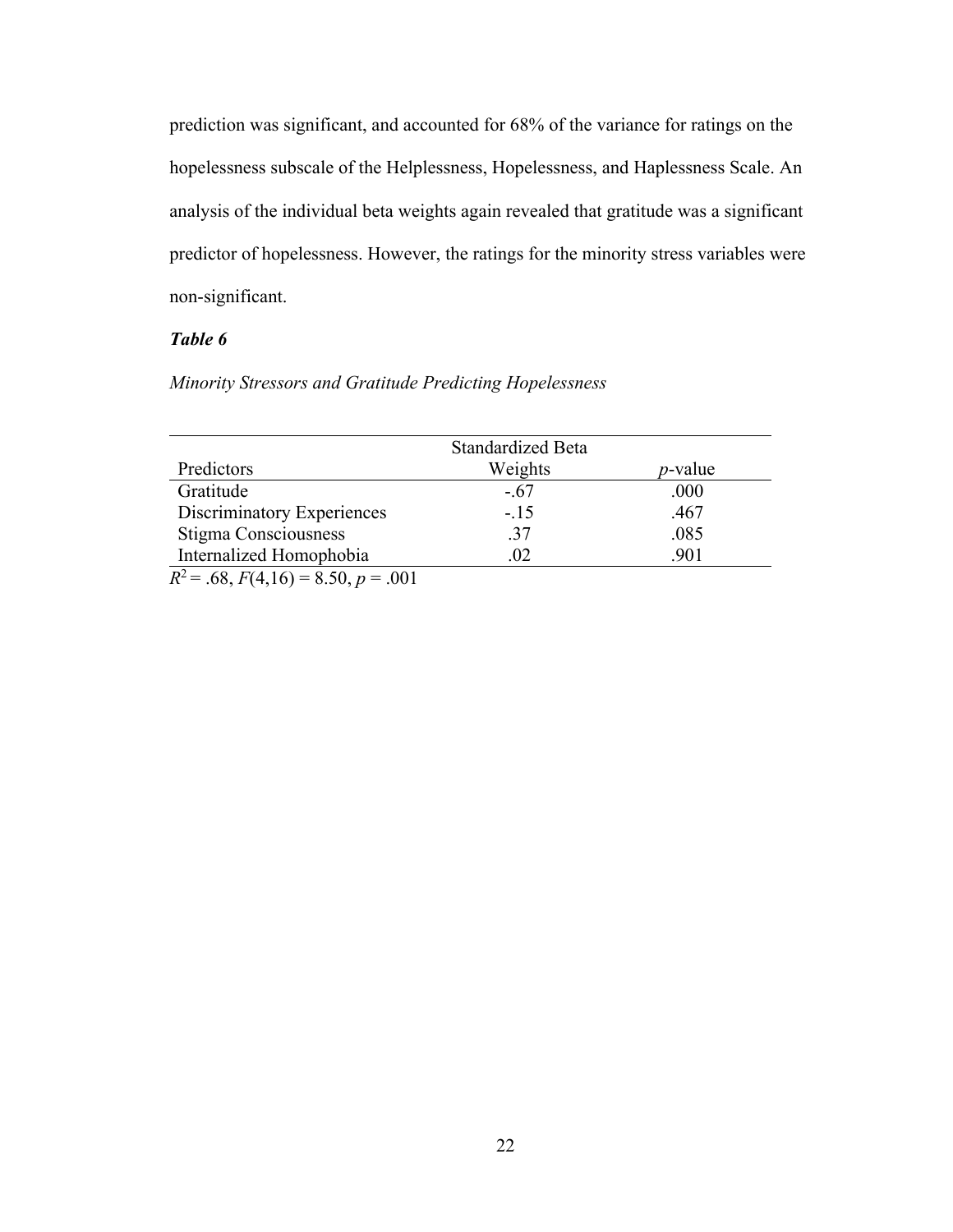prediction was significant, and accounted for 68% of the variance for ratings on the hopelessness subscale of the Helplessness, Hopelessness, and Haplessness Scale. An analysis of the individual beta weights again revealed that gratitude was a significant predictor of hopelessness. However, the ratings for the minority stress variables were non-significant.

***Table 6***

*Minority Stressors and Gratitude Predicting Hopelessness*

| Predictors | Standardized Beta Weights | *p*-value |
|---|---|---|
| Gratitude | -.67 | .000 |
| Discriminatory Experiences | -.15 | .467 |
| Stigma Consciousness | .37 | .085 |
| Internalized Homophobia | .02 | .901 |

$R^2 = .68$, $F(4,16) = 8.50$, $p = .001$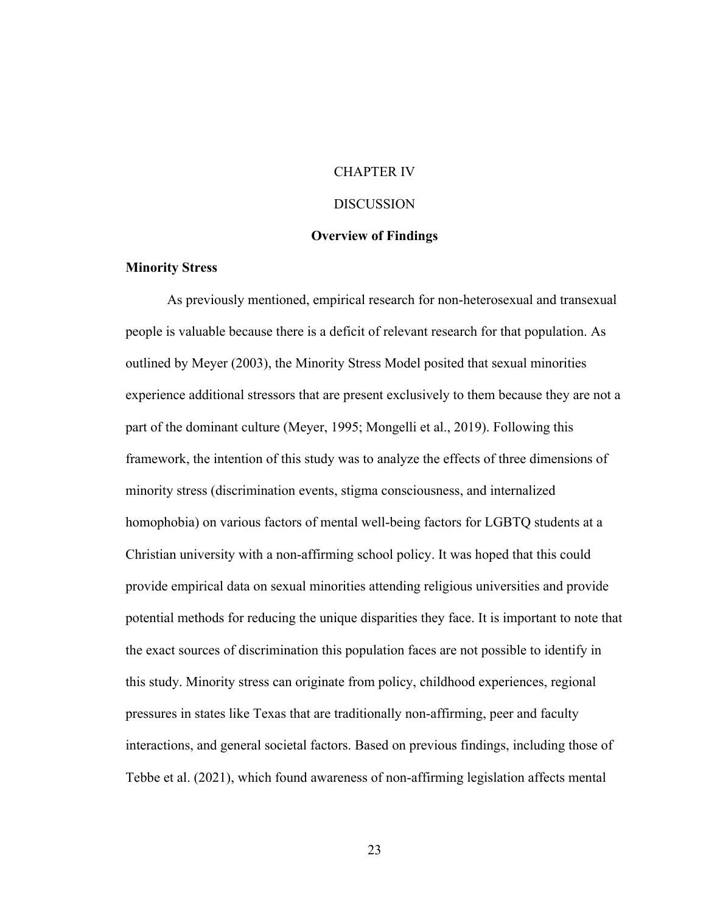# CHAPTER IV

# DISCUSSION

## Overview of Findings

### Minority Stress

As previously mentioned, empirical research for non-heterosexual and transexual people is valuable because there is a deficit of relevant research for that population. As outlined by Meyer (2003), the Minority Stress Model posited that sexual minorities experience additional stressors that are present exclusively to them because they are not a part of the dominant culture (Meyer, 1995; Mongelli et al., 2019). Following this framework, the intention of this study was to analyze the effects of three dimensions of minority stress (discrimination events, stigma consciousness, and internalized homophobia) on various factors of mental well-being factors for LGBTQ students at a Christian university with a non-affirming school policy. It was hoped that this could provide empirical data on sexual minorities attending religious universities and provide potential methods for reducing the unique disparities they face. It is important to note that the exact sources of discrimination this population faces are not possible to identify in this study. Minority stress can originate from policy, childhood experiences, regional pressures in states like Texas that are traditionally non-affirming, peer and faculty interactions, and general societal factors. Based on previous findings, including those of Tebbe et al. (2021), which found awareness of non-affirming legislation affects mental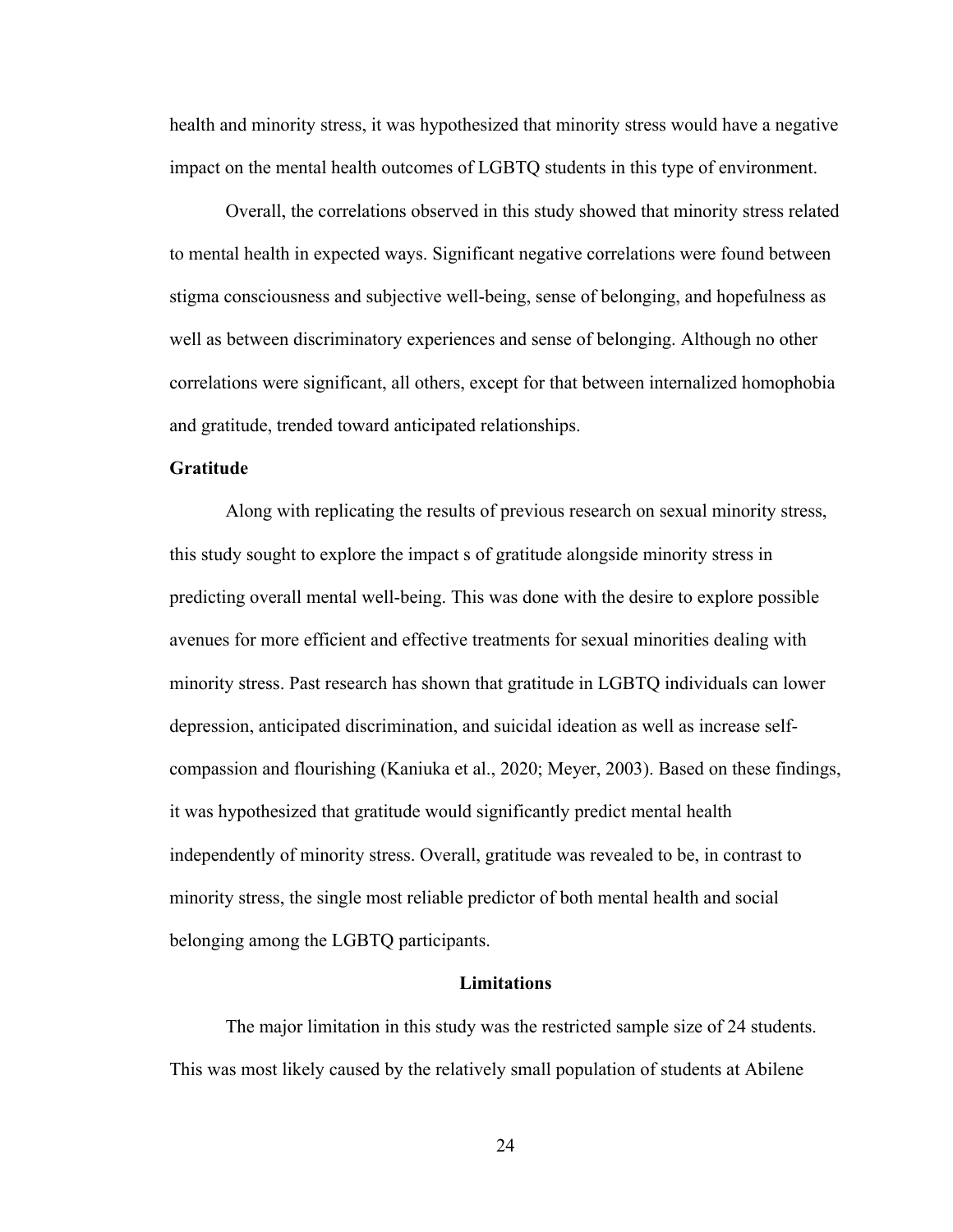health and minority stress, it was hypothesized that minority stress would have a negative impact on the mental health outcomes of LGBTQ students in this type of environment.

Overall, the correlations observed in this study showed that minority stress related to mental health in expected ways. Significant negative correlations were found between stigma consciousness and subjective well-being, sense of belonging, and hopefulness as well as between discriminatory experiences and sense of belonging. Although no other correlations were significant, all others, except for that between internalized homophobia and gratitude, trended toward anticipated relationships.

### Gratitude

Along with replicating the results of previous research on sexual minority stress, this study sought to explore the impact s of gratitude alongside minority stress in predicting overall mental well-being. This was done with the desire to explore possible avenues for more efficient and effective treatments for sexual minorities dealing with minority stress. Past research has shown that gratitude in LGBTQ individuals can lower depression, anticipated discrimination, and suicidal ideation as well as increase self-compassion and flourishing (Kaniuka et al., 2020; Meyer, 2003). Based on these findings, it was hypothesized that gratitude would significantly predict mental health independently of minority stress. Overall, gratitude was revealed to be, in contrast to minority stress, the single most reliable predictor of both mental health and social belonging among the LGBTQ participants.

## Limitations

The major limitation in this study was the restricted sample size of 24 students. This was most likely caused by the relatively small population of students at Abilene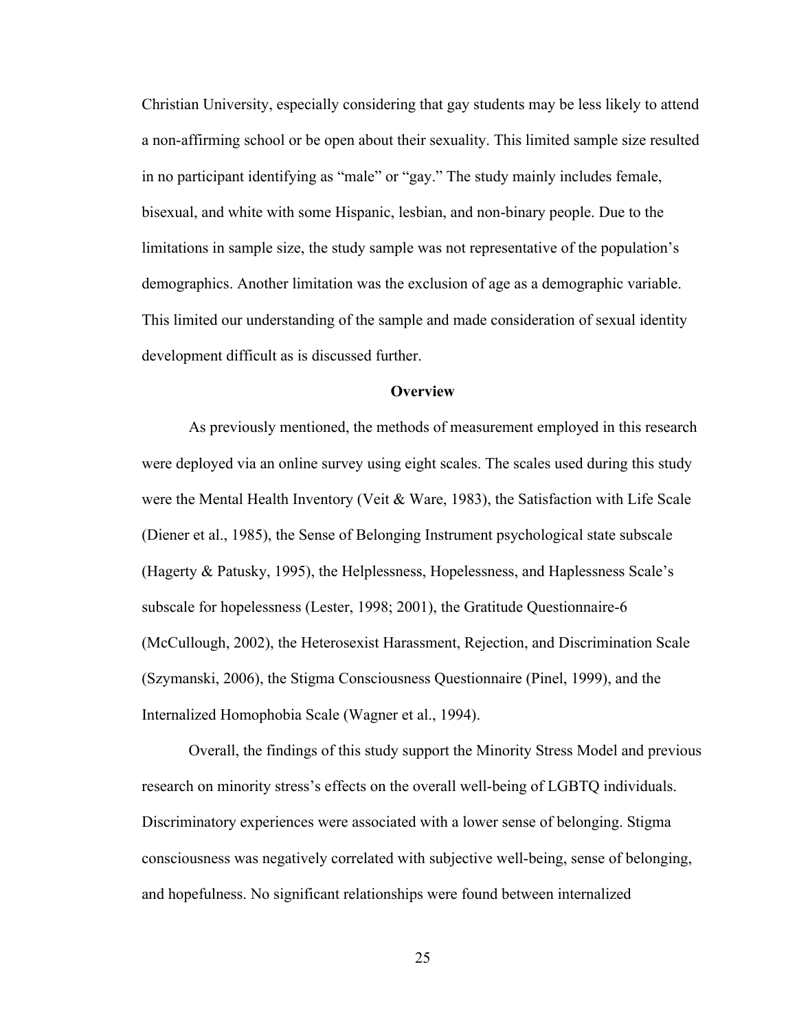Christian University, especially considering that gay students may be less likely to attend a non-affirming school or be open about their sexuality. This limited sample size resulted in no participant identifying as “male” or “gay.” The study mainly includes female, bisexual, and white with some Hispanic, lesbian, and non-binary people. Due to the limitations in sample size, the study sample was not representative of the population’s demographics. Another limitation was the exclusion of age as a demographic variable. This limited our understanding of the sample and made consideration of sexual identity development difficult as is discussed further.

## Overview

As previously mentioned, the methods of measurement employed in this research were deployed via an online survey using eight scales. The scales used during this study were the Mental Health Inventory (Veit & Ware, 1983), the Satisfaction with Life Scale (Diener et al., 1985), the Sense of Belonging Instrument psychological state subscale (Hagerty & Patusky, 1995), the Helplessness, Hopelessness, and Haplessness Scale’s subscale for hopelessness (Lester, 1998; 2001), the Gratitude Questionnaire-6 (McCullough, 2002), the Heterosexist Harassment, Rejection, and Discrimination Scale (Szymanski, 2006), the Stigma Consciousness Questionnaire (Pinel, 1999), and the Internalized Homophobia Scale (Wagner et al., 1994).

Overall, the findings of this study support the Minority Stress Model and previous research on minority stress’s effects on the overall well-being of LGBTQ individuals. Discriminatory experiences were associated with a lower sense of belonging. Stigma consciousness was negatively correlated with subjective well-being, sense of belonging, and hopefulness. No significant relationships were found between internalized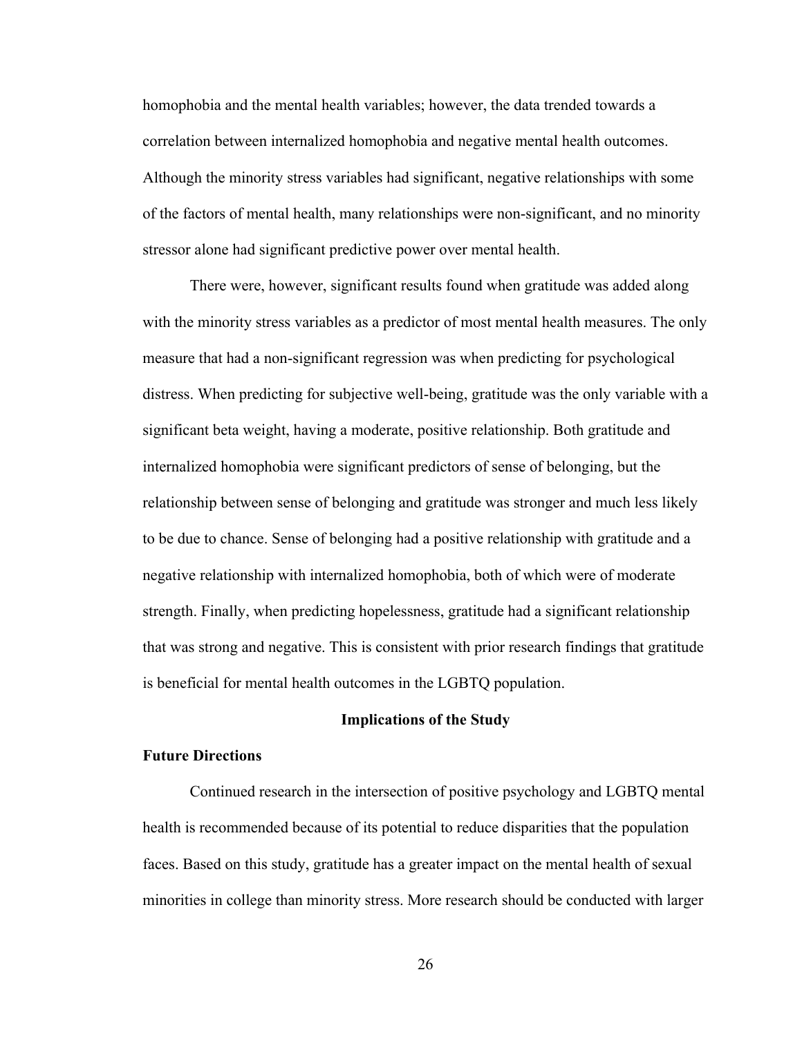homophobia and the mental health variables; however, the data trended towards a correlation between internalized homophobia and negative mental health outcomes. Although the minority stress variables had significant, negative relationships with some of the factors of mental health, many relationships were non-significant, and no minority stressor alone had significant predictive power over mental health.

There were, however, significant results found when gratitude was added along with the minority stress variables as a predictor of most mental health measures. The only measure that had a non-significant regression was when predicting for psychological distress. When predicting for subjective well-being, gratitude was the only variable with a significant beta weight, having a moderate, positive relationship. Both gratitude and internalized homophobia were significant predictors of sense of belonging, but the relationship between sense of belonging and gratitude was stronger and much less likely to be due to chance. Sense of belonging had a positive relationship with gratitude and a negative relationship with internalized homophobia, both of which were of moderate strength. Finally, when predicting hopelessness, gratitude had a significant relationship that was strong and negative. This is consistent with prior research findings that gratitude is beneficial for mental health outcomes in the LGBTQ population.

## Implications of the Study

### Future Directions

Continued research in the intersection of positive psychology and LGBTQ mental health is recommended because of its potential to reduce disparities that the population faces. Based on this study, gratitude has a greater impact on the mental health of sexual minorities in college than minority stress. More research should be conducted with larger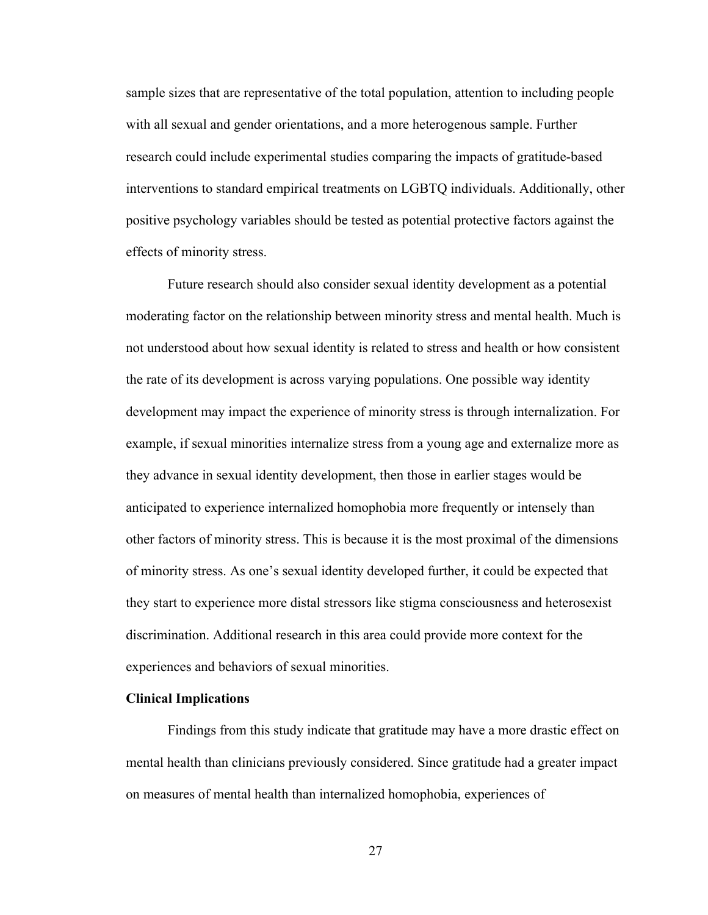sample sizes that are representative of the total population, attention to including people with all sexual and gender orientations, and a more heterogenous sample. Further research could include experimental studies comparing the impacts of gratitude-based interventions to standard empirical treatments on LGBTQ individuals. Additionally, other positive psychology variables should be tested as potential protective factors against the effects of minority stress.

Future research should also consider sexual identity development as a potential moderating factor on the relationship between minority stress and mental health. Much is not understood about how sexual identity is related to stress and health or how consistent the rate of its development is across varying populations. One possible way identity development may impact the experience of minority stress is through internalization. For example, if sexual minorities internalize stress from a young age and externalize more as they advance in sexual identity development, then those in earlier stages would be anticipated to experience internalized homophobia more frequently or intensely than other factors of minority stress. This is because it is the most proximal of the dimensions of minority stress. As one's sexual identity developed further, it could be expected that they start to experience more distal stressors like stigma consciousness and heterosexist discrimination. Additional research in this area could provide more context for the experiences and behaviors of sexual minorities.

**Clinical Implications**

Findings from this study indicate that gratitude may have a more drastic effect on mental health than clinicians previously considered. Since gratitude had a greater impact on measures of mental health than internalized homophobia, experiences of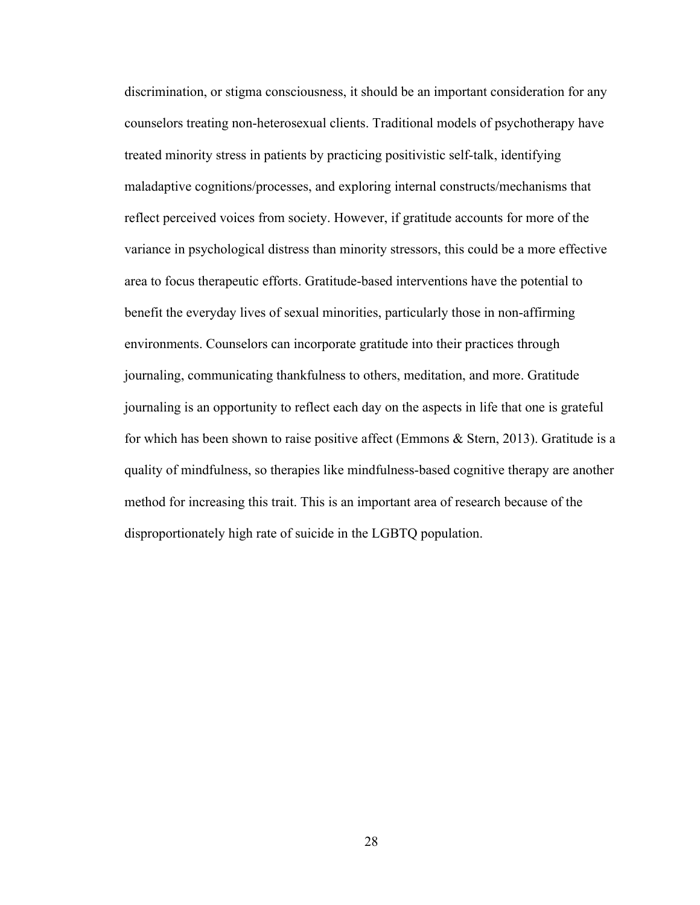discrimination, or stigma consciousness, it should be an important consideration for any counselors treating non-heterosexual clients. Traditional models of psychotherapy have treated minority stress in patients by practicing positivistic self-talk, identifying maladaptive cognitions/processes, and exploring internal constructs/mechanisms that reflect perceived voices from society. However, if gratitude accounts for more of the variance in psychological distress than minority stressors, this could be a more effective area to focus therapeutic efforts. Gratitude-based interventions have the potential to benefit the everyday lives of sexual minorities, particularly those in non-affirming environments. Counselors can incorporate gratitude into their practices through journaling, communicating thankfulness to others, meditation, and more. Gratitude journaling is an opportunity to reflect each day on the aspects in life that one is grateful for which has been shown to raise positive affect (Emmons & Stern, 2013). Gratitude is a quality of mindfulness, so therapies like mindfulness-based cognitive therapy are another method for increasing this trait. This is an important area of research because of the disproportionately high rate of suicide in the LGBTQ population.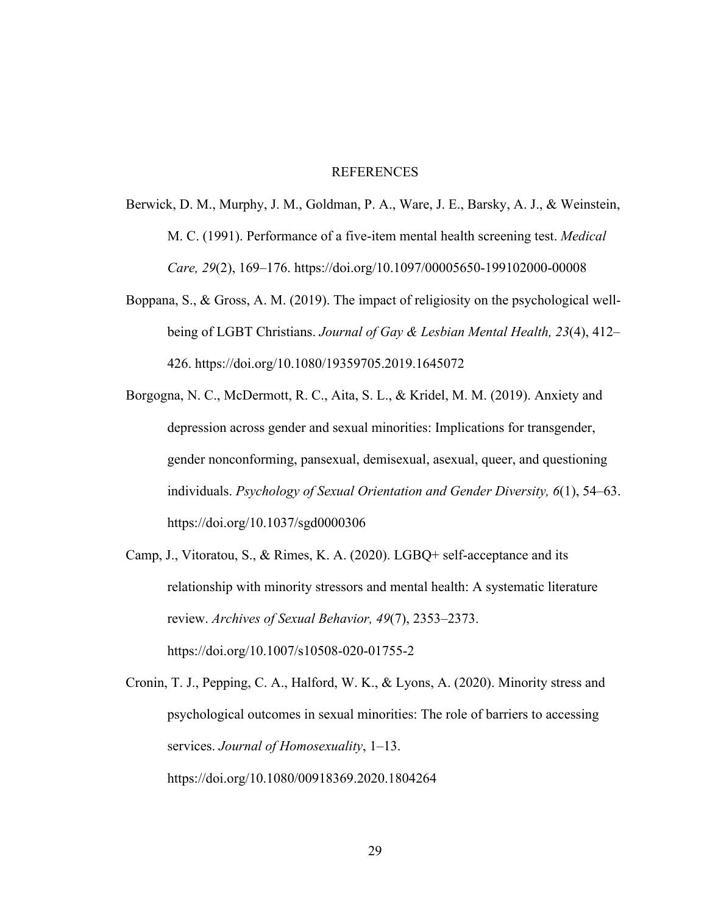# REFERENCES

Berwick, D. M., Murphy, J. M., Goldman, P. A., Ware, J. E., Barsky, A. J., & Weinstein, M. C. (1991). Performance of a five-item mental health screening test. *Medical Care, 29*(2), 169–176. https://doi.org/10.1097/00005650-199102000-00008

Boppana, S., & Gross, A. M. (2019). The impact of religiosity on the psychological well-being of LGBT Christians. *Journal of Gay & Lesbian Mental Health, 23*(4), 412–426. https://doi.org/10.1080/19359705.2019.1645072

Borgogna, N. C., McDermott, R. C., Aita, S. L., & Kridel, M. M. (2019). Anxiety and depression across gender and sexual minorities: Implications for transgender, gender nonconforming, pansexual, demisexual, asexual, queer, and questioning individuals. *Psychology of Sexual Orientation and Gender Diversity, 6*(1), 54–63. https://doi.org/10.1037/sgd0000306

Camp, J., Vitoratou, S., & Rimes, K. A. (2020). LGBQ+ self-acceptance and its relationship with minority stressors and mental health: A systematic literature review. *Archives of Sexual Behavior, 49*(7), 2353–2373. https://doi.org/10.1007/s10508-020-01755-2

Cronin, T. J., Pepping, C. A., Halford, W. K., & Lyons, A. (2020). Minority stress and psychological outcomes in sexual minorities: The role of barriers to accessing services. *Journal of Homosexuality*, 1–13. https://doi.org/10.1080/00918369.2020.1804264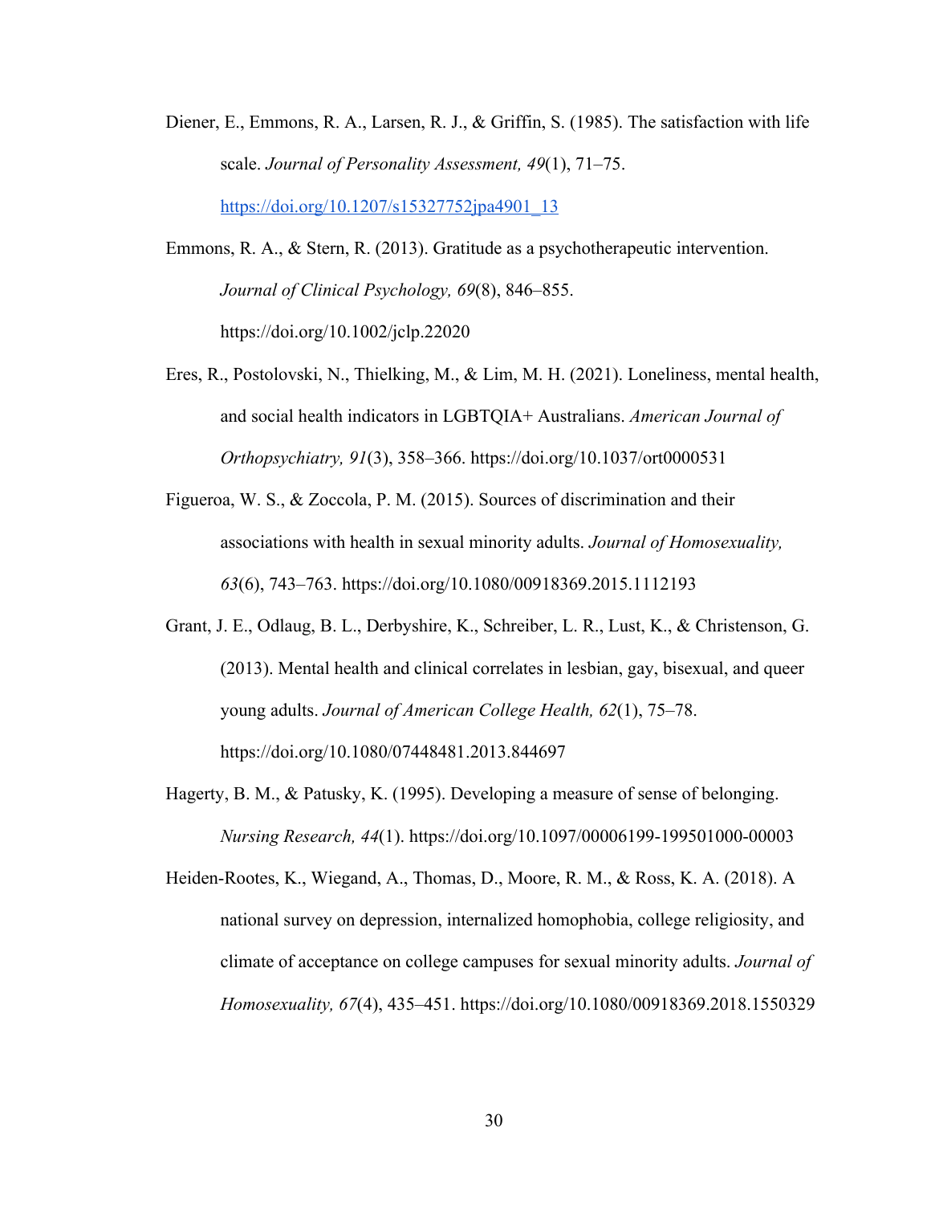Diener, E., Emmons, R. A., Larsen, R. J., & Griffin, S. (1985). The satisfaction with life scale. *Journal of Personality Assessment, 49*(1), 71–75. https://doi.org/10.1207/s15327752jpa4901_13

Emmons, R. A., & Stern, R. (2013). Gratitude as a psychotherapeutic intervention. *Journal of Clinical Psychology, 69*(8), 846–855. https://doi.org/10.1002/jclp.22020

Eres, R., Postolovski, N., Thielking, M., & Lim, M. H. (2021). Loneliness, mental health, and social health indicators in LGBTQIA+ Australians. *American Journal of Orthopsychiatry, 91*(3), 358–366. https://doi.org/10.1037/ort0000531

Figueroa, W. S., & Zoccola, P. M. (2015). Sources of discrimination and their associations with health in sexual minority adults. *Journal of Homosexuality, 63*(6), 743–763. https://doi.org/10.1080/00918369.2015.1112193

Grant, J. E., Odlaug, B. L., Derbyshire, K., Schreiber, L. R., Lust, K., & Christenson, G. (2013). Mental health and clinical correlates in lesbian, gay, bisexual, and queer young adults. *Journal of American College Health, 62*(1), 75–78. https://doi.org/10.1080/07448481.2013.844697

Hagerty, B. M., & Patusky, K. (1995). Developing a measure of sense of belonging. *Nursing Research, 44*(1). https://doi.org/10.1097/00006199-199501000-00003

Heiden-Rootes, K., Wiegand, A., Thomas, D., Moore, R. M., & Ross, K. A. (2018). A national survey on depression, internalized homophobia, college religiosity, and climate of acceptance on college campuses for sexual minority adults. *Journal of Homosexuality, 67*(4), 435–451. https://doi.org/10.1080/00918369.2018.1550329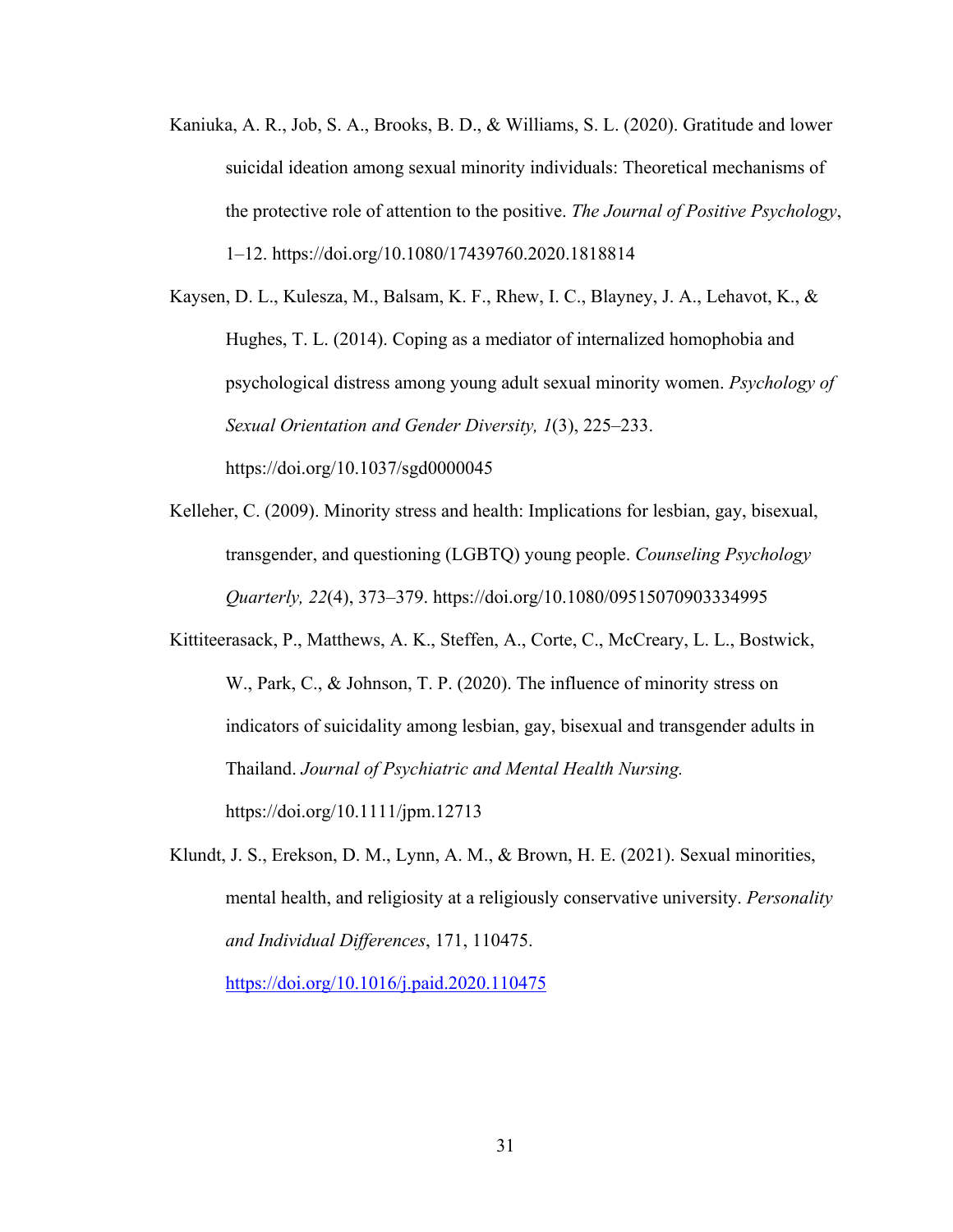Kaniuka, A. R., Job, S. A., Brooks, B. D., & Williams, S. L. (2020). Gratitude and lower suicidal ideation among sexual minority individuals: Theoretical mechanisms of the protective role of attention to the positive. *The Journal of Positive Psychology*, 1–12. https://doi.org/10.1080/17439760.2020.1818814

Kaysen, D. L., Kulesza, M., Balsam, K. F., Rhew, I. C., Blayney, J. A., Lehavot, K., & Hughes, T. L. (2014). Coping as a mediator of internalized homophobia and psychological distress among young adult sexual minority women. *Psychology of Sexual Orientation and Gender Diversity, 1*(3), 225–233. https://doi.org/10.1037/sgd0000045

Kelleher, C. (2009). Minority stress and health: Implications for lesbian, gay, bisexual, transgender, and questioning (LGBTQ) young people. *Counseling Psychology Quarterly, 22*(4), 373–379. https://doi.org/10.1080/09515070903334995

Kittiteerasack, P., Matthews, A. K., Steffen, A., Corte, C., McCreary, L. L., Bostwick, W., Park, C., & Johnson, T. P. (2020). The influence of minority stress on indicators of suicidality among lesbian, gay, bisexual and transgender adults in Thailand. *Journal of Psychiatric and Mental Health Nursing.* https://doi.org/10.1111/jpm.12713

Klundt, J. S., Erekson, D. M., Lynn, A. M., & Brown, H. E. (2021). Sexual minorities, mental health, and religiosity at a religiously conservative university. *Personality and Individual Differences*, 171, 110475. https://doi.org/10.1016/j.paid.2020.110475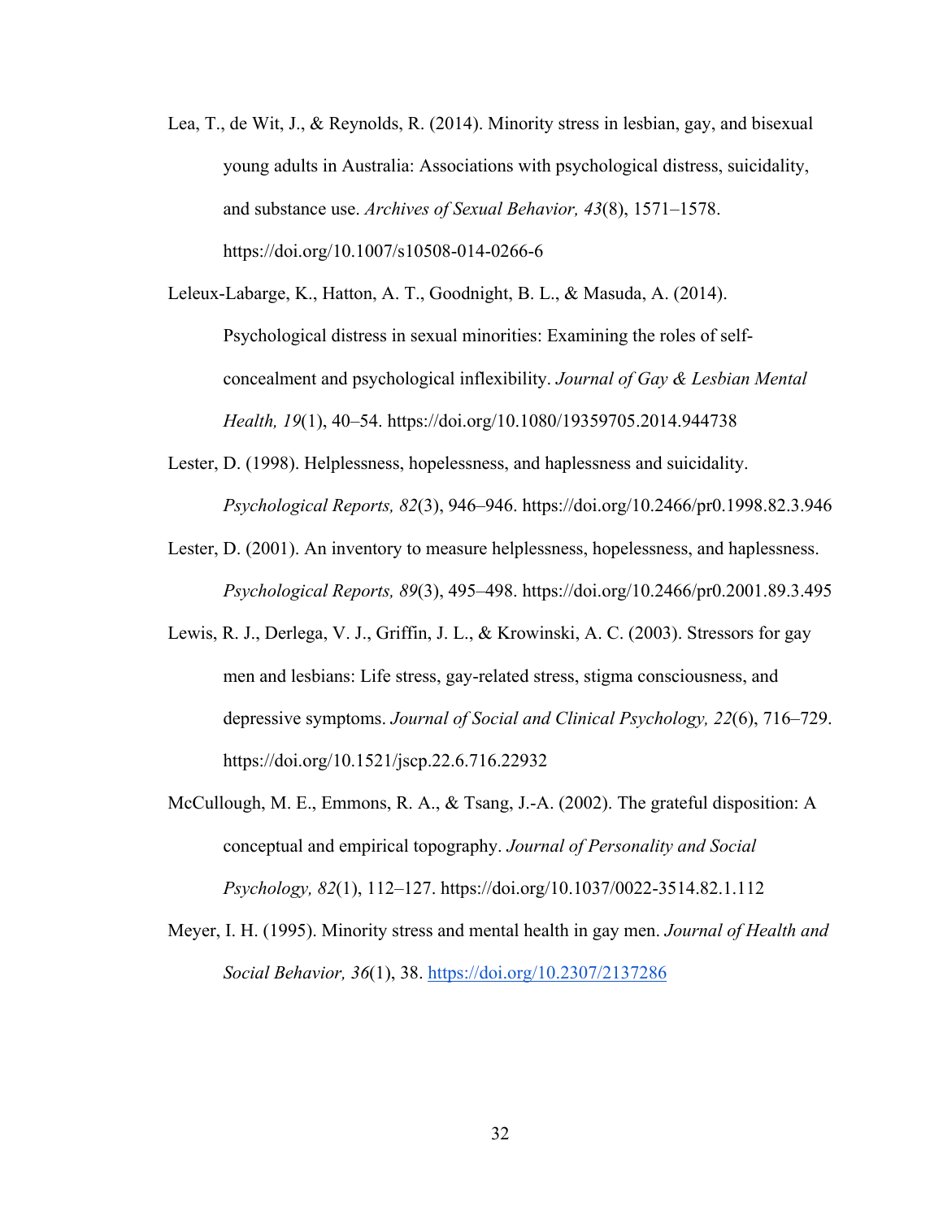Lea, T., de Wit, J., & Reynolds, R. (2014). Minority stress in lesbian, gay, and bisexual young adults in Australia: Associations with psychological distress, suicidality, and substance use. *Archives of Sexual Behavior, 43*(8), 1571–1578. https://doi.org/10.1007/s10508-014-0266-6

Leleux-Labarge, K., Hatton, A. T., Goodnight, B. L., & Masuda, A. (2014). Psychological distress in sexual minorities: Examining the roles of self-concealment and psychological inflexibility. *Journal of Gay & Lesbian Mental Health, 19*(1), 40–54. https://doi.org/10.1080/19359705.2014.944738

Lester, D. (1998). Helplessness, hopelessness, and haplessness and suicidality. *Psychological Reports, 82*(3), 946–946. https://doi.org/10.2466/pr0.1998.82.3.946

Lester, D. (2001). An inventory to measure helplessness, hopelessness, and haplessness. *Psychological Reports, 89*(3), 495–498. https://doi.org/10.2466/pr0.2001.89.3.495

Lewis, R. J., Derlega, V. J., Griffin, J. L., & Krowinski, A. C. (2003). Stressors for gay men and lesbians: Life stress, gay-related stress, stigma consciousness, and depressive symptoms. *Journal of Social and Clinical Psychology, 22*(6), 716–729. https://doi.org/10.1521/jscp.22.6.716.22932

McCullough, M. E., Emmons, R. A., & Tsang, J.-A. (2002). The grateful disposition: A conceptual and empirical topography. *Journal of Personality and Social Psychology, 82*(1), 112–127. https://doi.org/10.1037/0022-3514.82.1.112

Meyer, I. H. (1995). Minority stress and mental health in gay men. *Journal of Health and Social Behavior, 36*(1), 38. https://doi.org/10.2307/2137286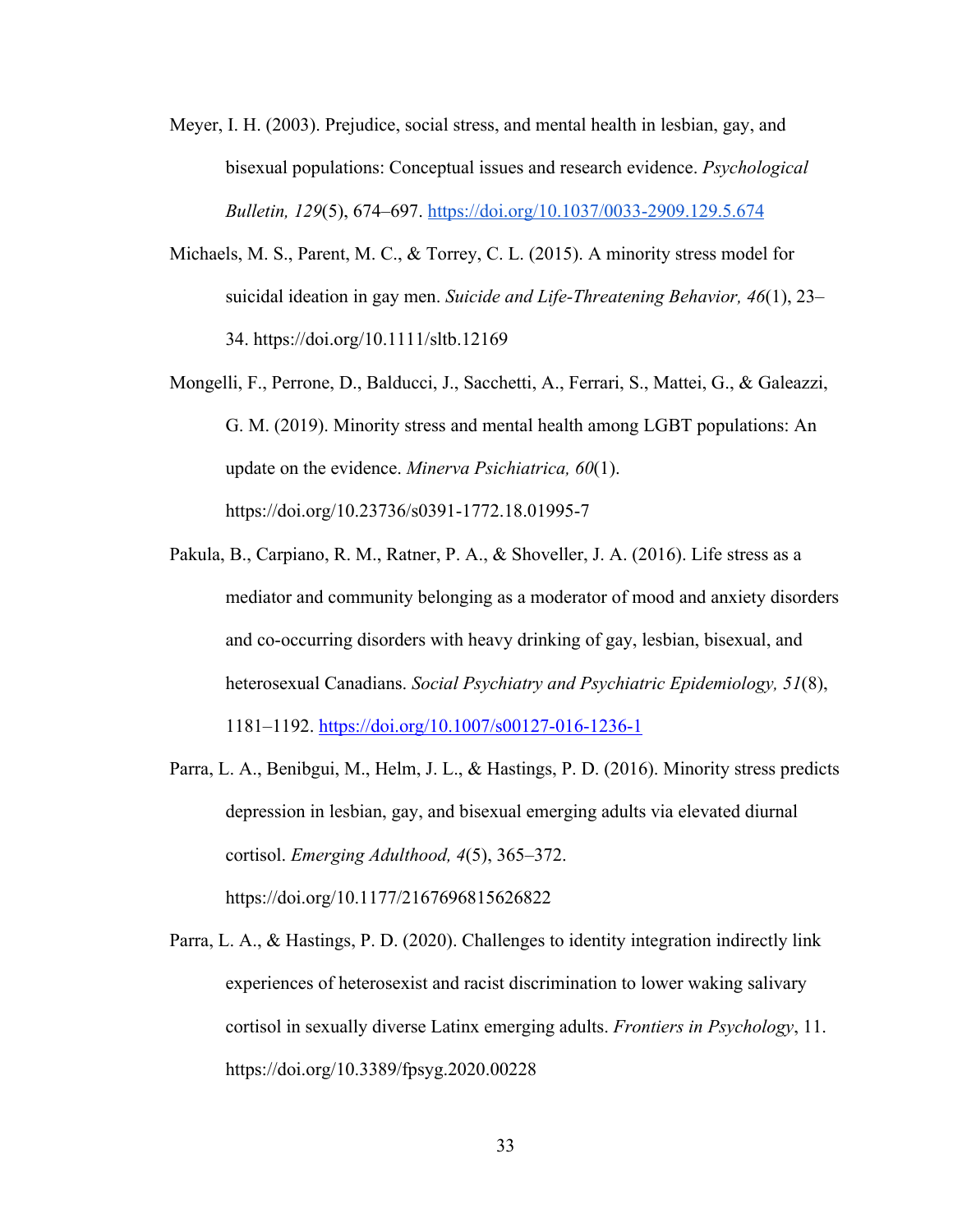Meyer, I. H. (2003). Prejudice, social stress, and mental health in lesbian, gay, and bisexual populations: Conceptual issues and research evidence. *Psychological Bulletin, 129*(5), 674–697. https://doi.org/10.1037/0033-2909.129.5.674

Michaels, M. S., Parent, M. C., & Torrey, C. L. (2015). A minority stress model for suicidal ideation in gay men. *Suicide and Life-Threatening Behavior, 46*(1), 23–34. https://doi.org/10.1111/sltb.12169

Mongelli, F., Perrone, D., Balducci, J., Sacchetti, A., Ferrari, S., Mattei, G., & Galeazzi, G. M. (2019). Minority stress and mental health among LGBT populations: An update on the evidence. *Minerva Psichiatrica, 60*(1). https://doi.org/10.23736/s0391-1772.18.01995-7

Pakula, B., Carpiano, R. M., Ratner, P. A., & Shoveller, J. A. (2016). Life stress as a mediator and community belonging as a moderator of mood and anxiety disorders and co-occurring disorders with heavy drinking of gay, lesbian, bisexual, and heterosexual Canadians. *Social Psychiatry and Psychiatric Epidemiology, 51*(8), 1181–1192. https://doi.org/10.1007/s00127-016-1236-1

Parra, L. A., Benibgui, M., Helm, J. L., & Hastings, P. D. (2016). Minority stress predicts depression in lesbian, gay, and bisexual emerging adults via elevated diurnal cortisol. *Emerging Adulthood, 4*(5), 365–372. https://doi.org/10.1177/2167696815626822

Parra, L. A., & Hastings, P. D. (2020). Challenges to identity integration indirectly link experiences of heterosexist and racist discrimination to lower waking salivary cortisol in sexually diverse Latinx emerging adults. *Frontiers in Psychology*, 11. https://doi.org/10.3389/fpsyg.2020.00228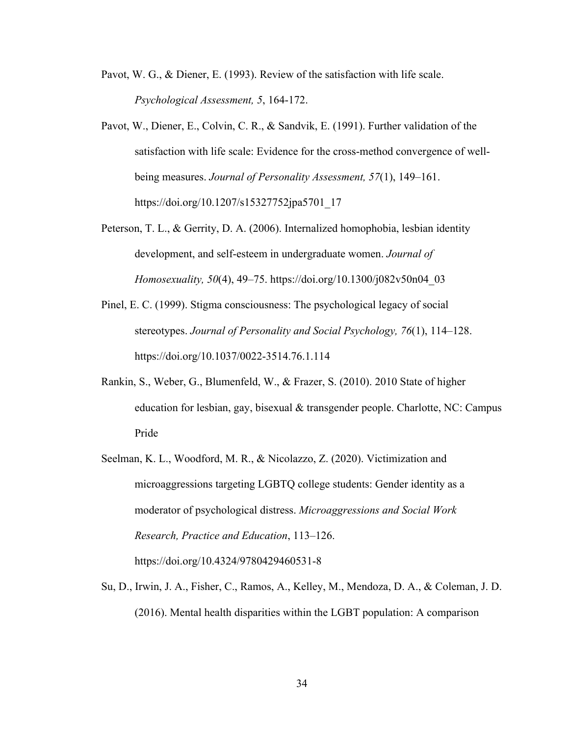Pavot, W. G., & Diener, E. (1993). Review of the satisfaction with life scale. *Psychological Assessment, 5*, 164-172.

Pavot, W., Diener, E., Colvin, C. R., & Sandvik, E. (1991). Further validation of the satisfaction with life scale: Evidence for the cross-method convergence of well-being measures. *Journal of Personality Assessment, 57*(1), 149–161. https://doi.org/10.1207/s15327752jpa5701_17

Peterson, T. L., & Gerrity, D. A. (2006). Internalized homophobia, lesbian identity development, and self-esteem in undergraduate women. *Journal of Homosexuality, 50*(4), 49–75. https://doi.org/10.1300/j082v50n04_03

Pinel, E. C. (1999). Stigma consciousness: The psychological legacy of social stereotypes. *Journal of Personality and Social Psychology, 76*(1), 114–128. https://doi.org/10.1037/0022-3514.76.1.114

Rankin, S., Weber, G., Blumenfeld, W., & Frazer, S. (2010). 2010 State of higher education for lesbian, gay, bisexual & transgender people. Charlotte, NC: Campus Pride

Seelman, K. L., Woodford, M. R., & Nicolazzo, Z. (2020). Victimization and microaggressions targeting LGBTQ college students: Gender identity as a moderator of psychological distress. *Microaggressions and Social Work Research, Practice and Education*, 113–126. https://doi.org/10.4324/9780429460531-8

Su, D., Irwin, J. A., Fisher, C., Ramos, A., Kelley, M., Mendoza, D. A., & Coleman, J. D. (2016). Mental health disparities within the LGBT population: A comparison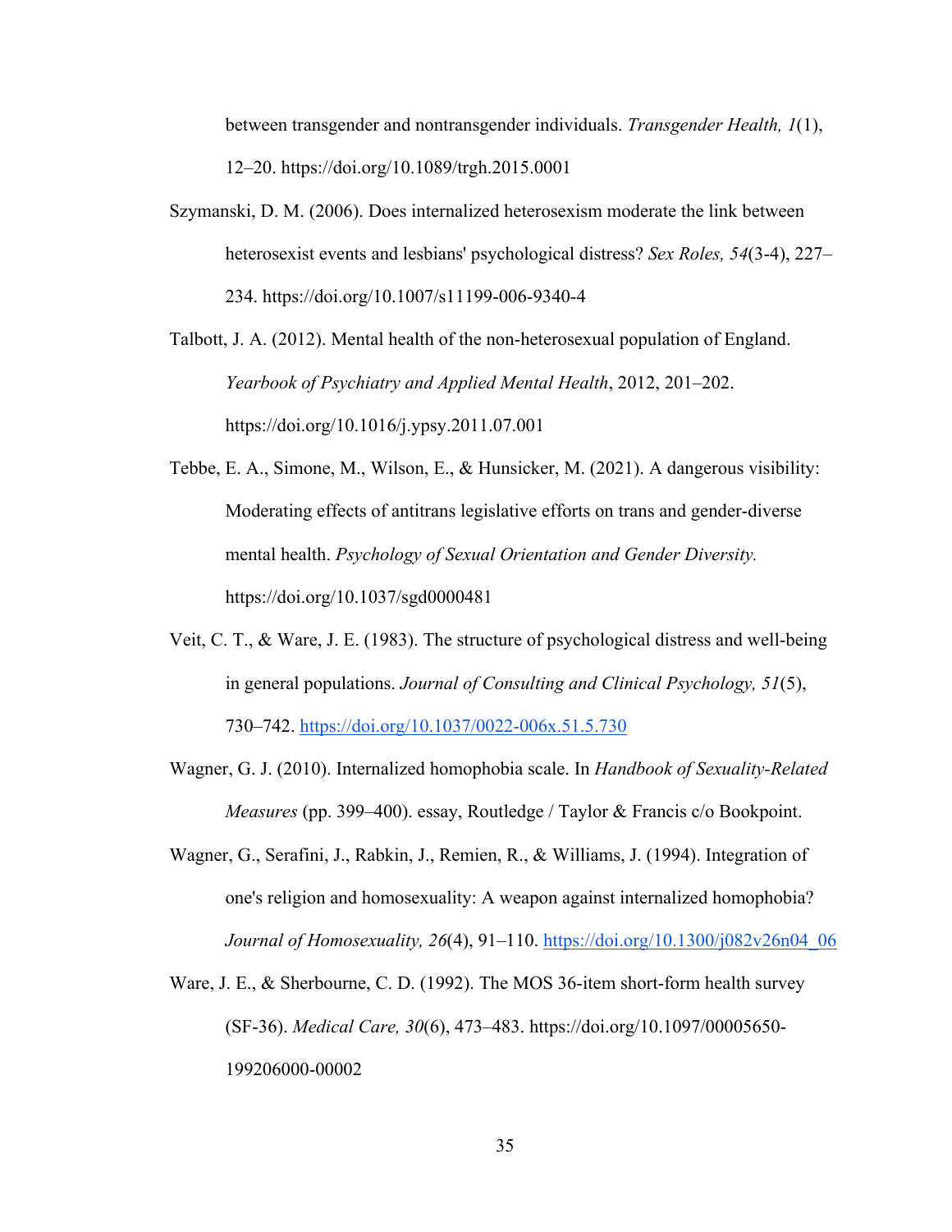between transgender and nontransgender individuals. *Transgender Health, 1*(1), 12–20. https://doi.org/10.1089/trgh.2015.0001

Szymanski, D. M. (2006). Does internalized heterosexism moderate the link between heterosexist events and lesbians' psychological distress? *Sex Roles, 54*(3-4), 227–234. https://doi.org/10.1007/s11199-006-9340-4

Talbott, J. A. (2012). Mental health of the non-heterosexual population of England. *Yearbook of Psychiatry and Applied Mental Health*, 2012, 201–202. https://doi.org/10.1016/j.ypsy.2011.07.001

Tebbe, E. A., Simone, M., Wilson, E., & Hunsicker, M. (2021). A dangerous visibility: Moderating effects of antitrans legislative efforts on trans and gender-diverse mental health. *Psychology of Sexual Orientation and Gender Diversity.* https://doi.org/10.1037/sgd0000481

Veit, C. T., & Ware, J. E. (1983). The structure of psychological distress and well-being in general populations. *Journal of Consulting and Clinical Psychology, 51*(5), 730–742. https://doi.org/10.1037/0022-006x.51.5.730

Wagner, G. J. (2010). Internalized homophobia scale. In *Handbook of Sexuality-Related Measures* (pp. 399–400). essay, Routledge / Taylor & Francis c/o Bookpoint.

Wagner, G., Serafini, J., Rabkin, J., Remien, R., & Williams, J. (1994). Integration of one's religion and homosexuality: A weapon against internalized homophobia? *Journal of Homosexuality, 26*(4), 91–110. https://doi.org/10.1300/j082v26n04_06

Ware, J. E., & Sherbourne, C. D. (1992). The MOS 36-item short-form health survey (SF-36). *Medical Care, 30*(6), 473–483. https://doi.org/10.1097/00005650-199206000-00002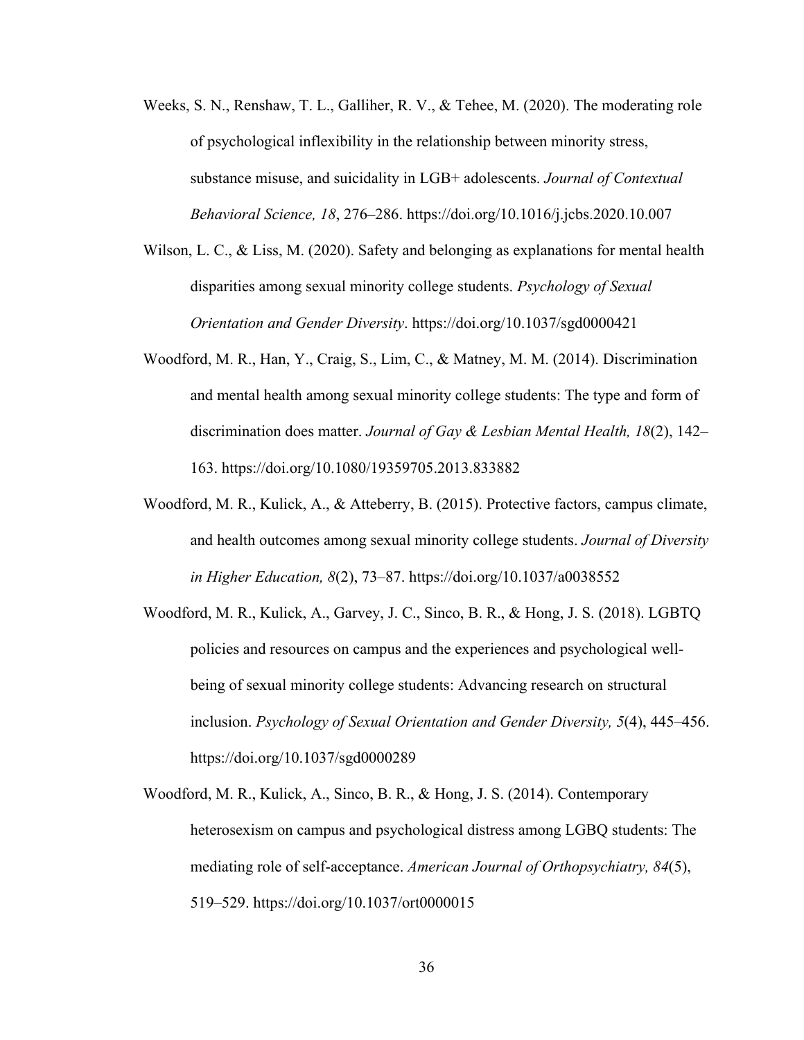Weeks, S. N., Renshaw, T. L., Galliher, R. V., & Tehee, M. (2020). The moderating role of psychological inflexibility in the relationship between minority stress, substance misuse, and suicidality in LGB+ adolescents. *Journal of Contextual Behavioral Science, 18*, 276–286. https://doi.org/10.1016/j.jcbs.2020.10.007

Wilson, L. C., & Liss, M. (2020). Safety and belonging as explanations for mental health disparities among sexual minority college students. *Psychology of Sexual Orientation and Gender Diversity*. https://doi.org/10.1037/sgd0000421

Woodford, M. R., Han, Y., Craig, S., Lim, C., & Matney, M. M. (2014). Discrimination and mental health among sexual minority college students: The type and form of discrimination does matter. *Journal of Gay & Lesbian Mental Health, 18*(2), 142–163. https://doi.org/10.1080/19359705.2013.833882

Woodford, M. R., Kulick, A., & Atteberry, B. (2015). Protective factors, campus climate, and health outcomes among sexual minority college students. *Journal of Diversity in Higher Education, 8*(2), 73–87. https://doi.org/10.1037/a0038552

Woodford, M. R., Kulick, A., Garvey, J. C., Sinco, B. R., & Hong, J. S. (2018). LGBTQ policies and resources on campus and the experiences and psychological well-being of sexual minority college students: Advancing research on structural inclusion. *Psychology of Sexual Orientation and Gender Diversity, 5*(4), 445–456. https://doi.org/10.1037/sgd0000289

Woodford, M. R., Kulick, A., Sinco, B. R., & Hong, J. S. (2014). Contemporary heterosexism on campus and psychological distress among LGBQ students: The mediating role of self-acceptance. *American Journal of Orthopsychiatry, 84*(5), 519–529. https://doi.org/10.1037/ort0000015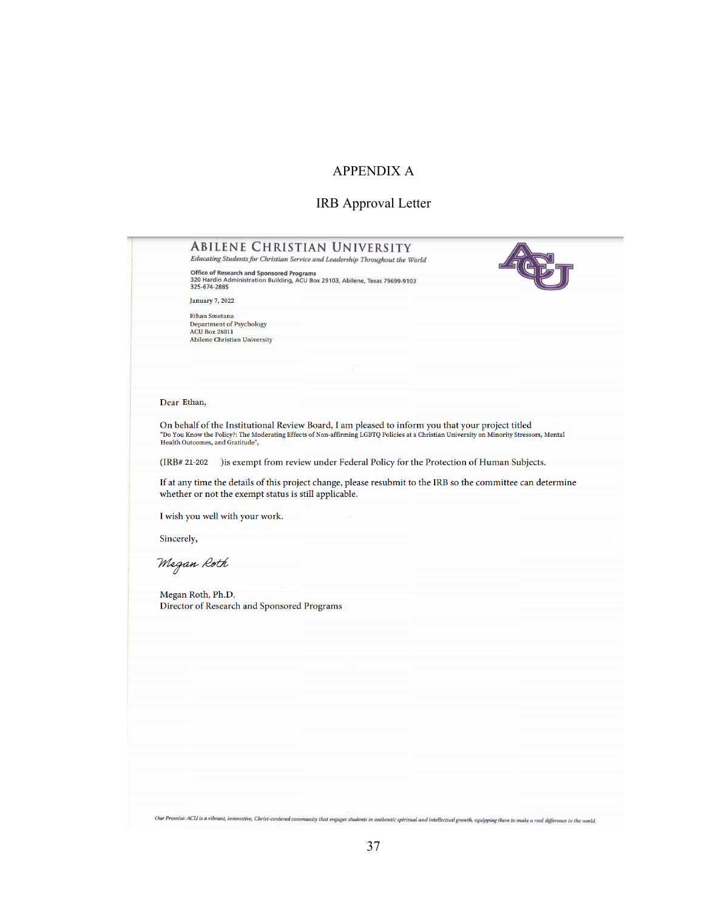# APPENDIX A

## IRB Approval Letter

**ABILENE CHRISTIAN UNIVERSITY**
*Educating Students for Christian Service and Leadership Throughout the World*

**Office of Research and Sponsored Programs**
320 Hardin Administration Building, ACU Box 29103, Abilene, Texas 79699-9103
325-674-2885

January 7, 2022

Ethan Smetana
Department of Psychology
ACU Box 28011
Abilene Christian University

Dear Ethan,

On behalf of the Institutional Review Board, I am pleased to inform you that your project titled "Do You Know the Policy?: The Moderating Effects of Non-affirming LGBTQ Policies at a Christian University on Minority Stressors, Mental Health Outcomes, and Gratitude",

(IRB# 21-202 )is exempt from review under Federal Policy for the Protection of Human Subjects.

If at any time the details of this project change, please resubmit to the IRB so the committee can determine whether or not the exempt status is still applicable.

I wish you well with your work.

Sincerely,

*Megan Roth*

Megan Roth, Ph.D.
Director of Research and Sponsored Programs

*Our Promise: ACU is a vibrant, innovative, Christ-centered community that engages students in authentic spiritual and intellectual growth, equipping them to make a real difference in the world.*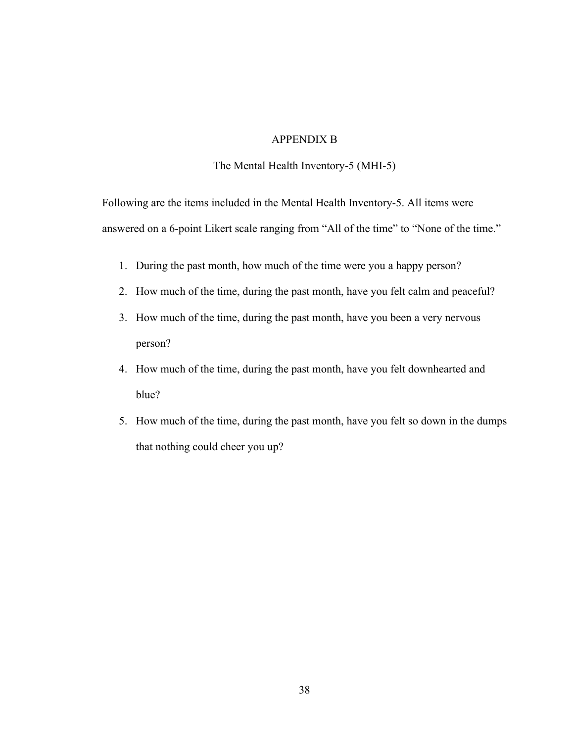# APPENDIX B

## The Mental Health Inventory-5 (MHI-5)

Following are the items included in the Mental Health Inventory-5. All items were answered on a 6-point Likert scale ranging from "All of the time" to "None of the time."

1. During the past month, how much of the time were you a happy person?
2. How much of the time, during the past month, have you felt calm and peaceful?
3. How much of the time, during the past month, have you been a very nervous person?
4. How much of the time, during the past month, have you felt downhearted and blue?
5. How much of the time, during the past month, have you felt so down in the dumps that nothing could cheer you up?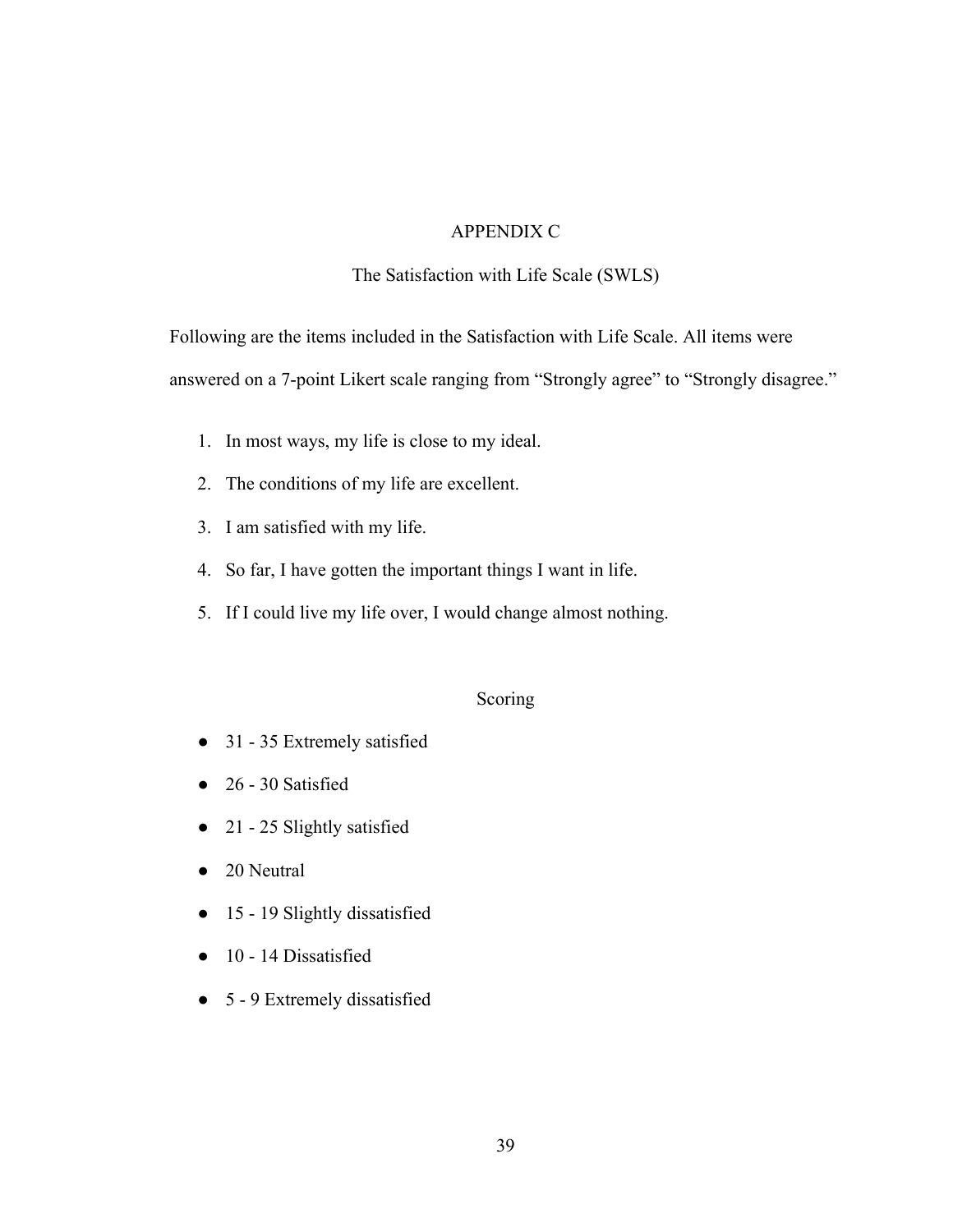# APPENDIX C

## The Satisfaction with Life Scale (SWLS)

Following are the items included in the Satisfaction with Life Scale. All items were answered on a 7-point Likert scale ranging from "Strongly agree" to "Strongly disagree."

1. In most ways, my life is close to my ideal.
2. The conditions of my life are excellent.
3. I am satisfied with my life.
4. So far, I have gotten the important things I want in life.
5. If I could live my life over, I would change almost nothing.

### Scoring

- 31 - 35 Extremely satisfied
- 26 - 30 Satisfied
- 21 - 25 Slightly satisfied
- 20 Neutral
- 15 - 19 Slightly dissatisfied
- 10 - 14 Dissatisfied
- 5 - 9 Extremely dissatisfied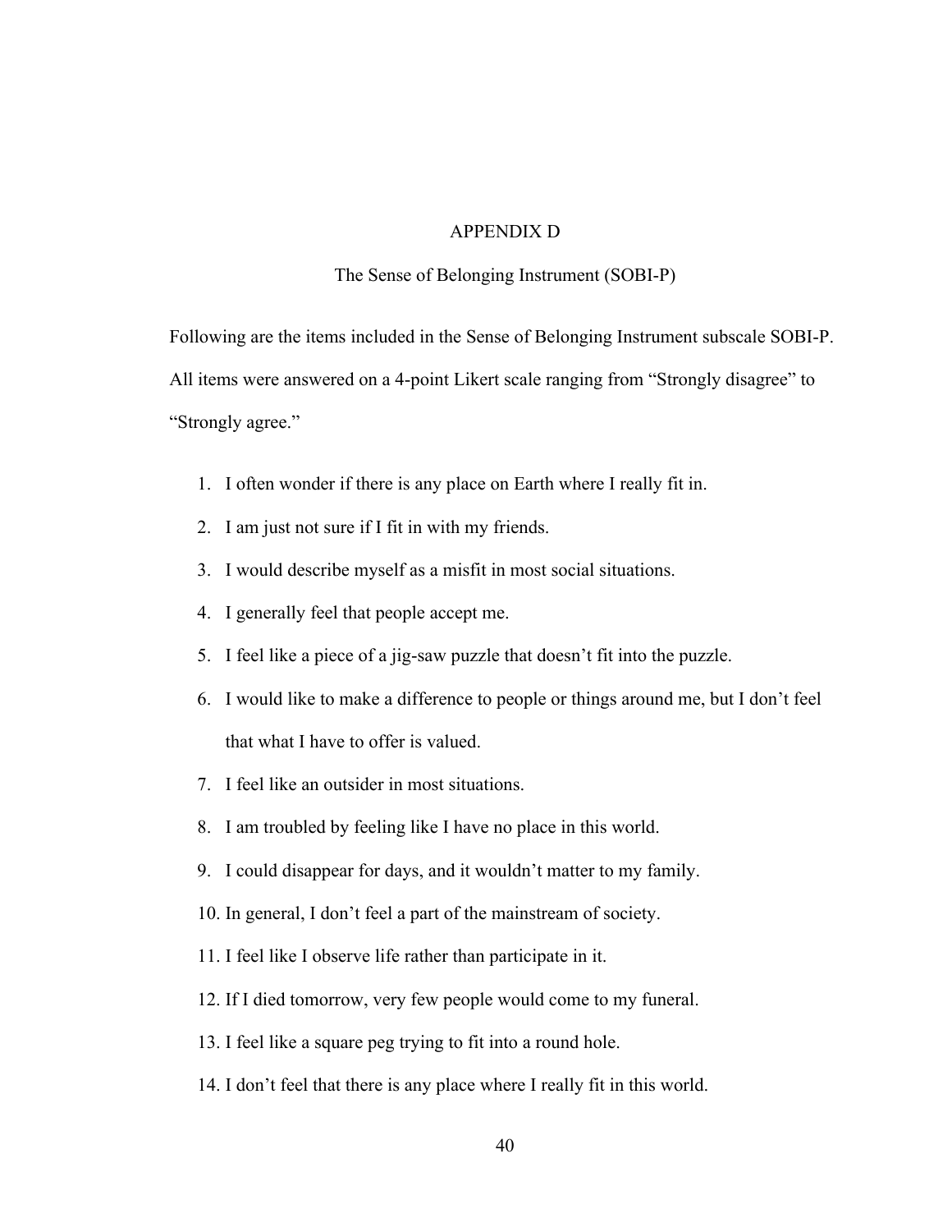# APPENDIX D

## The Sense of Belonging Instrument (SOBI-P)

Following are the items included in the Sense of Belonging Instrument subscale SOBI-P. All items were answered on a 4-point Likert scale ranging from "Strongly disagree" to "Strongly agree."

1. I often wonder if there is any place on Earth where I really fit in.
2. I am just not sure if I fit in with my friends.
3. I would describe myself as a misfit in most social situations.
4. I generally feel that people accept me.
5. I feel like a piece of a jig-saw puzzle that doesn't fit into the puzzle.
6. I would like to make a difference to people or things around me, but I don't feel that what I have to offer is valued.
7. I feel like an outsider in most situations.
8. I am troubled by feeling like I have no place in this world.
9. I could disappear for days, and it wouldn't matter to my family.
10. In general, I don't feel a part of the mainstream of society.
11. I feel like I observe life rather than participate in it.
12. If I died tomorrow, very few people would come to my funeral.
13. I feel like a square peg trying to fit into a round hole.
14. I don't feel that there is any place where I really fit in this world.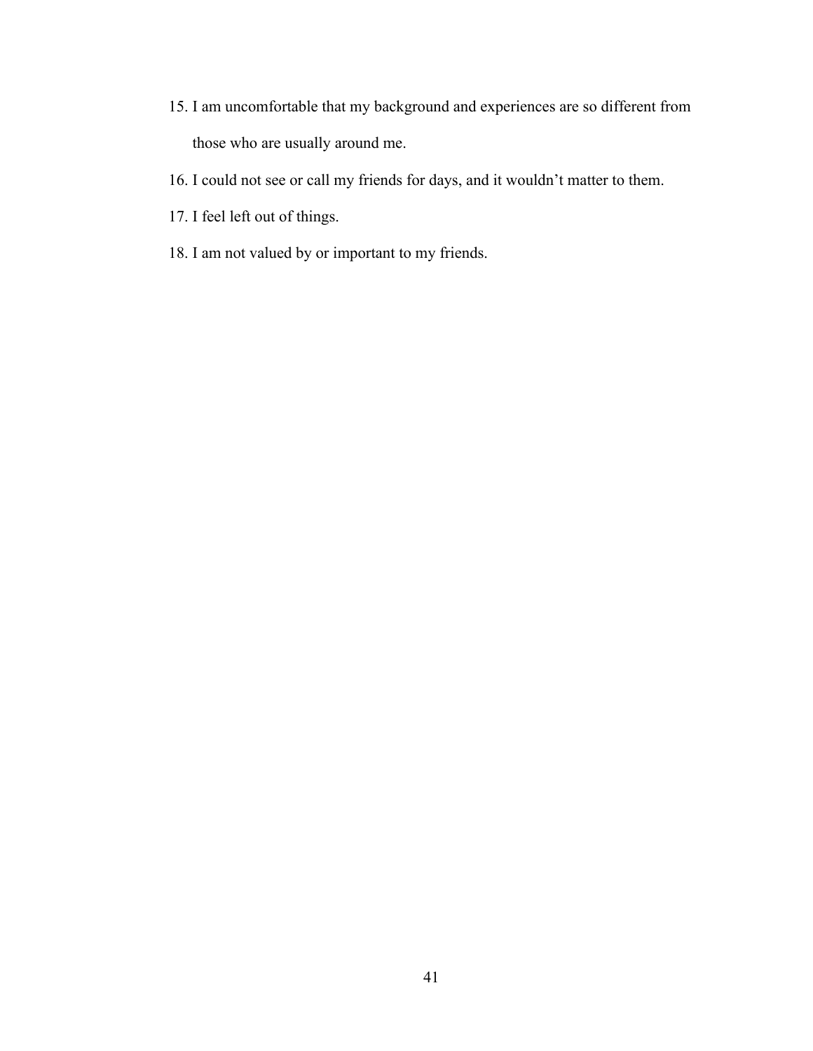15. I am uncomfortable that my background and experiences are so different from those who are usually around me.
16. I could not see or call my friends for days, and it wouldn't matter to them.
17. I feel left out of things.
18. I am not valued by or important to my friends.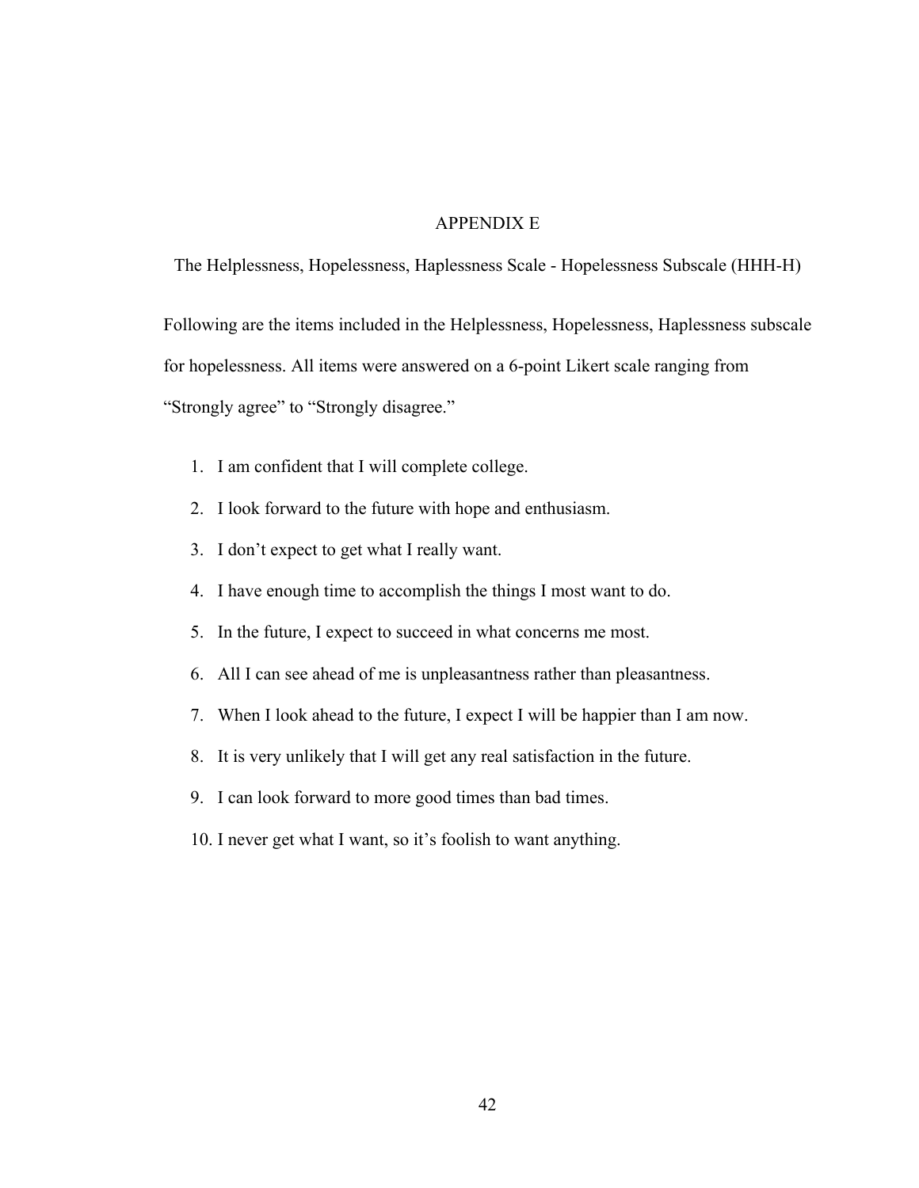# APPENDIX E

## The Helplessness, Hopelessness, Haplessness Scale - Hopelessness Subscale (HHH-H)

Following are the items included in the Helplessness, Hopelessness, Haplessness subscale for hopelessness. All items were answered on a 6-point Likert scale ranging from “Strongly agree” to “Strongly disagree.”

1. I am confident that I will complete college.
2. I look forward to the future with hope and enthusiasm.
3. I don’t expect to get what I really want.
4. I have enough time to accomplish the things I most want to do.
5. In the future, I expect to succeed in what concerns me most.
6. All I can see ahead of me is unpleasantness rather than pleasantness.
7. When I look ahead to the future, I expect I will be happier than I am now.
8. It is very unlikely that I will get any real satisfaction in the future.
9. I can look forward to more good times than bad times.
10. I never get what I want, so it’s foolish to want anything.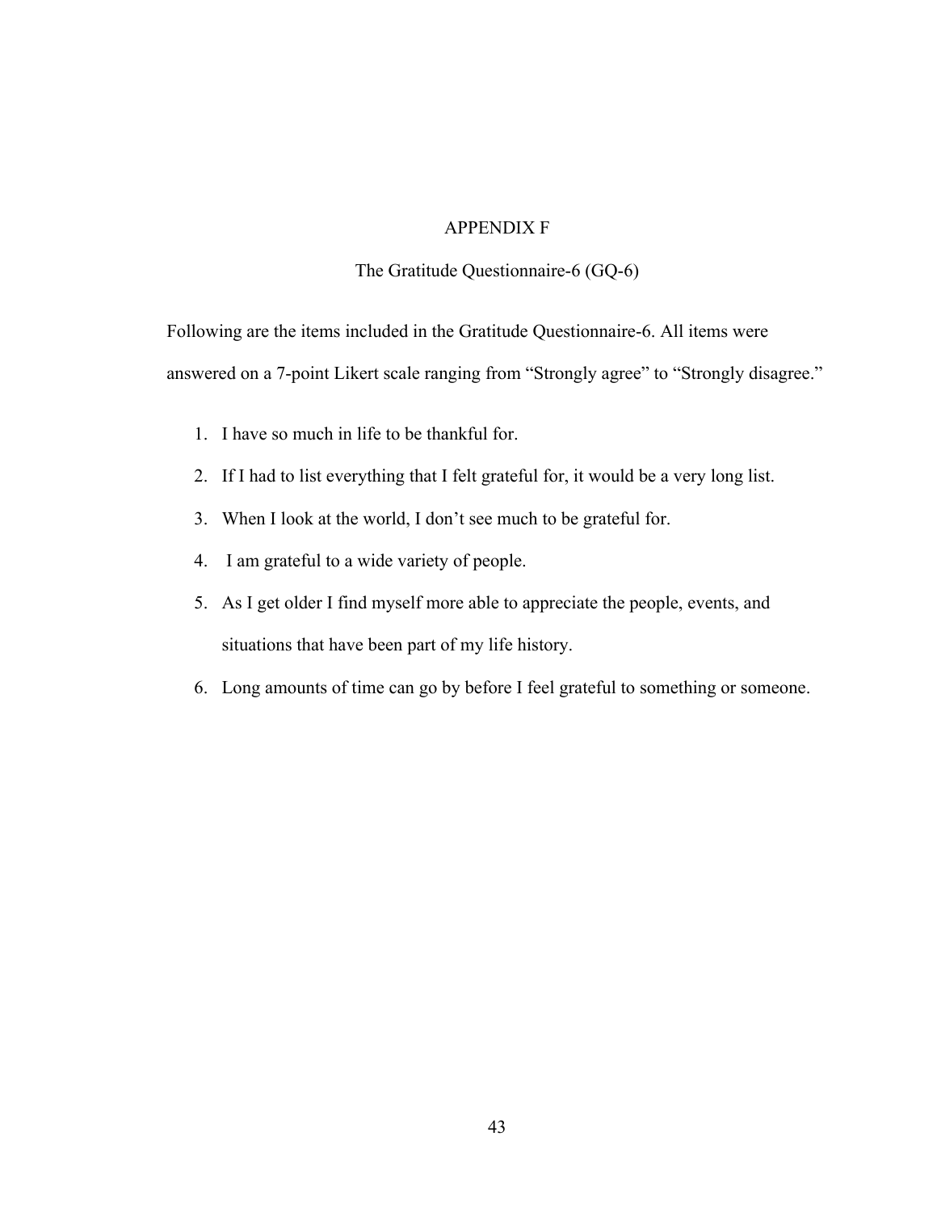# APPENDIX F

## The Gratitude Questionnaire-6 (GQ-6)

Following are the items included in the Gratitude Questionnaire-6. All items were answered on a 7-point Likert scale ranging from "Strongly agree" to "Strongly disagree."

1. I have so much in life to be thankful for.
2. If I had to list everything that I felt grateful for, it would be a very long list.
3. When I look at the world, I don't see much to be grateful for.
4. I am grateful to a wide variety of people.
5. As I get older I find myself more able to appreciate the people, events, and situations that have been part of my life history.
6. Long amounts of time can go by before I feel grateful to something or someone.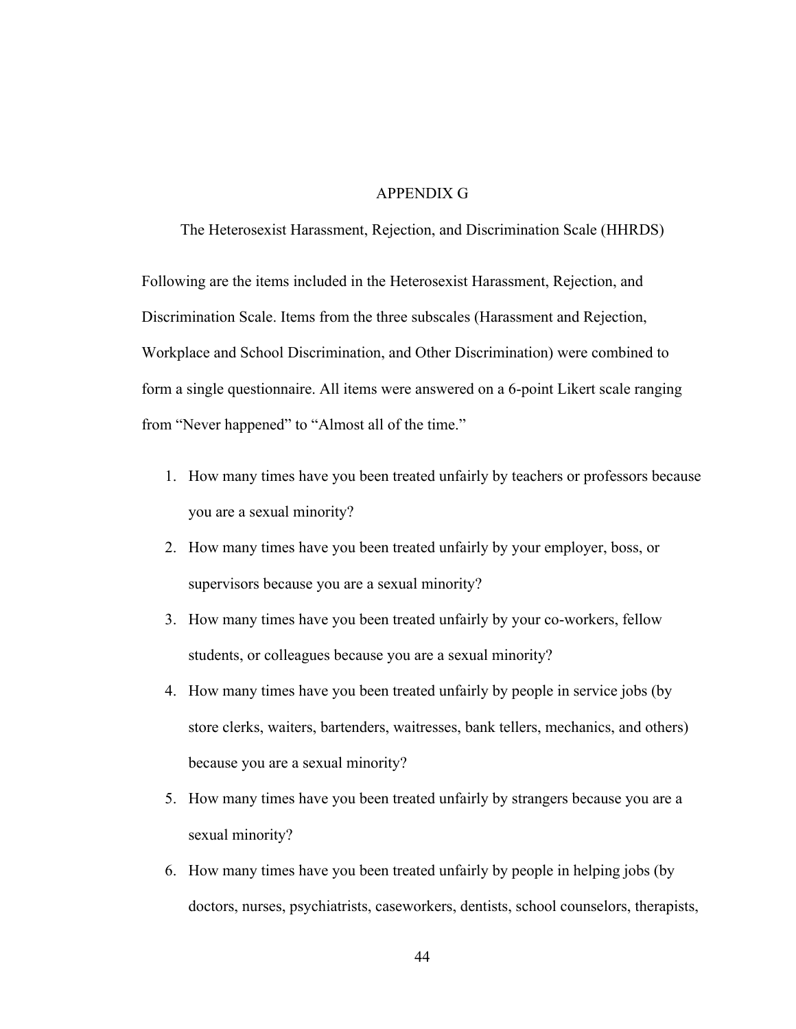# APPENDIX G

## The Heterosexist Harassment, Rejection, and Discrimination Scale (HHRDS)

Following are the items included in the Heterosexist Harassment, Rejection, and Discrimination Scale. Items from the three subscales (Harassment and Rejection, Workplace and School Discrimination, and Other Discrimination) were combined to form a single questionnaire. All items were answered on a 6-point Likert scale ranging from "Never happened" to "Almost all of the time."

1. How many times have you been treated unfairly by teachers or professors because you are a sexual minority?
2. How many times have you been treated unfairly by your employer, boss, or supervisors because you are a sexual minority?
3. How many times have you been treated unfairly by your co-workers, fellow students, or colleagues because you are a sexual minority?
4. How many times have you been treated unfairly by people in service jobs (by store clerks, waiters, bartenders, waitresses, bank tellers, mechanics, and others) because you are a sexual minority?
5. How many times have you been treated unfairly by strangers because you are a sexual minority?
6. How many times have you been treated unfairly by people in helping jobs (by doctors, nurses, psychiatrists, caseworkers, dentists, school counselors, therapists,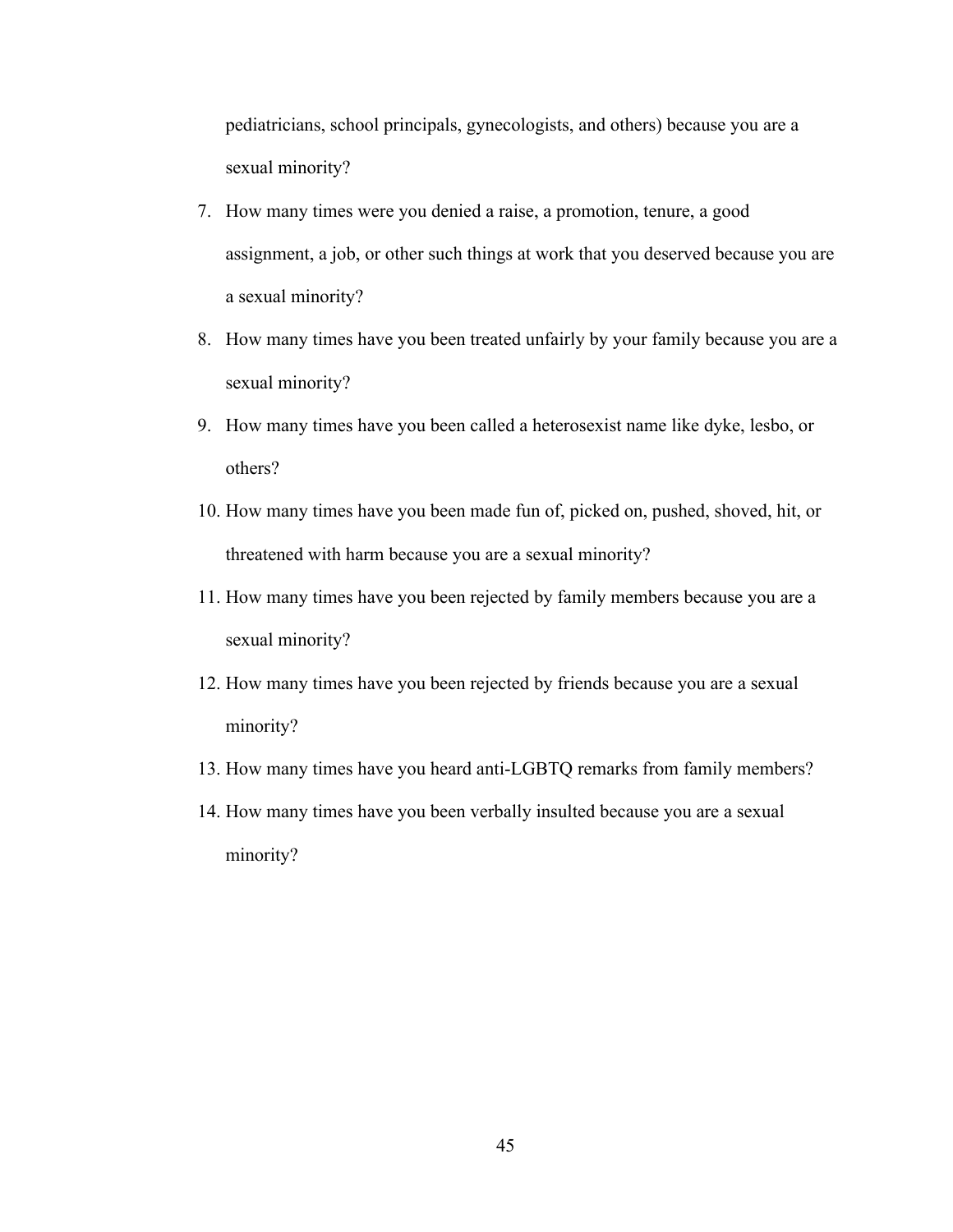pediatricians, school principals, gynecologists, and others) because you are a sexual minority?

7. How many times were you denied a raise, a promotion, tenure, a good assignment, a job, or other such things at work that you deserved because you are a sexual minority?
8. How many times have you been treated unfairly by your family because you are a sexual minority?
9. How many times have you been called a heterosexist name like dyke, lesbo, or others?
10. How many times have you been made fun of, picked on, pushed, shoved, hit, or threatened with harm because you are a sexual minority?
11. How many times have you been rejected by family members because you are a sexual minority?
12. How many times have you been rejected by friends because you are a sexual minority?
13. How many times have you heard anti-LGBTQ remarks from family members?
14. How many times have you been verbally insulted because you are a sexual minority?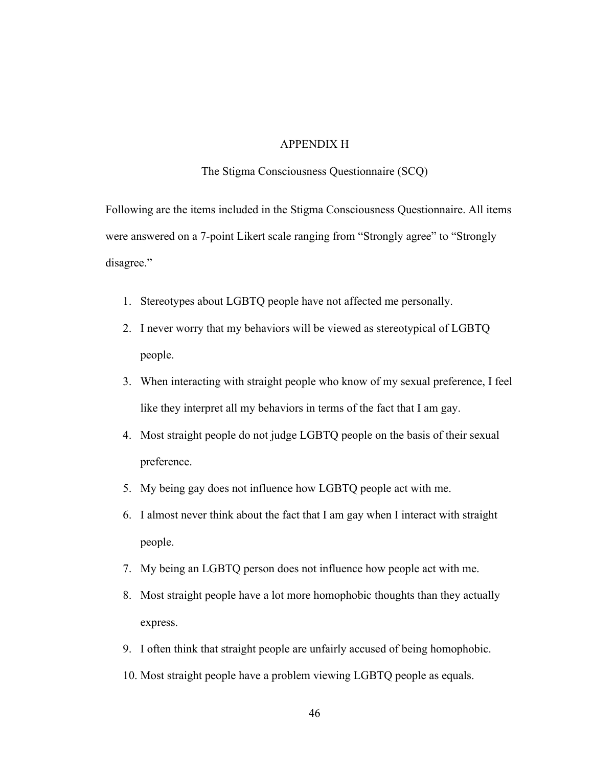# APPENDIX H

## The Stigma Consciousness Questionnaire (SCQ)

Following are the items included in the Stigma Consciousness Questionnaire. All items were answered on a 7-point Likert scale ranging from "Strongly agree" to "Strongly disagree."

1. Stereotypes about LGBTQ people have not affected me personally.
2. I never worry that my behaviors will be viewed as stereotypical of LGBTQ people.
3. When interacting with straight people who know of my sexual preference, I feel like they interpret all my behaviors in terms of the fact that I am gay.
4. Most straight people do not judge LGBTQ people on the basis of their sexual preference.
5. My being gay does not influence how LGBTQ people act with me.
6. I almost never think about the fact that I am gay when I interact with straight people.
7. My being an LGBTQ person does not influence how people act with me.
8. Most straight people have a lot more homophobic thoughts than they actually express.
9. I often think that straight people are unfairly accused of being homophobic.
10. Most straight people have a problem viewing LGBTQ people as equals.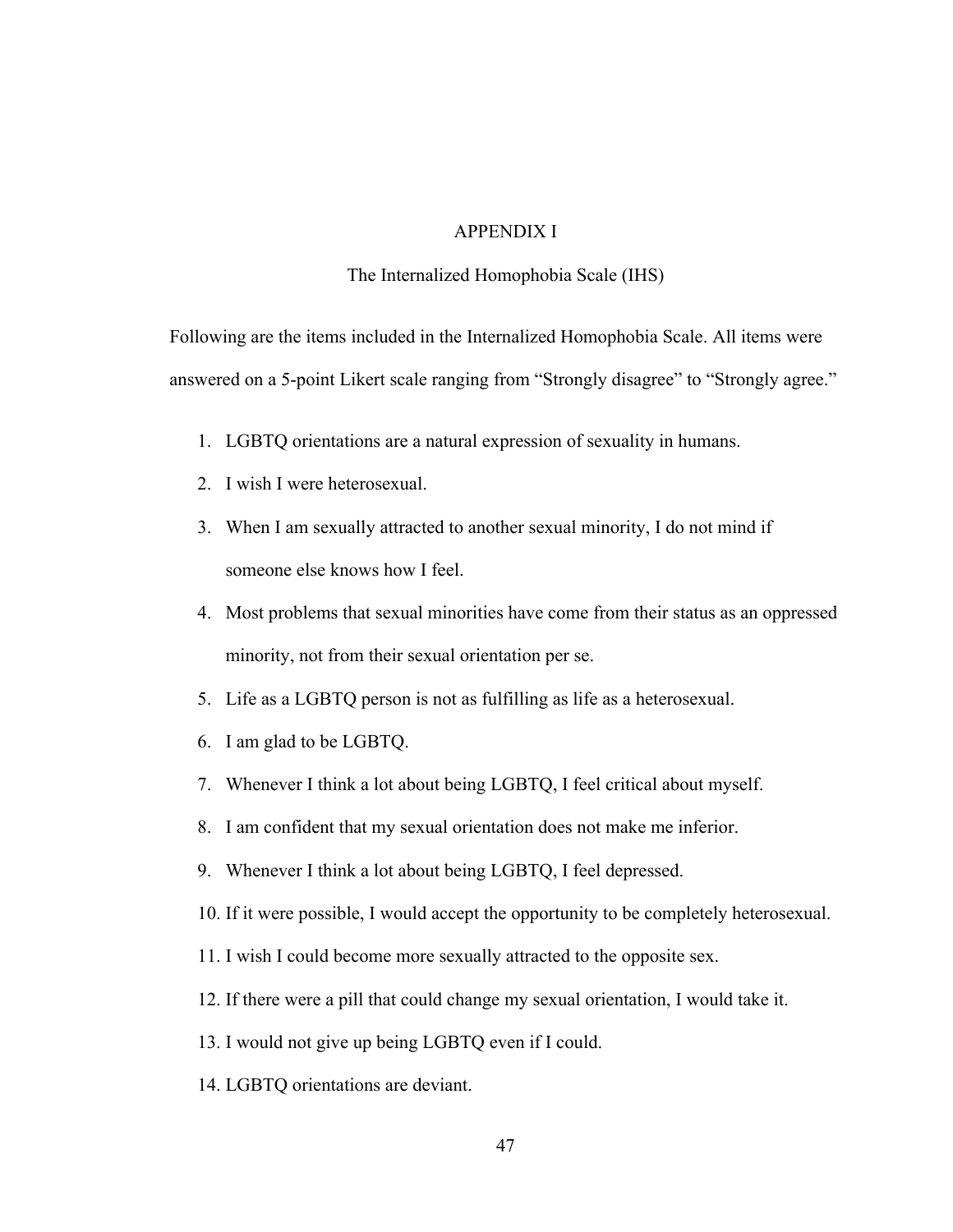# APPENDIX I

## The Internalized Homophobia Scale (IHS)

Following are the items included in the Internalized Homophobia Scale. All items were answered on a 5-point Likert scale ranging from "Strongly disagree" to "Strongly agree."

1. LGBTQ orientations are a natural expression of sexuality in humans.
2. I wish I were heterosexual.
3. When I am sexually attracted to another sexual minority, I do not mind if someone else knows how I feel.
4. Most problems that sexual minorities have come from their status as an oppressed minority, not from their sexual orientation per se.
5. Life as a LGBTQ person is not as fulfilling as life as a heterosexual.
6. I am glad to be LGBTQ.
7. Whenever I think a lot about being LGBTQ, I feel critical about myself.
8. I am confident that my sexual orientation does not make me inferior.
9. Whenever I think a lot about being LGBTQ, I feel depressed.
10. If it were possible, I would accept the opportunity to be completely heterosexual.
11. I wish I could become more sexually attracted to the opposite sex.
12. If there were a pill that could change my sexual orientation, I would take it.
13. I would not give up being LGBTQ even if I could.
14. LGBTQ orientations are deviant.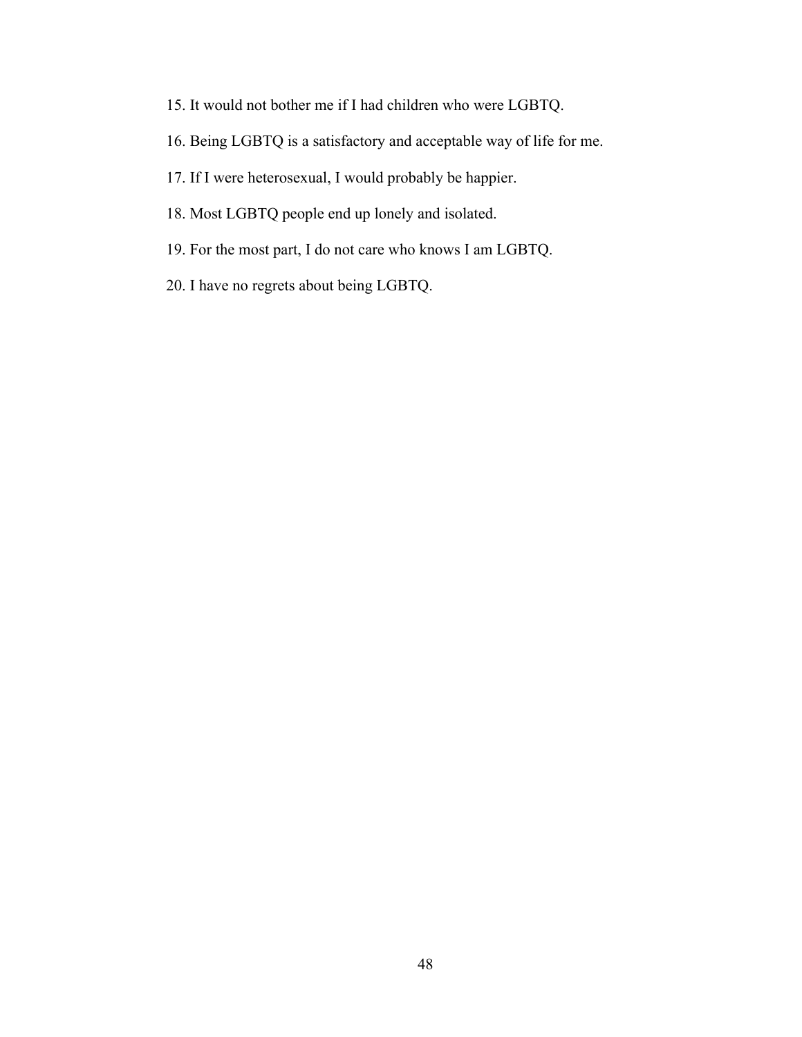15. It would not bother me if I had children who were LGBTQ.
16. Being LGBTQ is a satisfactory and acceptable way of life for me.
17. If I were heterosexual, I would probably be happier.
18. Most LGBTQ people end up lonely and isolated.
19. For the most part, I do not care who knows I am LGBTQ.
20. I have no regrets about being LGBTQ.